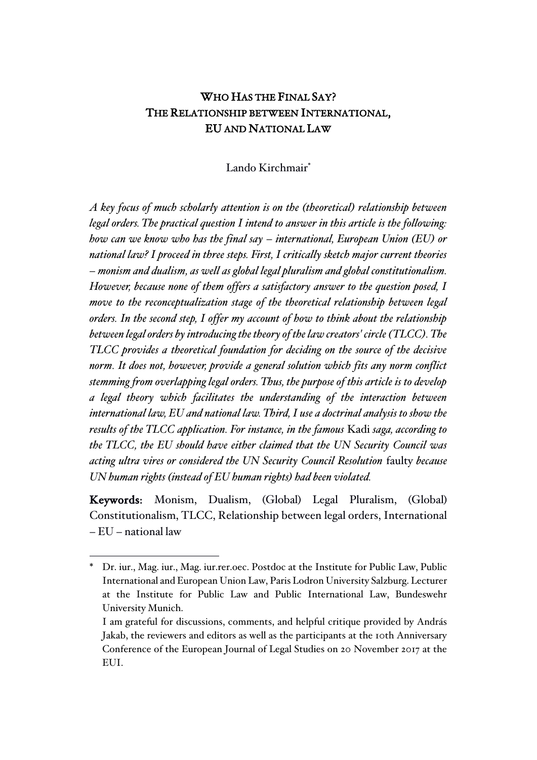# WHO HAS THE FINAL SAY? THE RELATIONSHIP BETWEEN INTERNATIONAL, EU AND NATIONAL LAW

Lando Kirchmair*

*A key focus of much scholarly attention is on the (theoretical) relationship between legal orders. The practical question I intend to answer in this article is the following: how can we know who has the final say – international, European Union (EU) or national law? I proceed in three steps. First, I critically sketch major current theories – monism and dualism, as well as global legal pluralism and global constitutionalism. However, because none of them offers a satisfactory answer to the question posed, I move to the reconceptualization stage of the theoretical relationship between legal orders. In the second step, I offer my account of how to think about the relationship between legal orders by introducing the theory of the law creators' circle (TLCC). The TLCC provides a theoretical foundation for deciding on the source of the decisive norm. It does not, however, provide a general solution which fits any norm conflict stemming from overlapping legal orders. Thus, the purpose of this article is to develop a legal theory which facilitates the understanding of the interaction between international law, EU and national law. Third, I use a doctrinal analysis to show the results of the TLCC application. For instance, in the famous* Kadi *saga, according to the TLCC, the EU should have either claimed that the UN Security Council was acting ultra vires or considered the UN Security Council Resolution* faulty *because UN human rights (instead of EU human rights) had been violated.*

**Keywords:** Monism, Dualism, (Global) Legal Pluralism, (Global) Constitutionalism, TLCC, Relationship between legal orders, International – EU – national law

---

\* Dr. iur., Mag. iur., Mag. iur.rer.oec. Postdoc at the Institute for Public Law, Public International and European Union Law, Paris Lodron University Salzburg. Lecturer at the Institute for Public Law and Public International Law, Bundeswehr University Munich.

I am grateful for discussions, comments, and helpful critique provided by András Jakab, the reviewers and editors as well as the participants at the 10th Anniversary Conference of the European Journal of Legal Studies on 20 November 2017 at the EUI.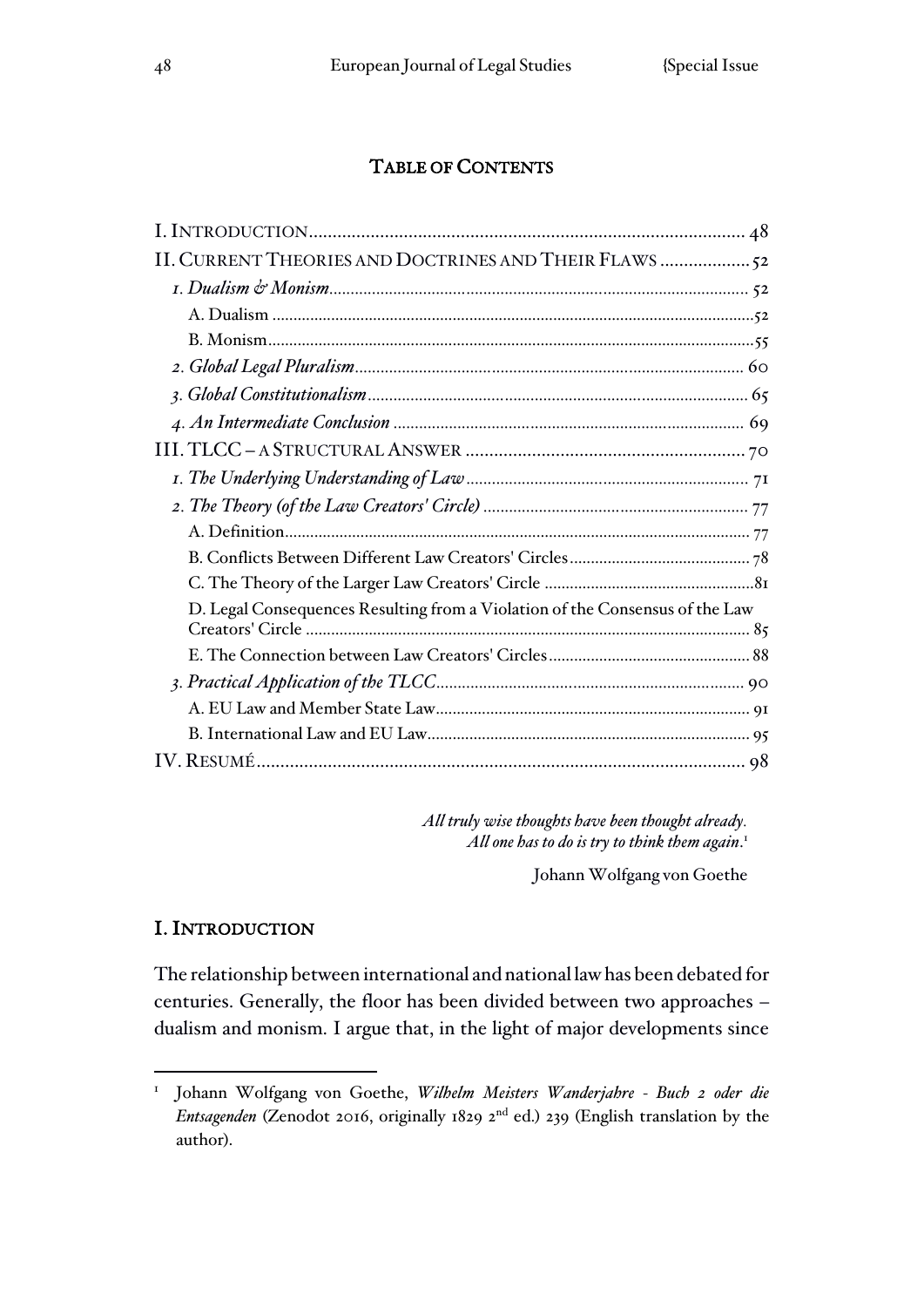## TABLE OF CONTENTS

I. INTRODUCTION ... 48
II. CURRENT THEORIES AND DOCTRINES AND THEIR FLAWS ... 52
   *1. Dualism & Monism* ... 52
      A. Dualism ... 52
      B. Monism ... 55
   *2. Global Legal Pluralism* ... 60
   *3. Global Constitutionalism* ... 65
   *4. An Intermediate Conclusion* ... 69
III. TLCC – A STRUCTURAL ANSWER ... 70
   *1. The Underlying Understanding of Law* ... 71
   *2. The Theory (of the Law Creators' Circle)* ... 77
      A. Definition ... 77
      B. Conflicts Between Different Law Creators' Circles ... 78
      C. The Theory of the Larger Law Creators' Circle ... 81
      D. Legal Consequences Resulting from a Violation of the Consensus of the Law Creators' Circle ... 85
      E. The Connection between Law Creators' Circles ... 88
   *3. Practical Application of the TLCC* ... 90
      A. EU Law and Member State Law ... 91
      B. International Law and EU Law ... 95
IV. RESUMÉ ... 98

*All truly wise thoughts have been thought already.*
*All one has to do is try to think them again.*[1]

Johann Wolfgang von Goethe

## I. INTRODUCTION

The relationship between international and national law has been debated for centuries. Generally, the floor has been divided between two approaches – dualism and monism. I argue that, in the light of major developments since

---

[1] Johann Wolfgang von Goethe, *Wilhelm Meisters Wanderjahre - Buch 2 oder die Entsagenden* (Zenodot 2016, originally 1829 2nd ed.) 239 (English translation by the author).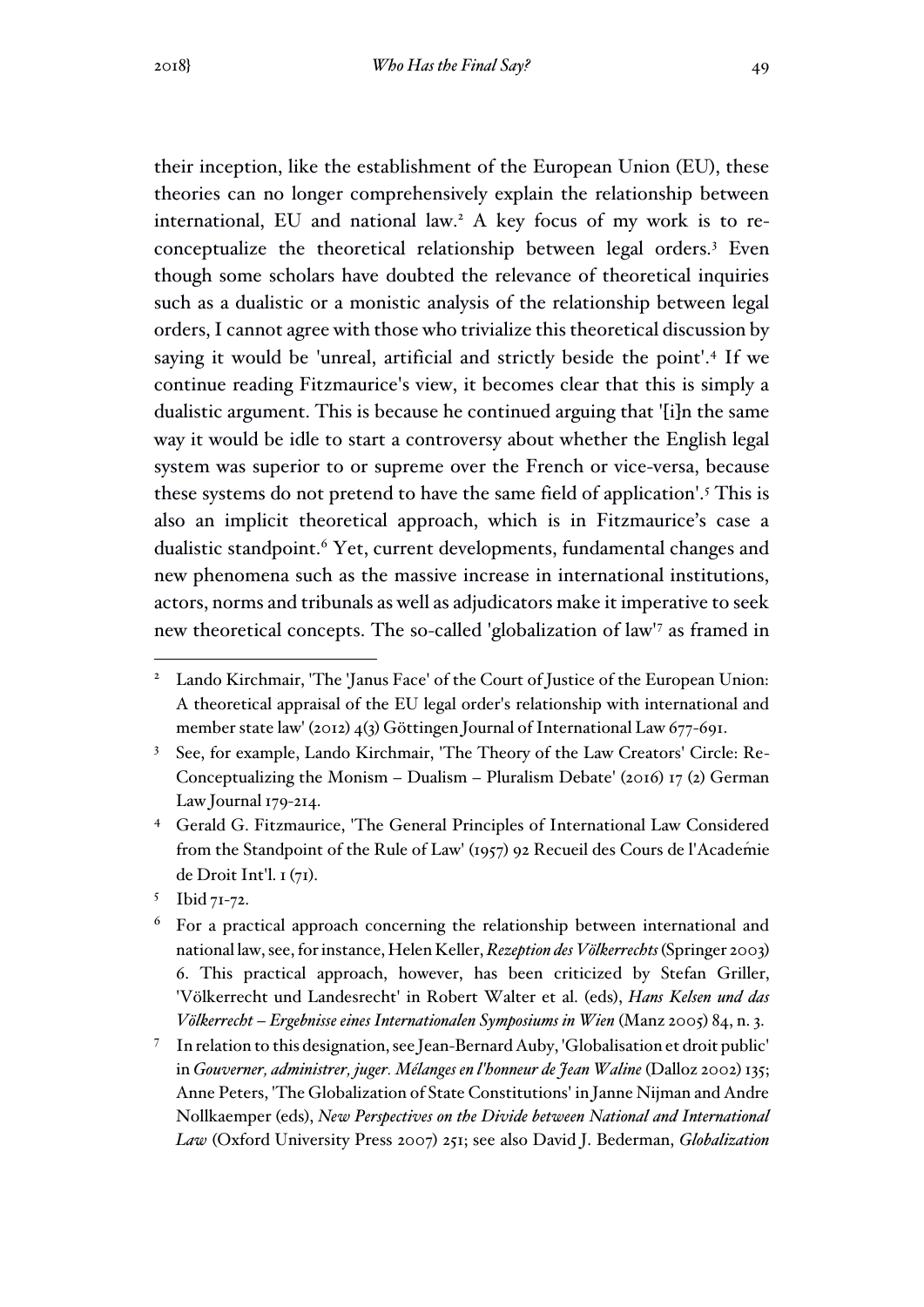their inception, like the establishment of the European Union (EU), these theories can no longer comprehensively explain the relationship between international, EU and national law.[2] A key focus of my work is to re-conceptualize the theoretical relationship between legal orders.[3] Even though some scholars have doubted the relevance of theoretical inquiries such as a dualistic or a monistic analysis of the relationship between legal orders, I cannot agree with those who trivialize this theoretical discussion by saying it would be 'unreal, artificial and strictly beside the point'.[4] If we continue reading Fitzmaurice's view, it becomes clear that this is simply a dualistic argument. This is because he continued arguing that '[i]n the same way it would be idle to start a controversy about whether the English legal system was superior to or supreme over the French or vice-versa, because these systems do not pretend to have the same field of application'.[5] This is also an implicit theoretical approach, which is in Fitzmaurice's case a dualistic standpoint.[6] Yet, current developments, fundamental changes and new phenomena such as the massive increase in international institutions, actors, norms and tribunals as well as adjudicators make it imperative to seek new theoretical concepts. The so-called 'globalization of law'[7] as framed in

---

[2] Lando Kirchmair, 'The 'Janus Face' of the Court of Justice of the European Union: A theoretical appraisal of the EU legal order's relationship with international and member state law' (2012) 4(3) Göttingen Journal of International Law 677-691.

[3] See, for example, Lando Kirchmair, 'The Theory of the Law Creators' Circle: Re-Conceptualizing the Monism – Dualism – Pluralism Debate' (2016) 17 (2) German Law Journal 179-214.

[4] Gerald G. Fitzmaurice, 'The General Principles of International Law Considered from the Standpoint of the Rule of Law' (1957) 92 Recueil des Cours de l'Académie de Droit Int'l. 1 (71).

[5] Ibid 71-72.

[6] For a practical approach concerning the relationship between international and national law, see, for instance, Helen Keller, *Rezeption des Völkerrechts* (Springer 2003) 6. This practical approach, however, has been criticized by Stefan Griller, 'Völkerrecht und Landesrecht' in Robert Walter et al. (eds), *Hans Kelsen und das Völkerrecht – Ergebnisse eines Internationalen Symposiums in Wien* (Manz 2005) 84, n. 3.

[7] In relation to this designation, see Jean-Bernard Auby, 'Globalisation et droit public' in *Gouverner, administrer, juger. Mélanges en l'honneur de Jean Waline* (Dalloz 2002) 135; Anne Peters, 'The Globalization of State Constitutions' in Janne Nijman and Andre Nollkaemper (eds), *New Perspectives on the Divide between National and International Law* (Oxford University Press 2007) 251; see also David J. Bederman, *Globalization*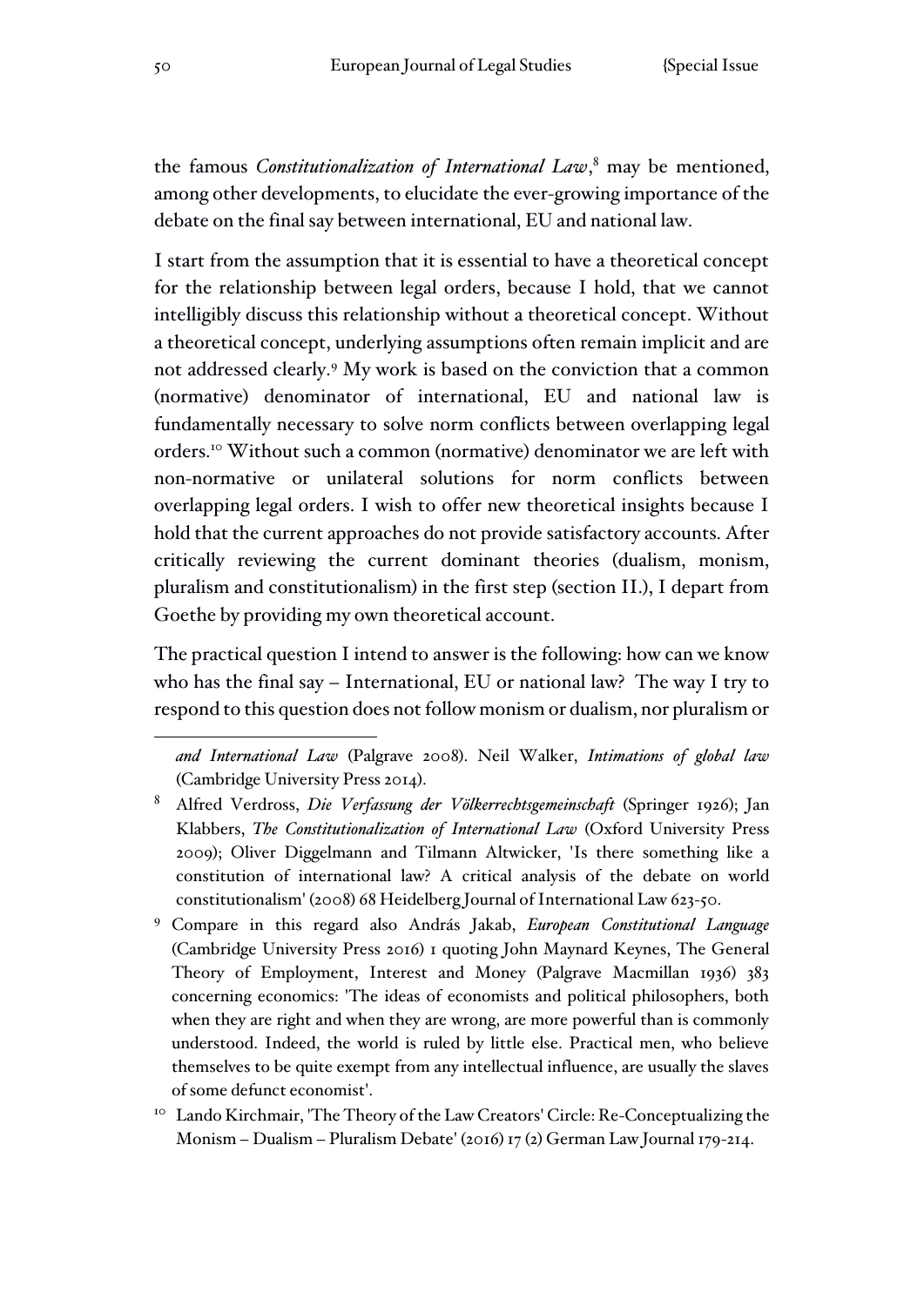the famous *Constitutionalization of International Law*,[8] may be mentioned, among other developments, to elucidate the ever-growing importance of the debate on the final say between international, EU and national law.

I start from the assumption that it is essential to have a theoretical concept for the relationship between legal orders, because I hold, that we cannot intelligibly discuss this relationship without a theoretical concept. Without a theoretical concept, underlying assumptions often remain implicit and are not addressed clearly.[9] My work is based on the conviction that a common (normative) denominator of international, EU and national law is fundamentally necessary to solve norm conflicts between overlapping legal orders.[10] Without such a common (normative) denominator we are left with non-normative or unilateral solutions for norm conflicts between overlapping legal orders. I wish to offer new theoretical insights because I hold that the current approaches do not provide satisfactory accounts. After critically reviewing the current dominant theories (dualism, monism, pluralism and constitutionalism) in the first step (section II.), I depart from Goethe by providing my own theoretical account.

The practical question I intend to answer is the following: how can we know who has the final say – International, EU or national law? The way I try to respond to this question does not follow monism or dualism, nor pluralism or

---

*and International Law* (Palgrave 2008). Neil Walker, *Intimations of global law* (Cambridge University Press 2014).

[8] Alfred Verdross, *Die Verfassung der Völkerrechtsgemeinschaft* (Springer 1926); Jan Klabbers, *The Constitutionalization of International Law* (Oxford University Press 2009); Oliver Diggelmann and Tilmann Altwicker, 'Is there something like a constitution of international law? A critical analysis of the debate on world constitutionalism' (2008) 68 Heidelberg Journal of International Law 623-50.

[9] Compare in this regard also András Jakab, *European Constitutional Language* (Cambridge University Press 2016) 1 quoting John Maynard Keynes, The General Theory of Employment, Interest and Money (Palgrave Macmillan 1936) 383 concerning economics: 'The ideas of economists and political philosophers, both when they are right and when they are wrong, are more powerful than is commonly understood. Indeed, the world is ruled by little else. Practical men, who believe themselves to be quite exempt from any intellectual influence, are usually the slaves of some defunct economist'.

[10] Lando Kirchmair, 'The Theory of the Law Creators' Circle: Re-Conceptualizing the Monism – Dualism – Pluralism Debate' (2016) 17 (2) German Law Journal 179-214.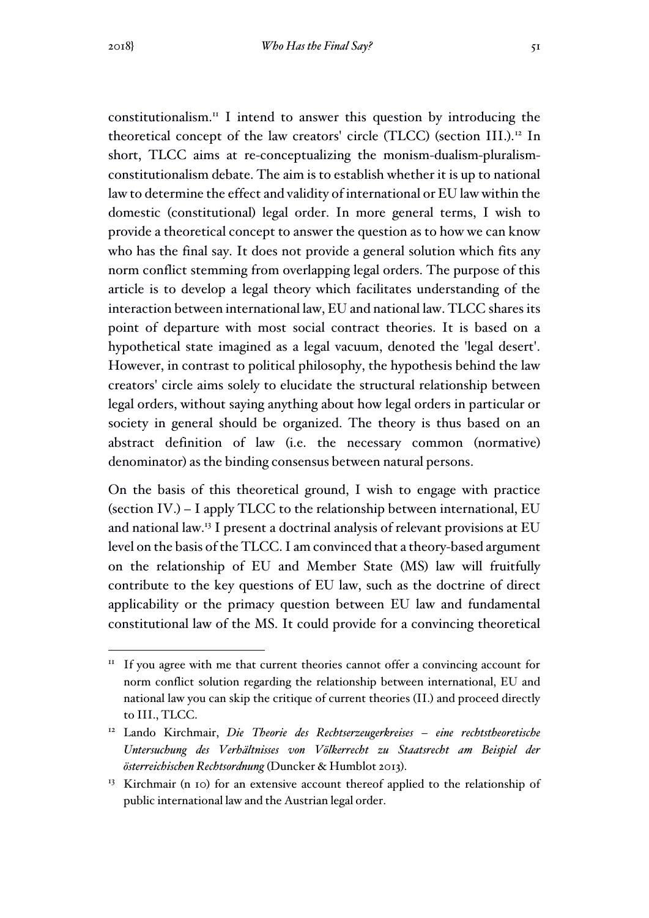constitutionalism.[11] I intend to answer this question by introducing the theoretical concept of the law creators' circle (TLCC) (section III.).[12] In short, TLCC aims at re-conceptualizing the monism-dualism-pluralism-constitutionalism debate. The aim is to establish whether it is up to national law to determine the effect and validity of international or EU law within the domestic (constitutional) legal order. In more general terms, I wish to provide a theoretical concept to answer the question as to how we can know who has the final say. It does not provide a general solution which fits any norm conflict stemming from overlapping legal orders. The purpose of this article is to develop a legal theory which facilitates understanding of the interaction between international law, EU and national law. TLCC shares its point of departure with most social contract theories. It is based on a hypothetical state imagined as a legal vacuum, denoted the 'legal desert'. However, in contrast to political philosophy, the hypothesis behind the law creators' circle aims solely to elucidate the structural relationship between legal orders, without saying anything about how legal orders in particular or society in general should be organized. The theory is thus based on an abstract definition of law (i.e. the necessary common (normative) denominator) as the binding consensus between natural persons.

On the basis of this theoretical ground, I wish to engage with practice (section IV.) – I apply TLCC to the relationship between international, EU and national law.[13] I present a doctrinal analysis of relevant provisions at EU level on the basis of the TLCC. I am convinced that a theory-based argument on the relationship of EU and Member State (MS) law will fruitfully contribute to the key questions of EU law, such as the doctrine of direct applicability or the primacy question between EU law and fundamental constitutional law of the MS. It could provide for a convincing theoretical

---

[11] If you agree with me that current theories cannot offer a convincing account for norm conflict solution regarding the relationship between international, EU and national law you can skip the critique of current theories (II.) and proceed directly to III., TLCC.

[12] Lando Kirchmair, *Die Theorie des Rechtserzeugerkreises – eine rechtstheoretische Untersuchung des Verhältnisses von Völkerrecht zu Staatsrecht am Beispiel der österreichischen Rechtsordnung* (Duncker & Humblot 2013).

[13] Kirchmair (n 10) for an extensive account thereof applied to the relationship of public international law and the Austrian legal order.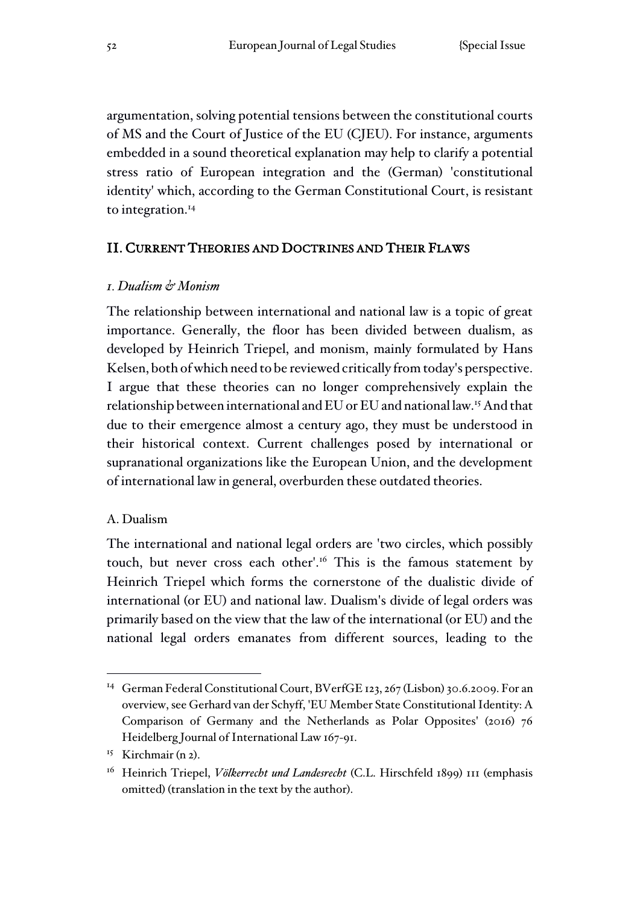argumentation, solving potential tensions between the constitutional courts of MS and the Court of Justice of the EU (CJEU). For instance, arguments embedded in a sound theoretical explanation may help to clarify a potential stress ratio of European integration and the (German) 'constitutional identity' which, according to the German Constitutional Court, is resistant to integration.[14]

## II. Current Theories and Doctrines and Their Flaws

### *1. Dualism & Monism*

The relationship between international and national law is a topic of great importance. Generally, the floor has been divided between dualism, as developed by Heinrich Triepel, and monism, mainly formulated by Hans Kelsen, both of which need to be reviewed critically from today's perspective. I argue that these theories can no longer comprehensively explain the relationship between international and EU or EU and national law.[15] And that due to their emergence almost a century ago, they must be understood in their historical context. Current challenges posed by international or supranational organizations like the European Union, and the development of international law in general, overburden these outdated theories.

#### A. Dualism

The international and national legal orders are 'two circles, which possibly touch, but never cross each other'.[16] This is the famous statement by Heinrich Triepel which forms the cornerstone of the dualistic divide of international (or EU) and national law. Dualism's divide of legal orders was primarily based on the view that the law of the international (or EU) and the national legal orders emanates from different sources, leading to the

---

[14] German Federal Constitutional Court, BVerfGE 123, 267 (Lisbon) 30.6.2009. For an overview, see Gerhard van der Schyff, 'EU Member State Constitutional Identity: A Comparison of Germany and the Netherlands as Polar Opposites' (2016) 76 Heidelberg Journal of International Law 167-91.

[15] Kirchmair (n 2).

[16] Heinrich Triepel, *Völkerrecht und Landesrecht* (C.L. Hirschfeld 1899) 111 (emphasis omitted) (translation in the text by the author).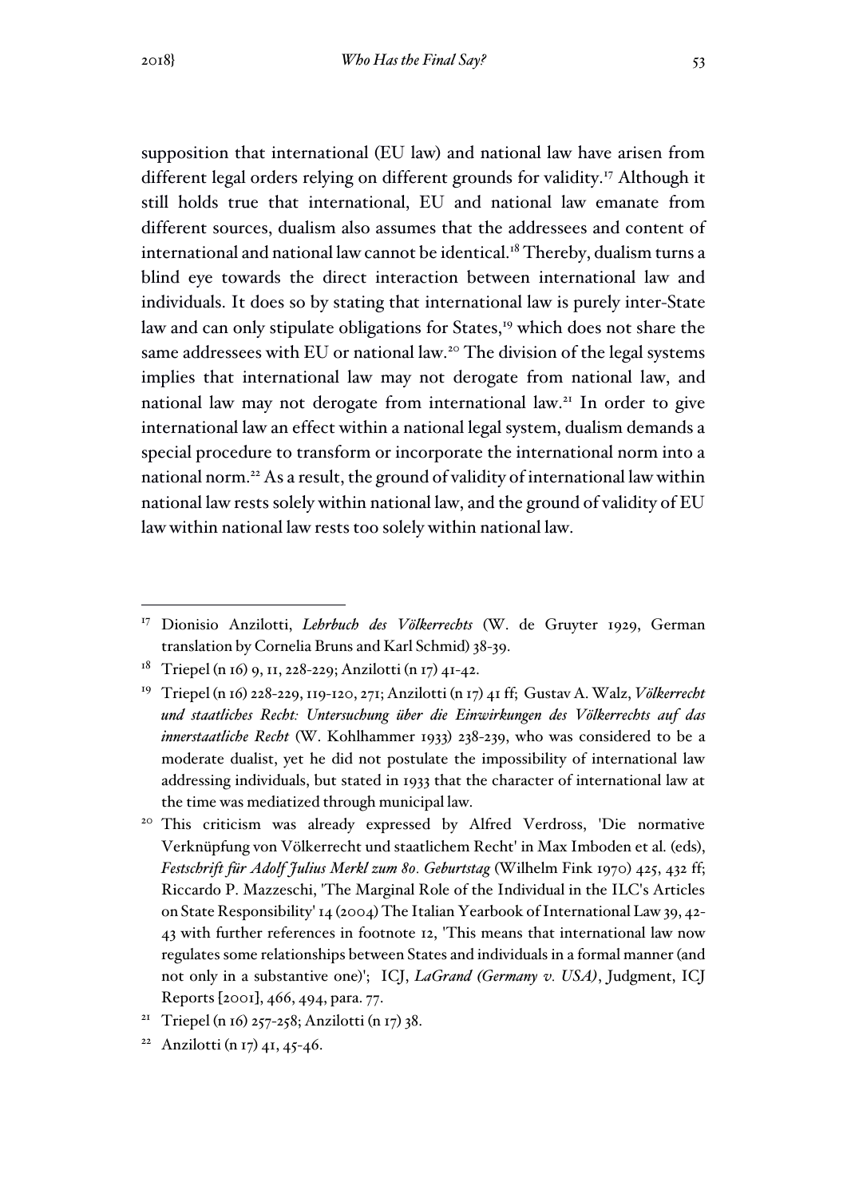supposition that international (EU law) and national law have arisen from different legal orders relying on different grounds for validity.[17] Although it still holds true that international, EU and national law emanate from different sources, dualism also assumes that the addressees and content of international and national law cannot be identical.[18] Thereby, dualism turns a blind eye towards the direct interaction between international law and individuals. It does so by stating that international law is purely inter-State law and can only stipulate obligations for States,[19] which does not share the same addressees with EU or national law.[20] The division of the legal systems implies that international law may not derogate from national law, and national law may not derogate from international law.[21] In order to give international law an effect within a national legal system, dualism demands a special procedure to transform or incorporate the international norm into a national norm.[22] As a result, the ground of validity of international law within national law rests solely within national law, and the ground of validity of EU law within national law rests too solely within national law.

---

[17] Dionisio Anzilotti, *Lehrbuch des Völkerrechts* (W. de Gruyter 1929, German translation by Cornelia Bruns and Karl Schmid) 38-39.

[18] Triepel (n 16) 9, 11, 228-229; Anzilotti (n 17) 41-42.

[19] Triepel (n 16) 228-229, 119-120, 271; Anzilotti (n 17) 41 ff; Gustav A. Walz, *Völkerrecht und staatliches Recht: Untersuchung über die Einwirkungen des Völkerrechts auf das innerstaatliche Recht* (W. Kohlhammer 1933) 238-239, who was considered to be a moderate dualist, yet he did not postulate the impossibility of international law addressing individuals, but stated in 1933 that the character of international law at the time was mediatized through municipal law.

[20] This criticism was already expressed by Alfred Verdross, 'Die normative Verknüpfung von Völkerrecht und staatlichem Recht' in Max Imboden et al. (eds), *Festschrift für Adolf Julius Merkl zum 80. Geburtstag* (Wilhelm Fink 1970) 425, 432 ff; Riccardo P. Mazzeschi, 'The Marginal Role of the Individual in the ILC's Articles on State Responsibility' 14 (2004) The Italian Yearbook of International Law 39, 42-43 with further references in footnote 12, 'This means that international law now regulates some relationships between States and individuals in a formal manner (and not only in a substantive one)'; ICJ, *LaGrand (Germany v. USA)*, Judgment, ICJ Reports [2001], 466, 494, para. 77.

[21] Triepel (n 16) 257-258; Anzilotti (n 17) 38.

[22] Anzilotti (n 17) 41, 45-46.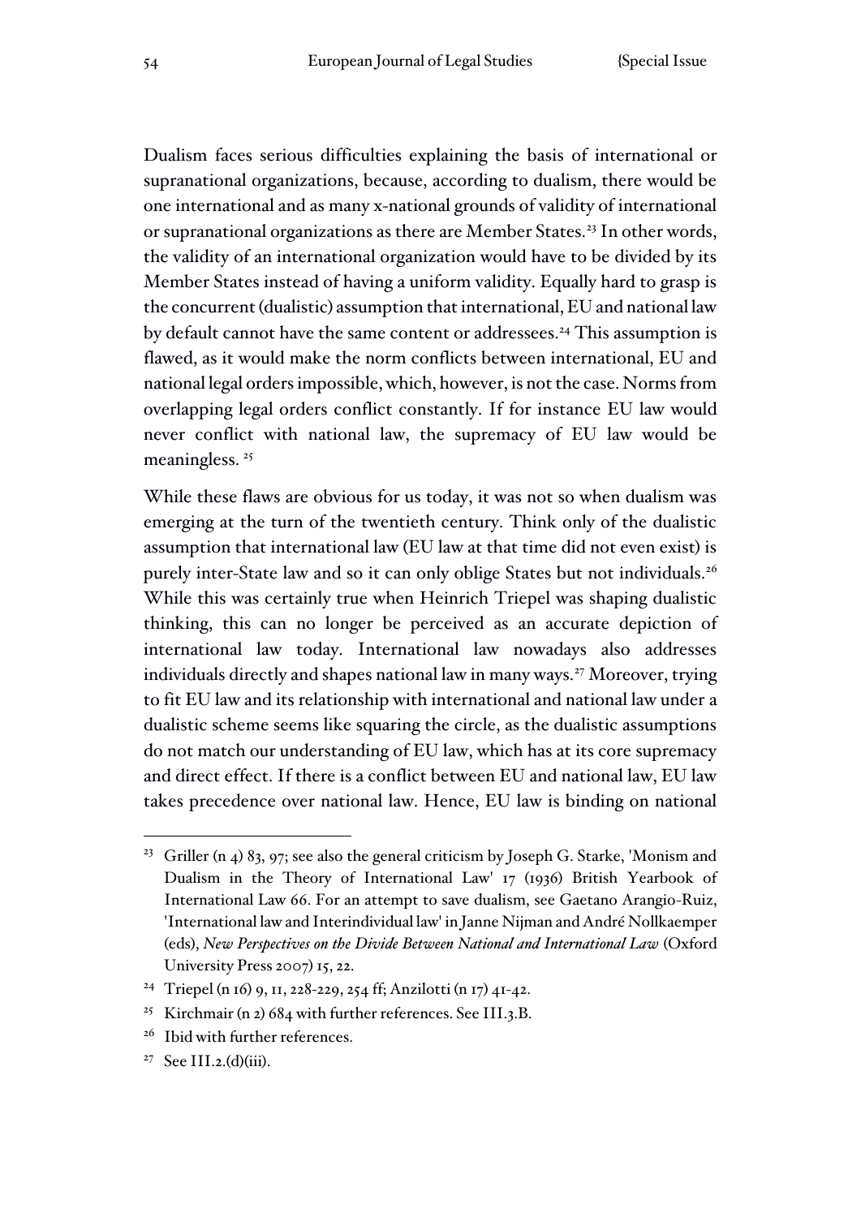Dualism faces serious difficulties explaining the basis of international or supranational organizations, because, according to dualism, there would be one international and as many x-national grounds of validity of international or supranational organizations as there are Member States.[23] In other words, the validity of an international organization would have to be divided by its Member States instead of having a uniform validity. Equally hard to grasp is the concurrent (dualistic) assumption that international, EU and national law by default cannot have the same content or addressees.[24] This assumption is flawed, as it would make the norm conflicts between international, EU and national legal orders impossible, which, however, is not the case. Norms from overlapping legal orders conflict constantly. If for instance EU law would never conflict with national law, the supremacy of EU law would be meaningless.[25]

While these flaws are obvious for us today, it was not so when dualism was emerging at the turn of the twentieth century. Think only of the dualistic assumption that international law (EU law at that time did not even exist) is purely inter-State law and so it can only oblige States but not individuals.[26] While this was certainly true when Heinrich Triepel was shaping dualistic thinking, this can no longer be perceived as an accurate depiction of international law today. International law nowadays also addresses individuals directly and shapes national law in many ways.[27] Moreover, trying to fit EU law and its relationship with international and national law under a dualistic scheme seems like squaring the circle, as the dualistic assumptions do not match our understanding of EU law, which has at its core supremacy and direct effect. If there is a conflict between EU and national law, EU law takes precedence over national law. Hence, EU law is binding on national

---

[23] Griller (n 4) 83, 97; see also the general criticism by Joseph G. Starke, 'Monism and Dualism in the Theory of International Law' 17 (1936) British Yearbook of International Law 66. For an attempt to save dualism, see Gaetano Arangio-Ruiz, 'International law and Interindividual law' in Janne Nijman and André Nollkaemper (eds), *New Perspectives on the Divide Between National and International Law* (Oxford University Press 2007) 15, 22.

[24] Triepel (n 16) 9, 11, 228-229, 254 ff; Anzilotti (n 17) 41-42.

[25] Kirchmair (n 2) 684 with further references. See III.3.B.

[26] Ibid with further references.

[27] See III.2.(d)(iii).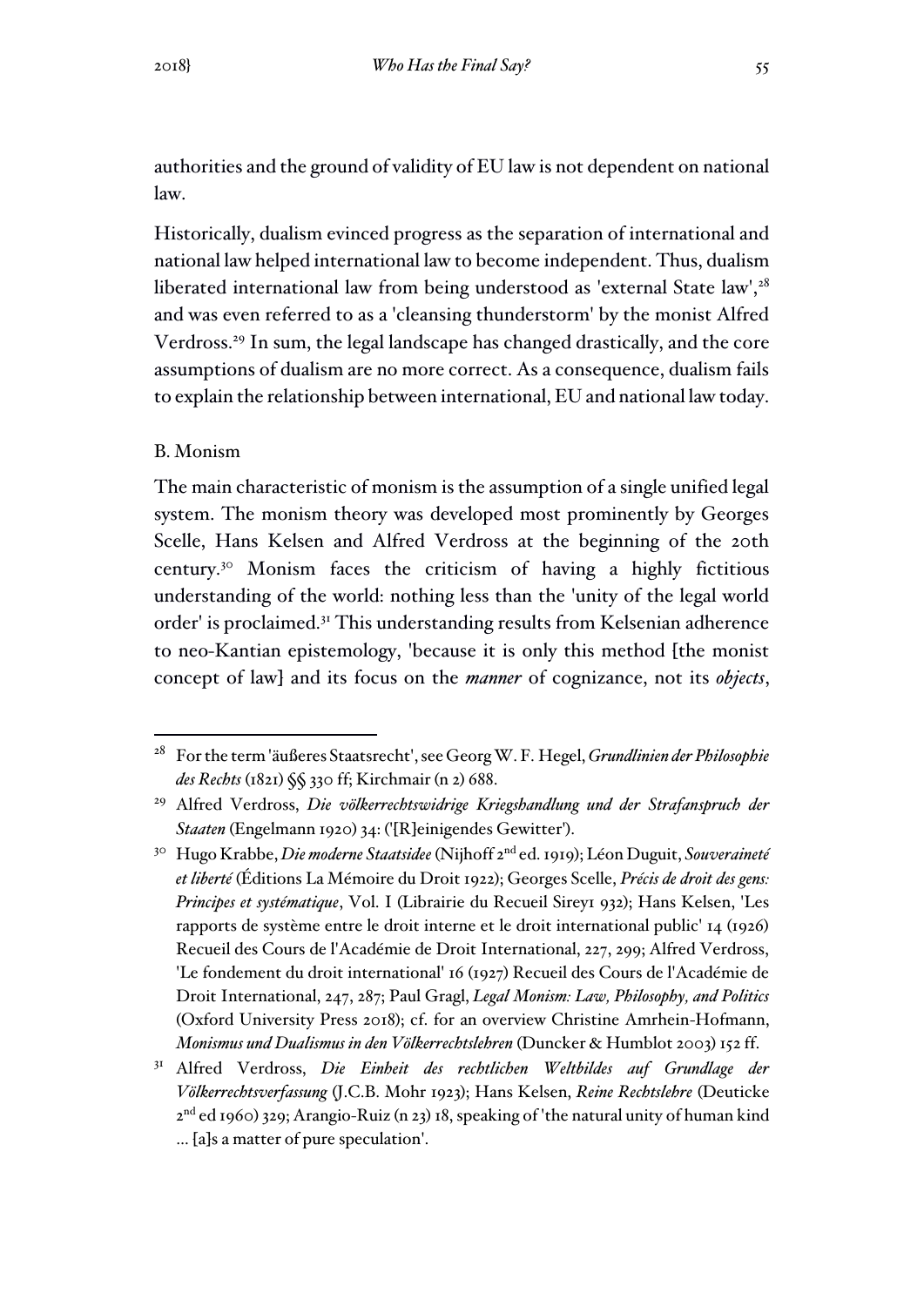authorities and the ground of validity of EU law is not dependent on national law.

Historically, dualism evinced progress as the separation of international and national law helped international law to become independent. Thus, dualism liberated international law from being understood as 'external State law',[28] and was even referred to as a 'cleansing thunderstorm' by the monist Alfred Verdross.[29] In sum, the legal landscape has changed drastically, and the core assumptions of dualism are no more correct. As a consequence, dualism fails to explain the relationship between international, EU and national law today.

### B. Monism

The main characteristic of monism is the assumption of a single unified legal system. The monism theory was developed most prominently by Georges Scelle, Hans Kelsen and Alfred Verdross at the beginning of the 20th century.[30] Monism faces the criticism of having a highly fictitious understanding of the world: nothing less than the 'unity of the legal world order' is proclaimed.[31] This understanding results from Kelsenian adherence to neo-Kantian epistemology, 'because it is only this method [the monist concept of law] and its focus on the *manner* of cognizance, not its *objects*,

---

[28] For the term 'äußeres Staatsrecht', see Georg W. F. Hegel, *Grundlinien der Philosophie des Rechts* (1821) §§ 330 ff; Kirchmair (n 2) 688.

[29] Alfred Verdross, *Die völkerrechtswidrige Kriegshandlung und der Strafanspruch der Staaten* (Engelmann 1920) 34: ('[R]einigendes Gewitter').

[30] Hugo Krabbe, *Die moderne Staatsidee* (Nijhoff 2nd ed. 1919); Léon Duguit, *Souveraineté et liberté* (Éditions La Mémoire du Droit 1922); Georges Scelle, *Précis de droit des gens: Principes et systématique*, Vol. I (Librairie du Recueil Sirey1 932); Hans Kelsen, 'Les rapports de système entre le droit interne et le droit international public' 14 (1926) Recueil des Cours de l'Académie de Droit International, 227, 299; Alfred Verdross, 'Le fondement du droit international' 16 (1927) Recueil des Cours de l'Académie de Droit International, 247, 287; Paul Gragl, *Legal Monism: Law, Philosophy, and Politics* (Oxford University Press 2018); cf. for an overview Christine Amrhein-Hofmann, *Monismus und Dualismus in den Völkerrechtslehren* (Duncker & Humblot 2003) 152 ff.

[31] Alfred Verdross, *Die Einheit des rechtlichen Weltbildes auf Grundlage der Völkerrechtsverfassung* (J.C.B. Mohr 1923); Hans Kelsen, *Reine Rechtslehre* (Deuticke 2nd ed 1960) 329; Arangio-Ruiz (n 23) 18, speaking of 'the natural unity of human kind ... [a]s a matter of pure speculation'.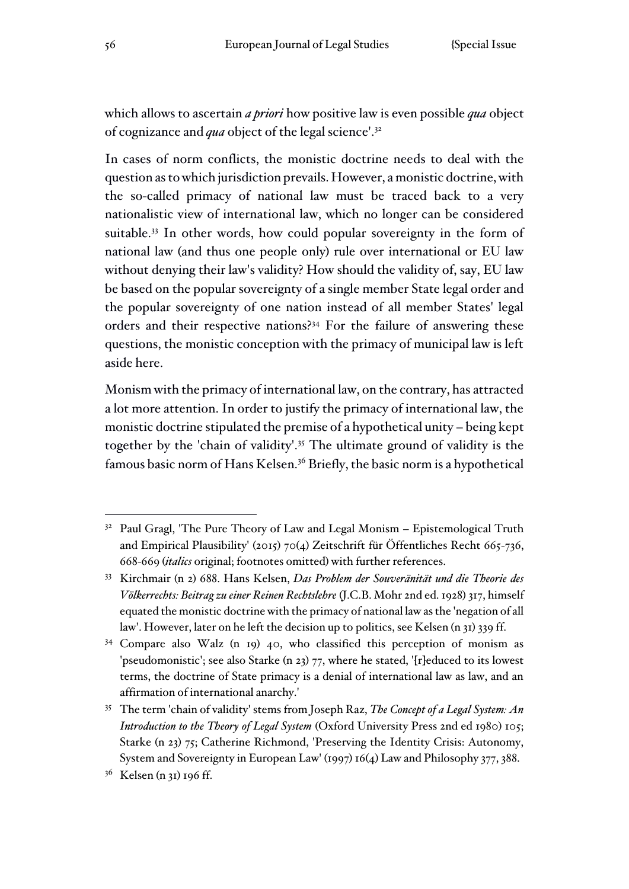which allows to ascertain *a priori* how positive law is even possible *qua* object of cognizance and *qua* object of the legal science'.[32]

In cases of norm conflicts, the monistic doctrine needs to deal with the question as to which jurisdiction prevails. However, a monistic doctrine, with the so-called primacy of national law must be traced back to a very nationalistic view of international law, which no longer can be considered suitable.[33] In other words, how could popular sovereignty in the form of national law (and thus one people only) rule over international or EU law without denying their law's validity? How should the validity of, say, EU law be based on the popular sovereignty of a single member State legal order and the popular sovereignty of one nation instead of all member States' legal orders and their respective nations?[34] For the failure of answering these questions, the monistic conception with the primacy of municipal law is left aside here.

Monism with the primacy of international law, on the contrary, has attracted a lot more attention. In order to justify the primacy of international law, the monistic doctrine stipulated the premise of a hypothetical unity – being kept together by the 'chain of validity'.[35] The ultimate ground of validity is the famous basic norm of Hans Kelsen.[36] Briefly, the basic norm is a hypothetical

---

[32] Paul Gragl, 'The Pure Theory of Law and Legal Monism – Epistemological Truth and Empirical Plausibility' (2015) 70(4) Zeitschrift für Öffentliches Recht 665-736, 668-669 (*italics* original; footnotes omitted) with further references.

[33] Kirchmair (n 2) 688. Hans Kelsen, *Das Problem der Souveränität und die Theorie des Völkerrechts: Beitrag zu einer Reinen Rechtslehre* (J.C.B. Mohr 2nd ed. 1928) 317, himself equated the monistic doctrine with the primacy of national law as the 'negation of all law'. However, later on he left the decision up to politics, see Kelsen (n 31) 339 ff.

[34] Compare also Walz (n 19) 40, who classified this perception of monism as 'pseudomonistic'; see also Starke (n 23) 77, where he stated, '[r]educed to its lowest terms, the doctrine of State primacy is a denial of international law as law, and an affirmation of international anarchy.'

[35] The term 'chain of validity' stems from Joseph Raz, *The Concept of a Legal System: An Introduction to the Theory of Legal System* (Oxford University Press 2nd ed 1980) 105; Starke (n 23) 75; Catherine Richmond, 'Preserving the Identity Crisis: Autonomy, System and Sovereignty in European Law' (1997) 16(4) Law and Philosophy 377, 388.

[36] Kelsen (n 31) 196 ff.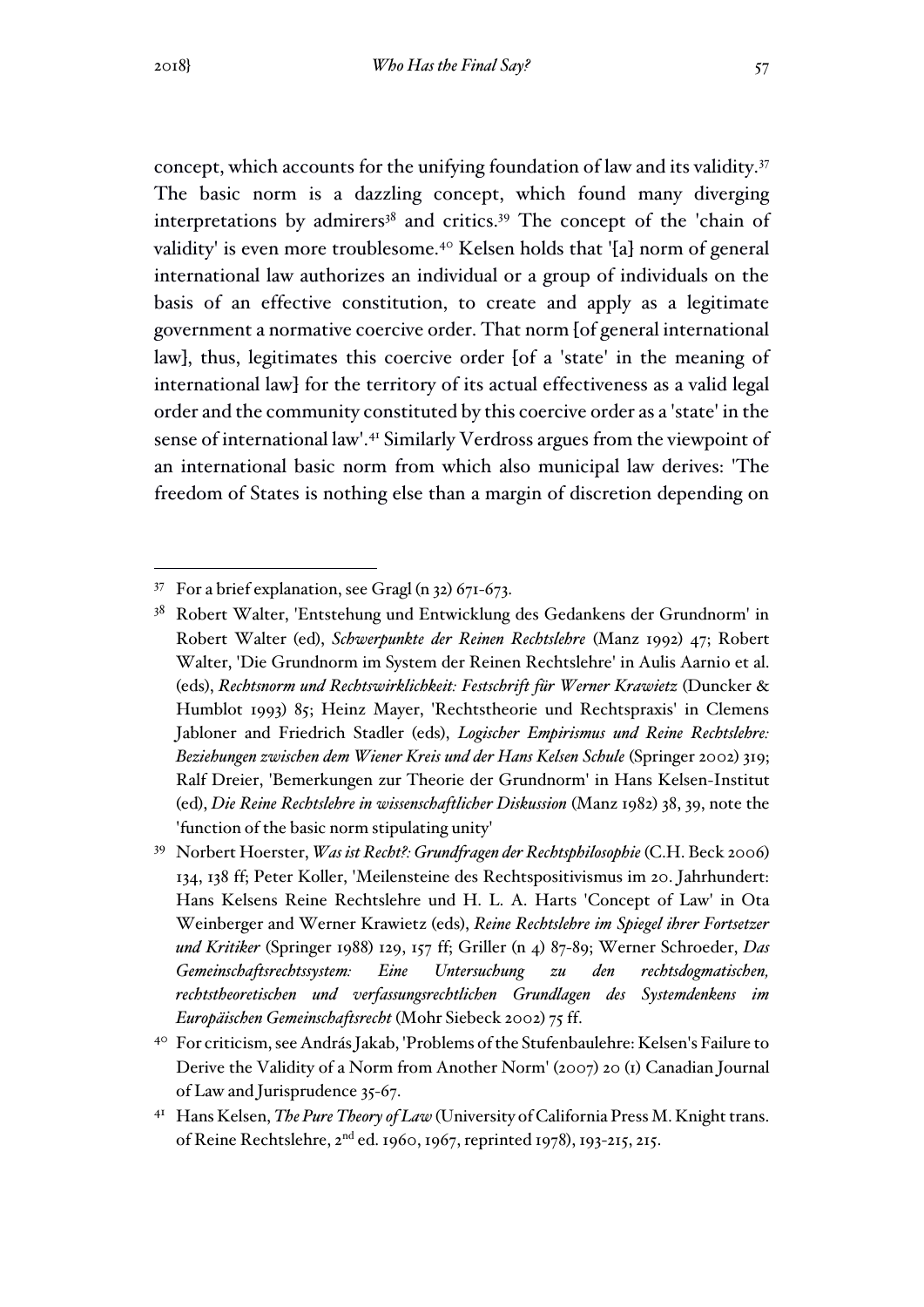concept, which accounts for the unifying foundation of law and its validity.[37] The basic norm is a dazzling concept, which found many diverging interpretations by admirers[38] and critics.[39] The concept of the 'chain of validity' is even more troublesome.[40] Kelsen holds that '[a] norm of general international law authorizes an individual or a group of individuals on the basis of an effective constitution, to create and apply as a legitimate government a normative coercive order. That norm [of general international law], thus, legitimates this coercive order [of a 'state' in the meaning of international law] for the territory of its actual effectiveness as a valid legal order and the community constituted by this coercive order as a 'state' in the sense of international law'.[41] Similarly Verdross argues from the viewpoint of an international basic norm from which also municipal law derives: 'The freedom of States is nothing else than a margin of discretion depending on

---

[37] For a brief explanation, see Gragl (n 32) 671-673.

[38] Robert Walter, 'Entstehung und Entwicklung des Gedankens der Grundnorm' in Robert Walter (ed), *Schwerpunkte der Reinen Rechtslehre* (Manz 1992) 47; Robert Walter, 'Die Grundnorm im System der Reinen Rechtslehre' in Aulis Aarnio et al. (eds), *Rechtsnorm und Rechtswirklichkeit: Festschrift für Werner Krawietz* (Duncker & Humblot 1993) 85; Heinz Mayer, 'Rechtstheorie und Rechtspraxis' in Clemens Jabloner and Friedrich Stadler (eds), *Logischer Empirismus und Reine Rechtslehre: Beziehungen zwischen dem Wiener Kreis und der Hans Kelsen Schule* (Springer 2002) 319; Ralf Dreier, 'Bemerkungen zur Theorie der Grundnorm' in Hans Kelsen-Institut (ed), *Die Reine Rechtslehre in wissenschaftlicher Diskussion* (Manz 1982) 38, 39, note the 'function of the basic norm stipulating unity'

[39] Norbert Hoerster, *Was ist Recht?: Grundfragen der Rechtsphilosophie* (C.H. Beck 2006) 134, 138 ff; Peter Koller, 'Meilensteine des Rechtspositivismus im 20. Jahrhundert: Hans Kelsens Reine Rechtslehre und H. L. A. Harts 'Concept of Law' in Ota Weinberger and Werner Krawietz (eds), *Reine Rechtslehre im Spiegel ihrer Fortsetzer und Kritiker* (Springer 1988) 129, 157 ff; Griller (n 4) 87-89; Werner Schroeder, *Das Gemeinschaftsrechtssystem: Eine Untersuchung zu den rechtsdogmatischen, rechtstheoretischen und verfassungsrechtlichen Grundlagen des Systemdenkens im Europäischen Gemeinschaftsrecht* (Mohr Siebeck 2002) 75 ff.

[40] For criticism, see András Jakab, 'Problems of the Stufenbaulehre: Kelsen's Failure to Derive the Validity of a Norm from Another Norm' (2007) 20 (1) Canadian Journal of Law and Jurisprudence 35-67.

[41] Hans Kelsen, *The Pure Theory of Law* (University of California Press M. Knight trans. of Reine Rechtslehre, 2nd ed. 1960, 1967, reprinted 1978), 193-215, 215.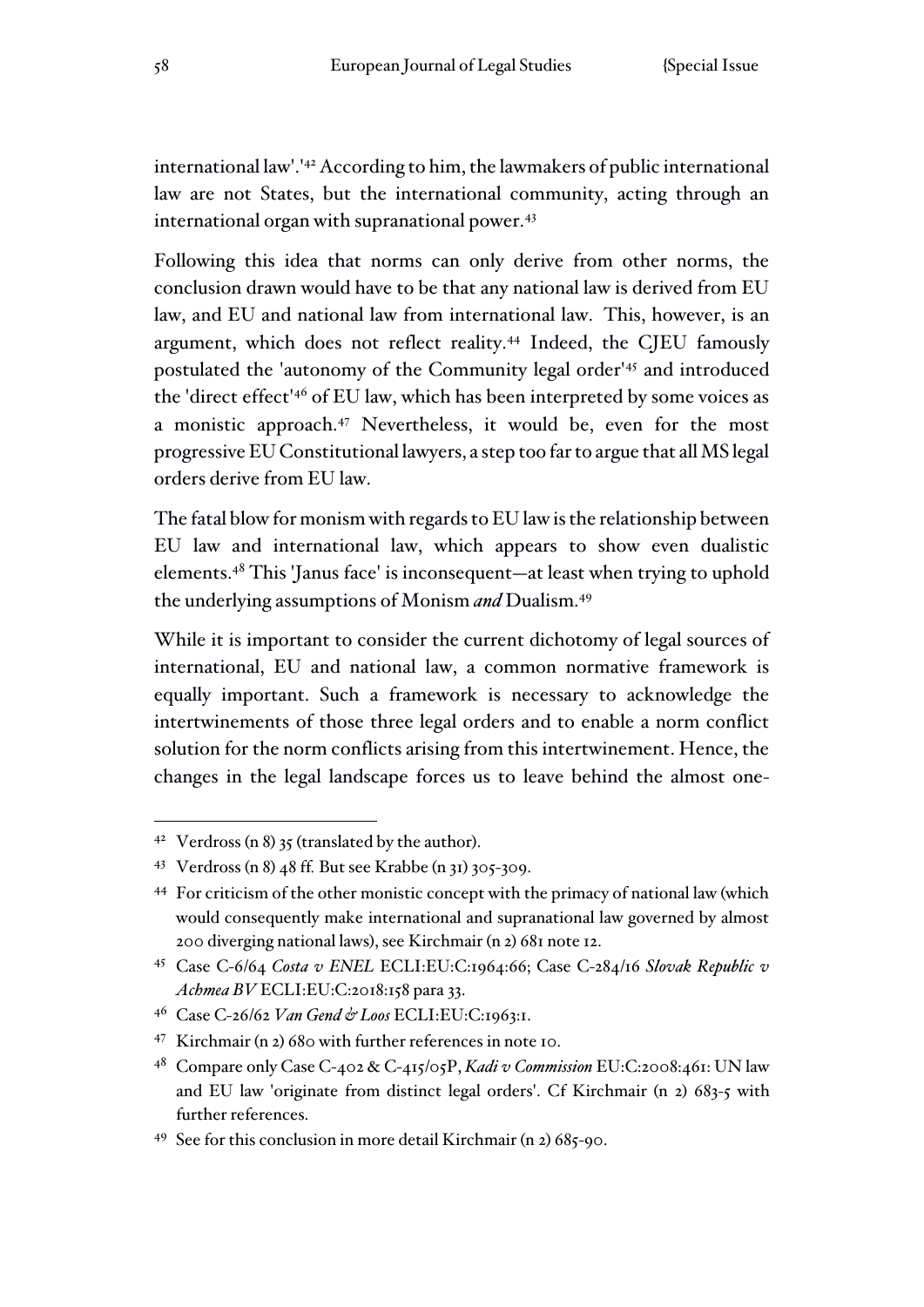international law'.'[42] According to him, the lawmakers of public international law are not States, but the international community, acting through an international organ with supranational power.[43]

Following this idea that norms can only derive from other norms, the conclusion drawn would have to be that any national law is derived from EU law, and EU and national law from international law. This, however, is an argument, which does not reflect reality.[44] Indeed, the CJEU famously postulated the 'autonomy of the Community legal order'[45] and introduced the 'direct effect'[46] of EU law, which has been interpreted by some voices as a monistic approach.[47] Nevertheless, it would be, even for the most progressive EU Constitutional lawyers, a step too far to argue that all MS legal orders derive from EU law.

The fatal blow for monism with regards to EU law is the relationship between EU law and international law, which appears to show even dualistic elements.[48] This 'Janus face' is inconsequent—at least when trying to uphold the underlying assumptions of Monism ***and*** Dualism.[49]

While it is important to consider the current dichotomy of legal sources of international, EU and national law, a common normative framework is equally important. Such a framework is necessary to acknowledge the intertwinements of those three legal orders and to enable a norm conflict solution for the norm conflicts arising from this intertwinement. Hence, the changes in the legal landscape forces us to leave behind the almost one-

---

[42] Verdross (n 8) 35 (translated by the author).

[43] Verdross (n 8) 48 ff. But see Krabbe (n 31) 305-309.

[44] For criticism of the other monistic concept with the primacy of national law (which would consequently make international and supranational law governed by almost 200 diverging national laws), see Kirchmair (n 2) 681 note 12.

[45] Case C-6/64 *Costa v ENEL* ECLI:EU:C:1964:66; Case C-284/16 *Slovak Republic v Achmea BV* ECLI:EU:C:2018:158 para 33.

[46] Case C-26/62 *Van Gend & Loos* ECLI:EU:C:1963:1.

[47] Kirchmair (n 2) 680 with further references in note 10.

[48] Compare only Case C-402 & C-415/05P, *Kadi v Commission* EU:C:2008:461: UN law and EU law 'originate from distinct legal orders'. Cf Kirchmair (n 2) 683-5 with further references.

[49] See for this conclusion in more detail Kirchmair (n 2) 685-90.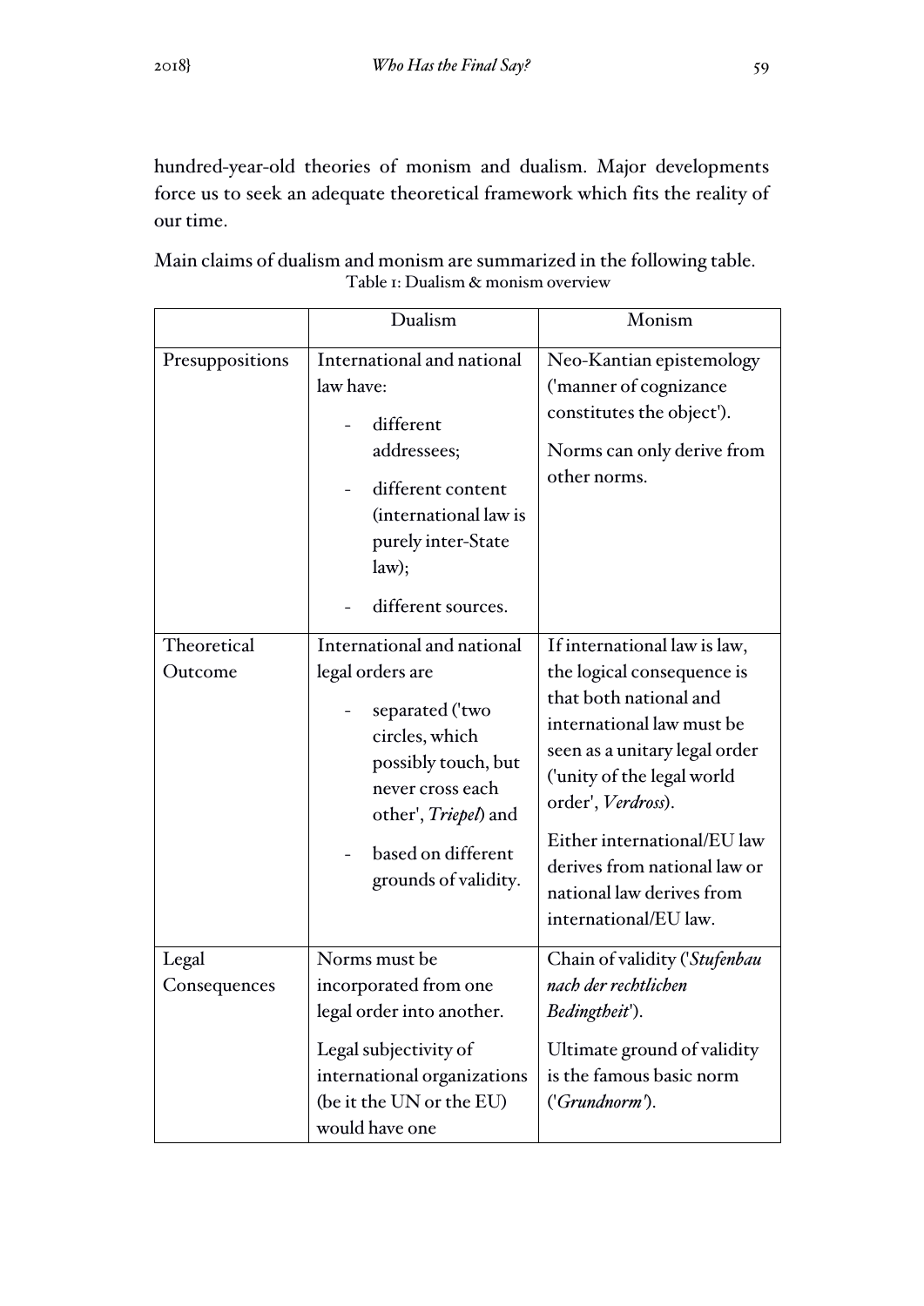hundred-year-old theories of monism and dualism. Major developments force us to seek an adequate theoretical framework which fits the reality of our time.

Main claims of dualism and monism are summarized in the following table.

Table 1: Dualism & monism overview

| | Dualism | Monism |
|---|---|---|
| Presuppositions | International and national law have:<br>- different addressees;<br>- different content (international law is purely inter-State law);<br>- different sources. | Neo-Kantian epistemology ('manner of cognizance constitutes the object').<br>Norms can only derive from other norms. |
| Theoretical Outcome | International and national legal orders are<br>- separated ('two circles, which possibly touch, but never cross each other', *Triepel*) and<br>- based on different grounds of validity. | If international law is law, the logical consequence is that both national and international law must be seen as a unitary legal order ('unity of the legal world order', *Verdross*).<br>Either international/EU law derives from national law or national law derives from international/EU law. |
| Legal Consequences | Norms must be incorporated from one legal order into another.<br>Legal subjectivity of international organizations (be it the UN or the EU) would have one | Chain of validity ('*Stufenbau nach der rechtlichen Bedingtheit*').<br>Ultimate ground of validity is the famous basic norm ('*Grundnorm*'). |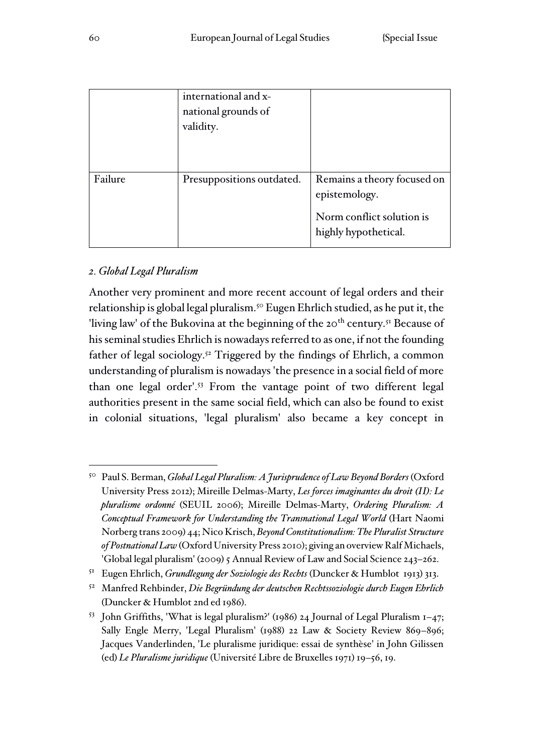| | | |
|---|---|---|
| | international and x-national grounds of validity. | |
| Failure | Presuppositions outdated. | Remains a theory focused on epistemology.<br><br>Norm conflict solution is highly hypothetical. |

*2. Global Legal Pluralism*

Another very prominent and more recent account of legal orders and their relationship is global legal pluralism.[50] Eugen Ehrlich studied, as he put it, the 'living law' of the Bukovina at the beginning of the 20th century.[51] Because of his seminal studies Ehrlich is nowadays referred to as one, if not the founding father of legal sociology.[52] Triggered by the findings of Ehrlich, a common understanding of pluralism is nowadays 'the presence in a social field of more than one legal order'.[53] From the vantage point of two different legal authorities present in the same social field, which can also be found to exist in colonial situations, 'legal pluralism' also became a key concept in

---

[50] Paul S. Berman, *Global Legal Pluralism: A Jurisprudence of Law Beyond Borders* (Oxford University Press 2012); Mireille Delmas-Marty, *Les forces imaginantes du droit (II): Le pluralisme ordonné* (SEUIL 2006); Mireille Delmas-Marty, *Ordering Pluralism: A Conceptual Framework for Understanding the Transnational Legal World* (Hart Naomi Norberg trans 2009) 44; Nico Krisch, *Beyond Constitutionalism: The Pluralist Structure of Postnational Law* (Oxford University Press 2010); giving an overview Ralf Michaels, 'Global legal pluralism' (2009) 5 Annual Review of Law and Social Science 243–262.

[51] Eugen Ehrlich, *Grundlegung der Soziologie des Rechts* (Duncker & Humblot 1913) 313.

[52] Manfred Rehbinder, *Die Begründung der deutschen Rechtssoziologie durch Eugen Ehrlich* (Duncker & Humblot 2nd ed 1986).

[53] John Griffiths, 'What is legal pluralism?' (1986) 24 Journal of Legal Pluralism 1–47; Sally Engle Merry, 'Legal Pluralism' (1988) 22 Law & Society Review 869–896; Jacques Vanderlinden, 'Le pluralisme juridique: essai de synthèse' in John Gilissen (ed) *Le Pluralisme juridique* (Université Libre de Bruxelles 1971) 19–56, 19.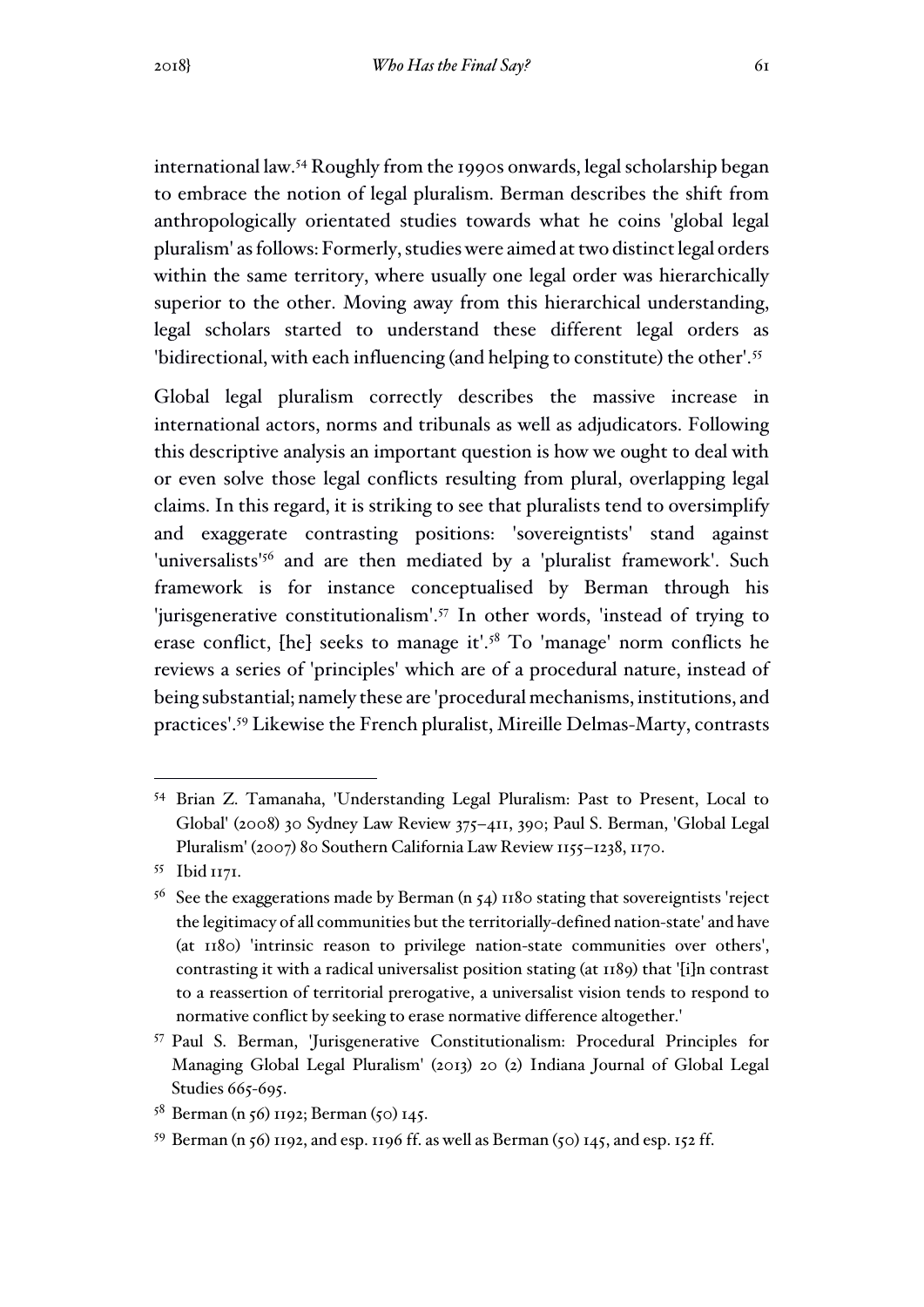international law.[54] Roughly from the 1990s onwards, legal scholarship began to embrace the notion of legal pluralism. Berman describes the shift from anthropologically orientated studies towards what he coins 'global legal pluralism' as follows: Formerly, studies were aimed at two distinct legal orders within the same territory, where usually one legal order was hierarchically superior to the other. Moving away from this hierarchical understanding, legal scholars started to understand these different legal orders as 'bidirectional, with each influencing (and helping to constitute) the other'.[55]

Global legal pluralism correctly describes the massive increase in international actors, norms and tribunals as well as adjudicators. Following this descriptive analysis an important question is how we ought to deal with or even solve those legal conflicts resulting from plural, overlapping legal claims. In this regard, it is striking to see that pluralists tend to oversimplify and exaggerate contrasting positions: 'sovereigntists' stand against 'universalists'[56] and are then mediated by a 'pluralist framework'. Such framework is for instance conceptualised by Berman through his 'jurisgenerative constitutionalism'.[57] In other words, 'instead of trying to erase conflict, [he] seeks to manage it'.[58] To 'manage' norm conflicts he reviews a series of 'principles' which are of a procedural nature, instead of being substantial; namely these are 'procedural mechanisms, institutions, and practices'.[59] Likewise the French pluralist, Mireille Delmas-Marty, contrasts

---

[54] Brian Z. Tamanaha, 'Understanding Legal Pluralism: Past to Present, Local to Global' (2008) 30 Sydney Law Review 375–411, 390; Paul S. Berman, 'Global Legal Pluralism' (2007) 80 Southern California Law Review 1155–1238, 1170.

[55] Ibid 1171.

[56] See the exaggerations made by Berman (n 54) 1180 stating that sovereigntists 'reject the legitimacy of all communities but the territorially-defined nation-state' and have (at 1180) 'intrinsic reason to privilege nation-state communities over others', contrasting it with a radical universalist position stating (at 1189) that '[i]n contrast to a reassertion of territorial prerogative, a universalist vision tends to respond to normative conflict by seeking to erase normative difference altogether.'

[57] Paul S. Berman, 'Jurisgenerative Constitutionalism: Procedural Principles for Managing Global Legal Pluralism' (2013) 20 (2) Indiana Journal of Global Legal Studies 665-695.

[58] Berman (n 56) 1192; Berman (50) 145.

[59] Berman (n 56) 1192, and esp. 1196 ff. as well as Berman (50) 145, and esp. 152 ff.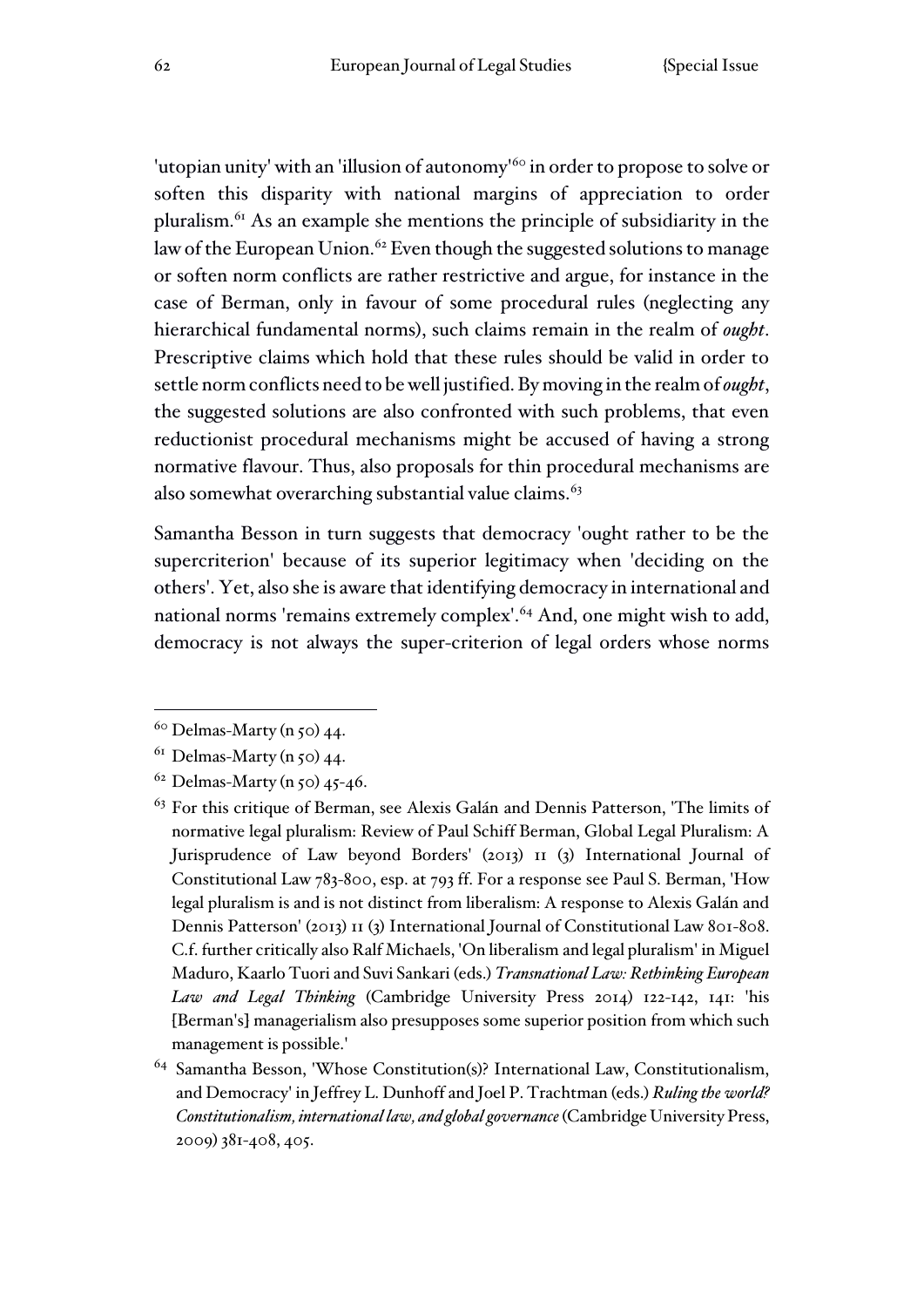'utopian unity' with an 'illusion of autonomy'[60] in order to propose to solve or soften this disparity with national margins of appreciation to order pluralism.[61] As an example she mentions the principle of subsidiarity in the law of the European Union.[62] Even though the suggested solutions to manage or soften norm conflicts are rather restrictive and argue, for instance in the case of Berman, only in favour of some procedural rules (neglecting any hierarchical fundamental norms), such claims remain in the realm of *ought*. Prescriptive claims which hold that these rules should be valid in order to settle norm conflicts need to be well justified. By moving in the realm of *ought*, the suggested solutions are also confronted with such problems, that even reductionist procedural mechanisms might be accused of having a strong normative flavour. Thus, also proposals for thin procedural mechanisms are also somewhat overarching substantial value claims.[63]

Samantha Besson in turn suggests that democracy 'ought rather to be the supercriterion' because of its superior legitimacy when 'deciding on the others'. Yet, also she is aware that identifying democracy in international and national norms 'remains extremely complex'.[64] And, one might wish to add, democracy is not always the super-criterion of legal orders whose norms

---

[60] Delmas-Marty (n 50) 44.

[61] Delmas-Marty (n 50) 44.

[62] Delmas-Marty (n 50) 45-46.

[63] For this critique of Berman, see Alexis Galán and Dennis Patterson, 'The limits of normative legal pluralism: Review of Paul Schiff Berman, Global Legal Pluralism: A Jurisprudence of Law beyond Borders' (2013) 11 (3) International Journal of Constitutional Law 783-800, esp. at 793 ff. For a response see Paul S. Berman, 'How legal pluralism is and is not distinct from liberalism: A response to Alexis Galán and Dennis Patterson' (2013) 11 (3) International Journal of Constitutional Law 801-808. C.f. further critically also Ralf Michaels, 'On liberalism and legal pluralism' in Miguel Maduro, Kaarlo Tuori and Suvi Sankari (eds.) *Transnational Law: Rethinking European Law and Legal Thinking* (Cambridge University Press 2014) 122-142, 141: 'his [Berman's] managerialism also presupposes some superior position from which such management is possible.'

[64] Samantha Besson, 'Whose Constitution(s)? International Law, Constitutionalism, and Democracy' in Jeffrey L. Dunhoff and Joel P. Trachtman (eds.) *Ruling the world? Constitutionalism, international law, and global governance* (Cambridge University Press, 2009) 381-408, 405.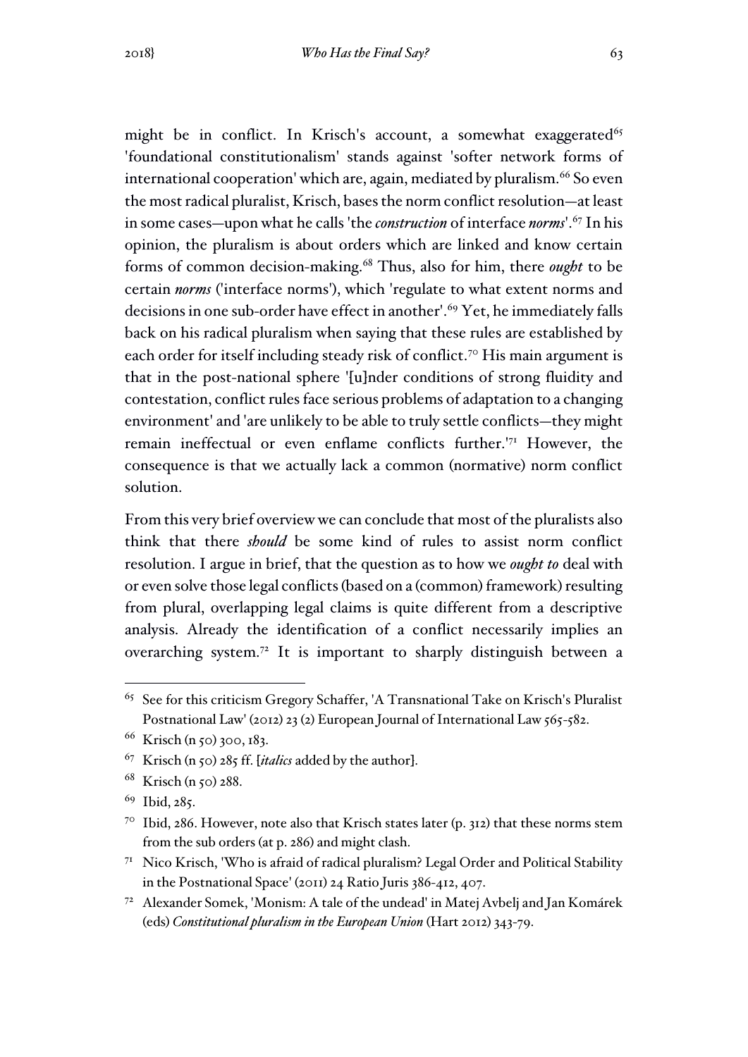might be in conflict. In Krisch's account, a somewhat exaggerated[65] 'foundational constitutionalism' stands against 'softer network forms of international cooperation' which are, again, mediated by pluralism.[66] So even the most radical pluralist, Krisch, bases the norm conflict resolution—at least in some cases—upon what he calls 'the *construction* of interface *norms*'.[67] In his opinion, the pluralism is about orders which are linked and know certain forms of common decision-making.[68] Thus, also for him, there *ought* to be certain *norms* ('interface norms'), which 'regulate to what extent norms and decisions in one sub-order have effect in another'.[69] Yet, he immediately falls back on his radical pluralism when saying that these rules are established by each order for itself including steady risk of conflict.[70] His main argument is that in the post-national sphere '[u]nder conditions of strong fluidity and contestation, conflict rules face serious problems of adaptation to a changing environment' and 'are unlikely to be able to truly settle conflicts—they might remain ineffectual or even enflame conflicts further.'[71] However, the consequence is that we actually lack a common (normative) norm conflict solution.

From this very brief overview we can conclude that most of the pluralists also think that there *should* be some kind of rules to assist norm conflict resolution. I argue in brief, that the question as to how we *ought to* deal with or even solve those legal conflicts (based on a (common) framework) resulting from plural, overlapping legal claims is quite different from a descriptive analysis. Already the identification of a conflict necessarily implies an overarching system.[72] It is important to sharply distinguish between a

---

[65] See for this criticism Gregory Schaffer, 'A Transnational Take on Krisch's Pluralist Postnational Law' (2012) 23 (2) European Journal of International Law 565-582.

[66] Krisch (n 50) 300, 183.

[67] Krisch (n 50) 285 ff. [*italics* added by the author].

[68] Krisch (n 50) 288.

[69] Ibid, 285.

[70] Ibid, 286. However, note also that Krisch states later (p. 312) that these norms stem from the sub orders (at p. 286) and might clash.

[71] Nico Krisch, 'Who is afraid of radical pluralism? Legal Order and Political Stability in the Postnational Space' (2011) 24 Ratio Juris 386-412, 407.

[72] Alexander Somek, 'Monism: A tale of the undead' in Matej Avbelj and Jan Komárek (eds) *Constitutional pluralism in the European Union* (Hart 2012) 343-79.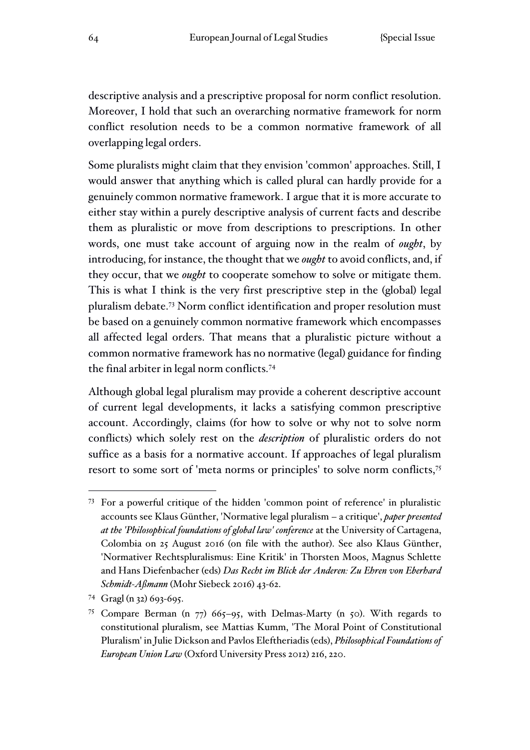descriptive analysis and a prescriptive proposal for norm conflict resolution. Moreover, I hold that such an overarching normative framework for norm conflict resolution needs to be a common normative framework of all overlapping legal orders.

Some pluralists might claim that they envision 'common' approaches. Still, I would answer that anything which is called plural can hardly provide for a genuinely common normative framework. I argue that it is more accurate to either stay within a purely descriptive analysis of current facts and describe them as pluralistic or move from descriptions to prescriptions. In other words, one must take account of arguing now in the realm of *ought*, by introducing, for instance, the thought that we *ought* to avoid conflicts, and, if they occur, that we *ought* to cooperate somehow to solve or mitigate them. This is what I think is the very first prescriptive step in the (global) legal pluralism debate.[73] Norm conflict identification and proper resolution must be based on a genuinely common normative framework which encompasses all affected legal orders. That means that a pluralistic picture without a common normative framework has no normative (legal) guidance for finding the final arbiter in legal norm conflicts.[74]

Although global legal pluralism may provide a coherent descriptive account of current legal developments, it lacks a satisfying common prescriptive account. Accordingly, claims (for how to solve or why not to solve norm conflicts) which solely rest on the *description* of pluralistic orders do not suffice as a basis for a normative account. If approaches of legal pluralism resort to some sort of 'meta norms or principles' to solve norm conflicts,[75]

---

[73] For a powerful critique of the hidden 'common point of reference' in pluralistic accounts see Klaus Günther, 'Normative legal pluralism – a critique', *paper presented at the 'Philosophical foundations of global law' conference* at the University of Cartagena, Colombia on 25 August 2016 (on file with the author). See also Klaus Günther, 'Normativer Rechtspluralismus: Eine Kritik' in Thorsten Moos, Magnus Schlette and Hans Diefenbacher (eds) *Das Recht im Blick der Anderen: Zu Ehren von Eberhard Schmidt-Aßmann* (Mohr Siebeck 2016) 43-62.

[74] Gragl (n 32) 693-695.

[75] Compare Berman (n 77) 665–95, with Delmas-Marty (n 50). With regards to constitutional pluralism, see Mattias Kumm, 'The Moral Point of Constitutional Pluralism' in Julie Dickson and Pavlos Eleftheriadis (eds), *Philosophical Foundations of European Union Law* (Oxford University Press 2012) 216, 220.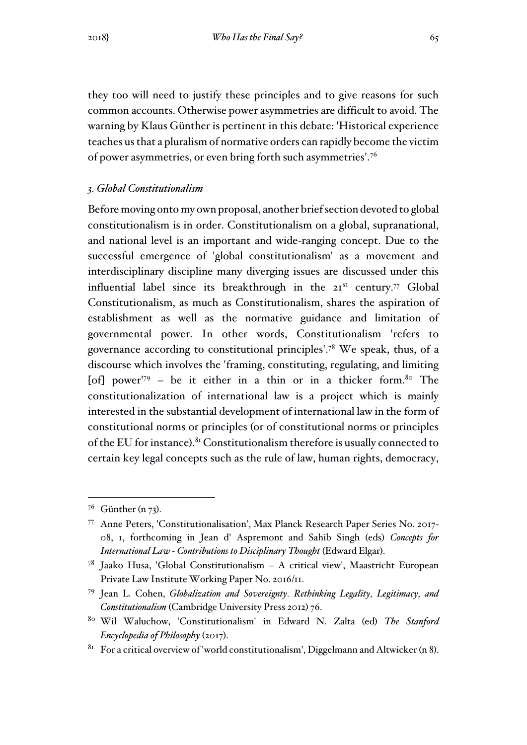they too will need to justify these principles and to give reasons for such common accounts. Otherwise power asymmetries are difficult to avoid. The warning by Klaus Günther is pertinent in this debate: 'Historical experience teaches us that a pluralism of normative orders can rapidly become the victim of power asymmetries, or even bring forth such asymmetries'.[76]

### *3. Global Constitutionalism*

Before moving onto my own proposal, another brief section devoted to global constitutionalism is in order. Constitutionalism on a global, supranational, and national level is an important and wide-ranging concept. Due to the successful emergence of 'global constitutionalism' as a movement and interdisciplinary discipline many diverging issues are discussed under this influential label since its breakthrough in the 21st century.[77] Global Constitutionalism, as much as Constitutionalism, shares the aspiration of establishment as well as the normative guidance and limitation of governmental power. In other words, Constitutionalism 'refers to governance according to constitutional principles'.[78] We speak, thus, of a discourse which involves the 'framing, constituting, regulating, and limiting [of] power'[79] – be it either in a thin or in a thicker form.[80] The constitutionalization of international law is a project which is mainly interested in the substantial development of international law in the form of constitutional norms or principles (or of constitutional norms or principles of the EU for instance).[81] Constitutionalism therefore is usually connected to certain key legal concepts such as the rule of law, human rights, democracy,

---

[76] Günther (n 73).

[77] Anne Peters, 'Constitutionalisation', Max Planck Research Paper Series No. 2017-08, 1, forthcoming in Jean d' Aspremont and Sahib Singh (eds) *Concepts for International Law - Contributions to Disciplinary Thought* (Edward Elgar).

[78] Jaako Husa, 'Global Constitutionalism – A critical view', Maastricht European Private Law Institute Working Paper No. 2016/11.

[79] Jean L. Cohen, *Globalization and Sovereignty. Rethinking Legality, Legitimacy, and Constitutionalism* (Cambridge University Press 2012) 76.

[80] Wil Waluchow, 'Constitutionalism' in Edward N. Zalta (ed) *The Stanford Encyclopedia of Philosophy* (2017).

[81] For a critical overview of 'world constitutionalism', Diggelmann and Altwicker (n 8).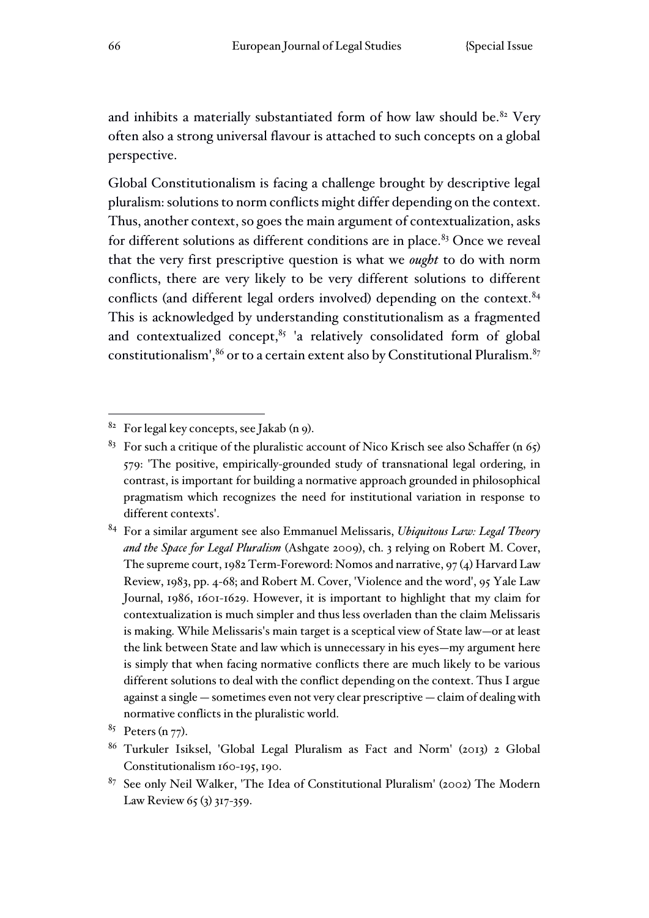and inhibits a materially substantiated form of how law should be.[82] Very often also a strong universal flavour is attached to such concepts on a global perspective.

Global Constitutionalism is facing a challenge brought by descriptive legal pluralism: solutions to norm conflicts might differ depending on the context. Thus, another context, so goes the main argument of contextualization, asks for different solutions as different conditions are in place.[83] Once we reveal that the very first prescriptive question is what we *ought* to do with norm conflicts, there are very likely to be very different solutions to different conflicts (and different legal orders involved) depending on the context.[84] This is acknowledged by understanding constitutionalism as a fragmented and contextualized concept,[85] 'a relatively consolidated form of global constitutionalism',[86] or to a certain extent also by Constitutional Pluralism.[87]

---

[82] For legal key concepts, see Jakab (n 9).

[83] For such a critique of the pluralistic account of Nico Krisch see also Schaffer (n 65) 579: 'The positive, empirically-grounded study of transnational legal ordering, in contrast, is important for building a normative approach grounded in philosophical pragmatism which recognizes the need for institutional variation in response to different contexts'.

[84] For a similar argument see also Emmanuel Melissaris, *Ubiquitous Law: Legal Theory and the Space for Legal Pluralism* (Ashgate 2009), ch. 3 relying on Robert M. Cover, The supreme court, 1982 Term-Foreword: Nomos and narrative, 97 (4) Harvard Law Review, 1983, pp. 4-68; and Robert M. Cover, 'Violence and the word', 95 Yale Law Journal, 1986, 1601-1629. However, it is important to highlight that my claim for contextualization is much simpler and thus less overladen than the claim Melissaris is making. While Melissaris's main target is a sceptical view of State law—or at least the link between State and law which is unnecessary in his eyes—my argument here is simply that when facing normative conflicts there are much likely to be various different solutions to deal with the conflict depending on the context. Thus I argue against a single — sometimes even not very clear prescriptive — claim of dealing with normative conflicts in the pluralistic world.

[85] Peters (n 77).

[86] Turkuler Isiksel, 'Global Legal Pluralism as Fact and Norm' (2013) 2 Global Constitutionalism 160-195, 190.

[87] See only Neil Walker, 'The Idea of Constitutional Pluralism' (2002) The Modern Law Review 65 (3) 317-359.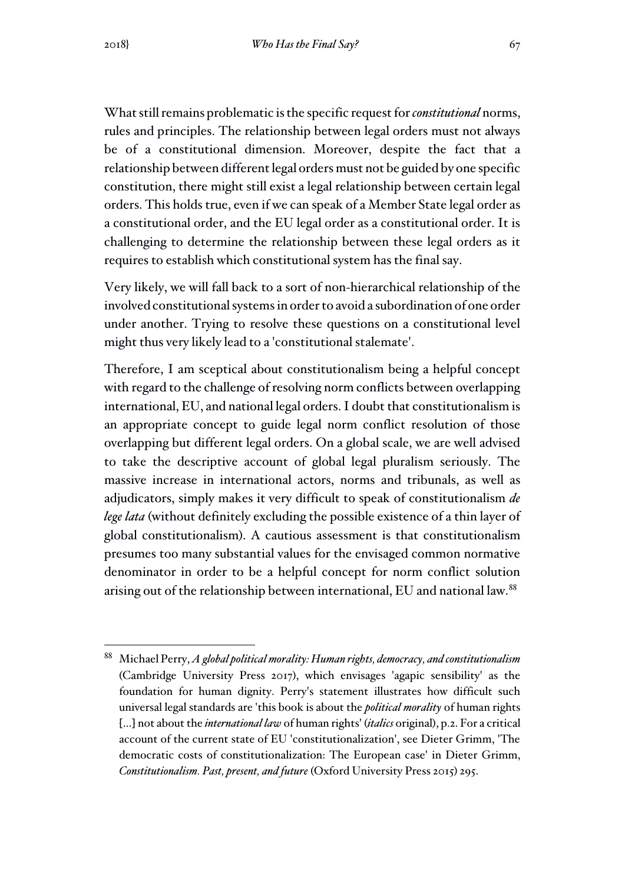What still remains problematic is the specific request for *constitutional* norms, rules and principles. The relationship between legal orders must not always be of a constitutional dimension. Moreover, despite the fact that a relationship between different legal orders must not be guided by one specific constitution, there might still exist a legal relationship between certain legal orders. This holds true, even if we can speak of a Member State legal order as a constitutional order, and the EU legal order as a constitutional order. It is challenging to determine the relationship between these legal orders as it requires to establish which constitutional system has the final say.

Very likely, we will fall back to a sort of non-hierarchical relationship of the involved constitutional systems in order to avoid a subordination of one order under another. Trying to resolve these questions on a constitutional level might thus very likely lead to a 'constitutional stalemate'.

Therefore, I am sceptical about constitutionalism being a helpful concept with regard to the challenge of resolving norm conflicts between overlapping international, EU, and national legal orders. I doubt that constitutionalism is an appropriate concept to guide legal norm conflict resolution of those overlapping but different legal orders. On a global scale, we are well advised to take the descriptive account of global legal pluralism seriously. The massive increase in international actors, norms and tribunals, as well as adjudicators, simply makes it very difficult to speak of constitutionalism *de lege lata* (without definitely excluding the possible existence of a thin layer of global constitutionalism). A cautious assessment is that constitutionalism presumes too many substantial values for the envisaged common normative denominator in order to be a helpful concept for norm conflict solution arising out of the relationship between international, EU and national law.[88]

---

[88] Michael Perry, *A global political morality: Human rights, democracy, and constitutionalism* (Cambridge University Press 2017), which envisages 'agapic sensibility' as the foundation for human dignity. Perry's statement illustrates how difficult such universal legal standards are 'this book is about the *political morality* of human rights [...] not about the *international law* of human rights' (*italics* original), p.2. For a critical account of the current state of EU 'constitutionalization', see Dieter Grimm, 'The democratic costs of constitutionalization: The European case' in Dieter Grimm, *Constitutionalism. Past, present, and future* (Oxford University Press 2015) 295.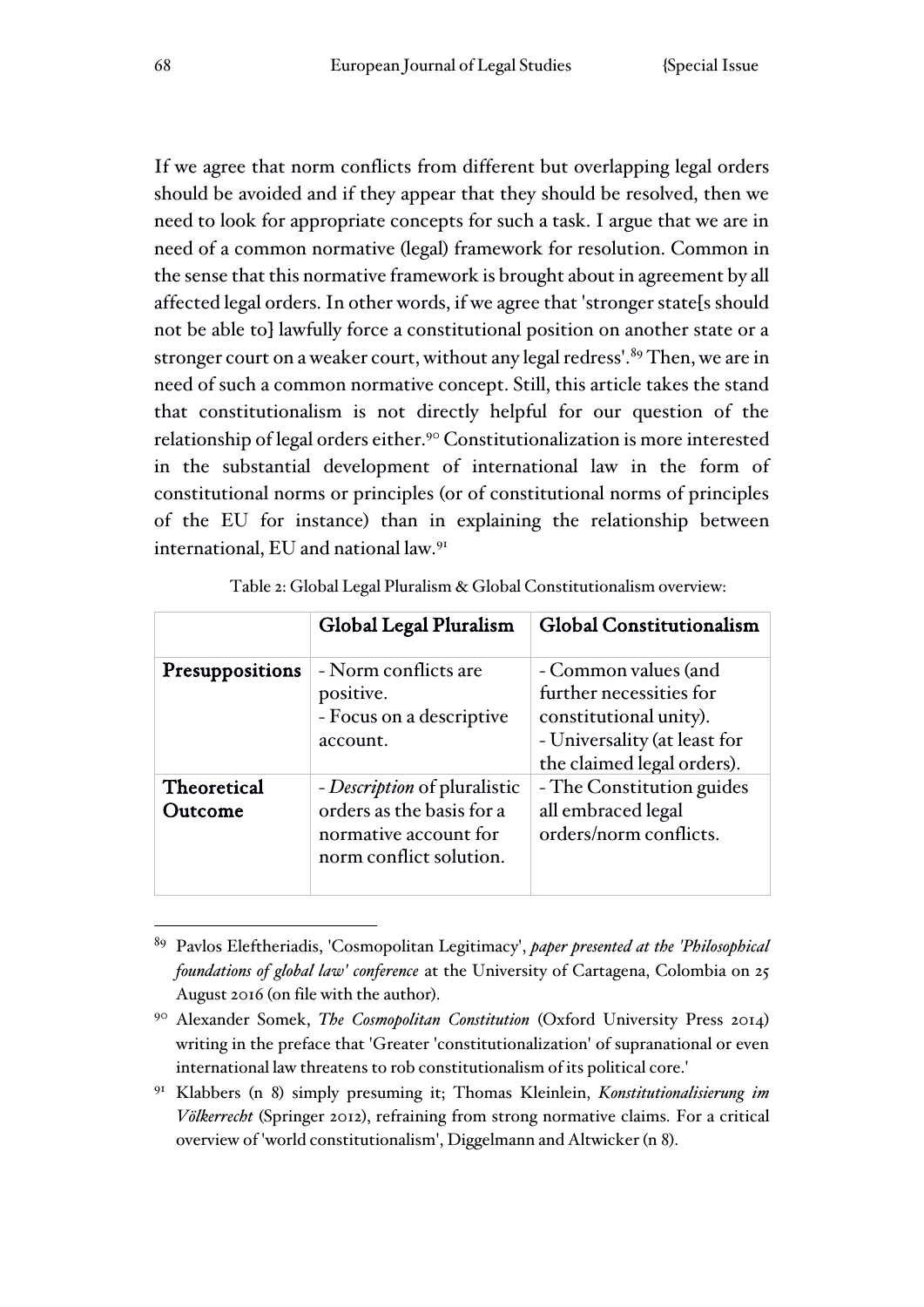If we agree that norm conflicts from different but overlapping legal orders should be avoided and if they appear that they should be resolved, then we need to look for appropriate concepts for such a task. I argue that we are in need of a common normative (legal) framework for resolution. Common in the sense that this normative framework is brought about in agreement by all affected legal orders. In other words, if we agree that 'stronger state[s should not be able to] lawfully force a constitutional position on another state or a stronger court on a weaker court, without any legal redress'.[89] Then, we are in need of such a common normative concept. Still, this article takes the stand that constitutionalism is not directly helpful for our question of the relationship of legal orders either.[90] Constitutionalization is more interested in the substantial development of international law in the form of constitutional norms or principles (or of constitutional norms of principles of the EU for instance) than in explaining the relationship between international, EU and national law.[91]

Table 2: Global Legal Pluralism & Global Constitutionalism overview:

| | **Global Legal Pluralism** | **Global Constitutionalism** |
|---|---|---|
| **Presuppositions** | - Norm conflicts are positive.<br>- Focus on a descriptive account. | - Common values (and further necessities for constitutional unity).<br>- Universality (at least for the claimed legal orders). |
| **Theoretical Outcome** | - *Description* of pluralistic orders as the basis for a normative account for norm conflict solution. | - The Constitution guides all embraced legal orders/norm conflicts. |

[89] Pavlos Eleftheriadis, 'Cosmopolitan Legitimacy', *paper presented at the 'Philosophical foundations of global law' conference* at the University of Cartagena, Colombia on 25 August 2016 (on file with the author).

[90] Alexander Somek, *The Cosmopolitan Constitution* (Oxford University Press 2014) writing in the preface that 'Greater 'constitutionalization' of supranational or even international law threatens to rob constitutionalism of its political core.'

[91] Klabbers (n 8) simply presuming it; Thomas Kleinlein, *Konstitutionalisierung im Völkerrecht* (Springer 2012), refraining from strong normative claims. For a critical overview of 'world constitutionalism', Diggelmann and Altwicker (n 8).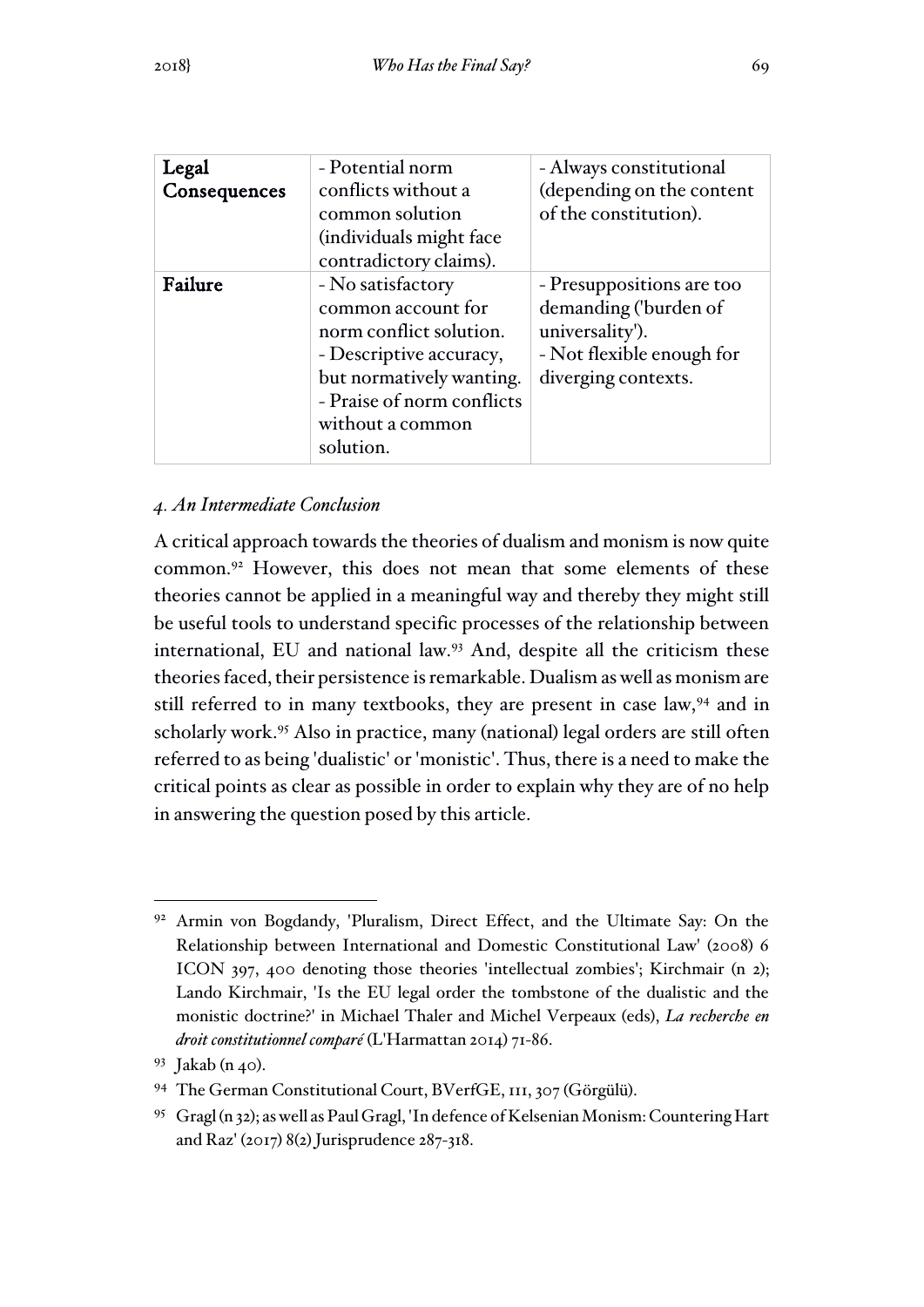| **Legal Consequences** | - Potential norm conflicts without a common solution (individuals might face contradictory claims). | - Always constitutional (depending on the content of the constitution). |
|---|---|---|
| **Failure** | - No satisfactory common account for norm conflict solution.<br>- Descriptive accuracy, but normatively wanting.<br>- Praise of norm conflicts without a common solution. | - Presuppositions are too demanding ('burden of universality').<br>- Not flexible enough for diverging contexts. |

### *4. An Intermediate Conclusion*

A critical approach towards the theories of dualism and monism is now quite common.[92] However, this does not mean that some elements of these theories cannot be applied in a meaningful way and thereby they might still be useful tools to understand specific processes of the relationship between international, EU and national law.[93] And, despite all the criticism these theories faced, their persistence is remarkable. Dualism as well as monism are still referred to in many textbooks, they are present in case law,[94] and in scholarly work.[95] Also in practice, many (national) legal orders are still often referred to as being 'dualistic' or 'monistic'. Thus, there is a need to make the critical points as clear as possible in order to explain why they are of no help in answering the question posed by this article.

---

[92] Armin von Bogdandy, 'Pluralism, Direct Effect, and the Ultimate Say: On the Relationship between International and Domestic Constitutional Law' (2008) 6 ICON 397, 400 denoting those theories 'intellectual zombies'; Kirchmair (n 2); Lando Kirchmair, 'Is the EU legal order the tombstone of the dualistic and the monistic doctrine?' in Michael Thaler and Michel Verpeaux (eds), *La recherche en droit constitutionnel comparé* (L'Harmattan 2014) 71-86.

[93] Jakab (n 40).

[94] The German Constitutional Court, BVerfGE, 111, 307 (Görgülü).

[95] Gragl (n 32); as well as Paul Gragl, 'In defence of Kelsenian Monism: Countering Hart and Raz' (2017) 8(2) Jurisprudence 287-318.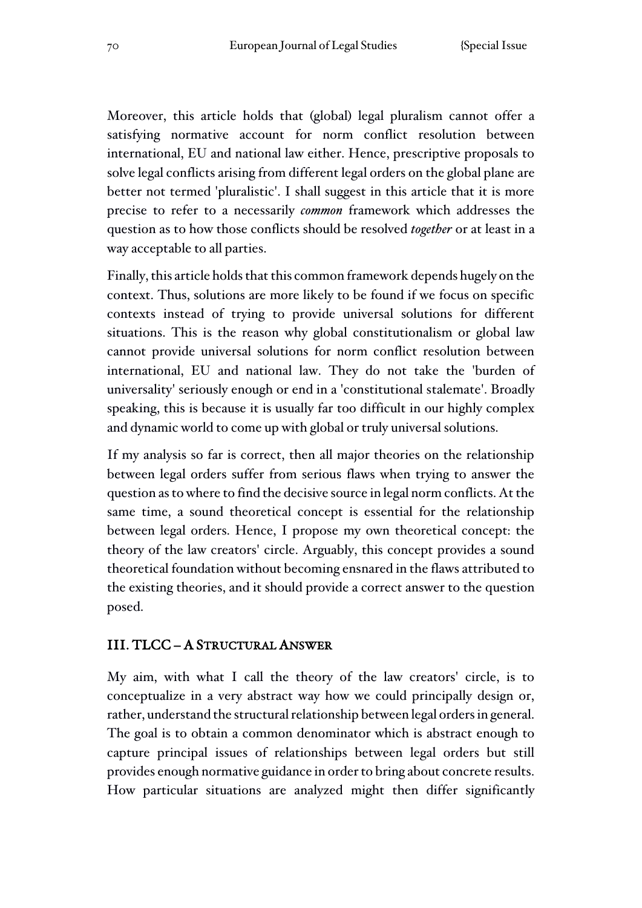Moreover, this article holds that (global) legal pluralism cannot offer a satisfying normative account for norm conflict resolution between international, EU and national law either. Hence, prescriptive proposals to solve legal conflicts arising from different legal orders on the global plane are better not termed 'pluralistic'. I shall suggest in this article that it is more precise to refer to a necessarily *common* framework which addresses the question as to how those conflicts should be resolved *together* or at least in a way acceptable to all parties.

Finally, this article holds that this common framework depends hugely on the context. Thus, solutions are more likely to be found if we focus on specific contexts instead of trying to provide universal solutions for different situations. This is the reason why global constitutionalism or global law cannot provide universal solutions for norm conflict resolution between international, EU and national law. They do not take the 'burden of universality' seriously enough or end in a 'constitutional stalemate'. Broadly speaking, this is because it is usually far too difficult in our highly complex and dynamic world to come up with global or truly universal solutions.

If my analysis so far is correct, then all major theories on the relationship between legal orders suffer from serious flaws when trying to answer the question as to where to find the decisive source in legal norm conflicts. At the same time, a sound theoretical concept is essential for the relationship between legal orders. Hence, I propose my own theoretical concept: the theory of the law creators' circle. Arguably, this concept provides a sound theoretical foundation without becoming ensnared in the flaws attributed to the existing theories, and it should provide a correct answer to the question posed.

## III. TLCC – A Structural Answer

My aim, with what I call the theory of the law creators' circle, is to conceptualize in a very abstract way how we could principally design or, rather, understand the structural relationship between legal orders in general. The goal is to obtain a common denominator which is abstract enough to capture principal issues of relationships between legal orders but still provides enough normative guidance in order to bring about concrete results. How particular situations are analyzed might then differ significantly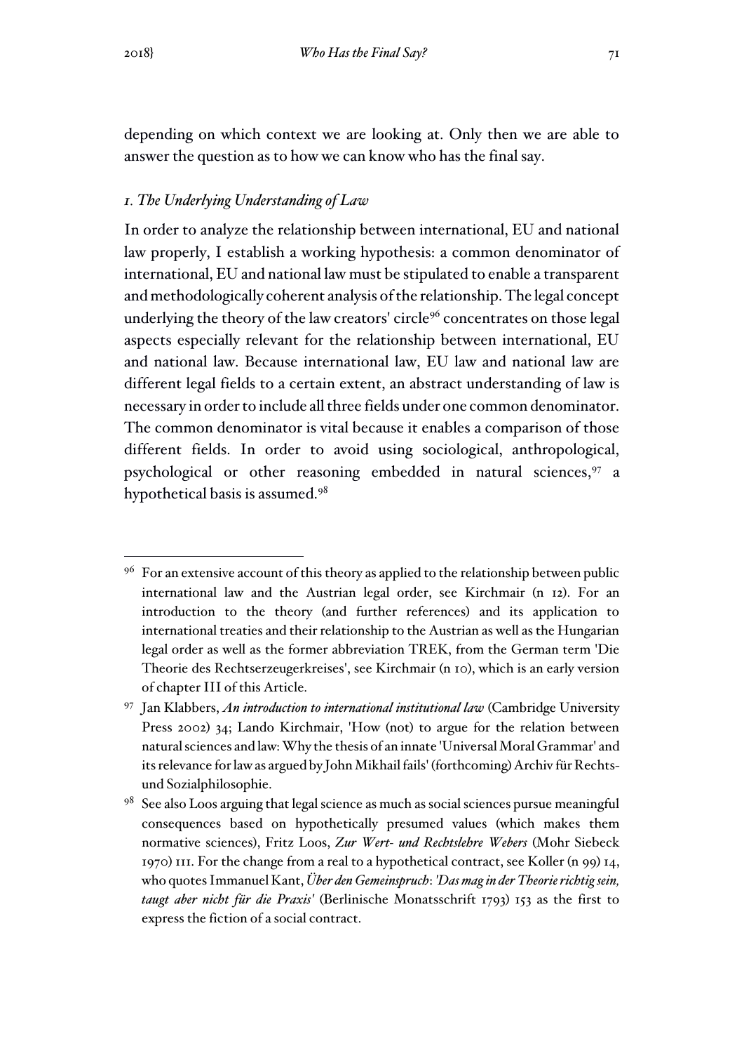depending on which context we are looking at. Only then we are able to answer the question as to how we can know who has the final say.

### *1. The Underlying Understanding of Law*

In order to analyze the relationship between international, EU and national law properly, I establish a working hypothesis: a common denominator of international, EU and national law must be stipulated to enable a transparent and methodologically coherent analysis of the relationship. The legal concept underlying the theory of the law creators' circle[96] concentrates on those legal aspects especially relevant for the relationship between international, EU and national law. Because international law, EU law and national law are different legal fields to a certain extent, an abstract understanding of law is necessary in order to include all three fields under one common denominator. The common denominator is vital because it enables a comparison of those different fields. In order to avoid using sociological, anthropological, psychological or other reasoning embedded in natural sciences,[97] a hypothetical basis is assumed.[98]

---

[96] For an extensive account of this theory as applied to the relationship between public international law and the Austrian legal order, see Kirchmair (n 12). For an introduction to the theory (and further references) and its application to international treaties and their relationship to the Austrian as well as the Hungarian legal order as well as the former abbreviation TREK, from the German term 'Die Theorie des Rechtserzeugerkreises', see Kirchmair (n 10), which is an early version of chapter III of this Article.

[97] Jan Klabbers, *An introduction to international institutional law* (Cambridge University Press 2002) 34; Lando Kirchmair, 'How (not) to argue for the relation between natural sciences and law: Why the thesis of an innate 'Universal Moral Grammar' and its relevance for law as argued by John Mikhail fails' (forthcoming) Archiv für Rechts- und Sozialphilosophie.

[98] See also Loos arguing that legal science as much as social sciences pursue meaningful consequences based on hypothetically presumed values (which makes them normative sciences), Fritz Loos, *Zur Wert- und Rechtslehre Webers* (Mohr Siebeck 1970) 111. For the change from a real to a hypothetical contract, see Koller (n 99) 14, who quotes Immanuel Kant, *Über den Gemeinspruch: 'Das mag in der Theorie richtig sein, taugt aber nicht für die Praxis'* (Berlinische Monatsschrift 1793) 153 as the first to express the fiction of a social contract.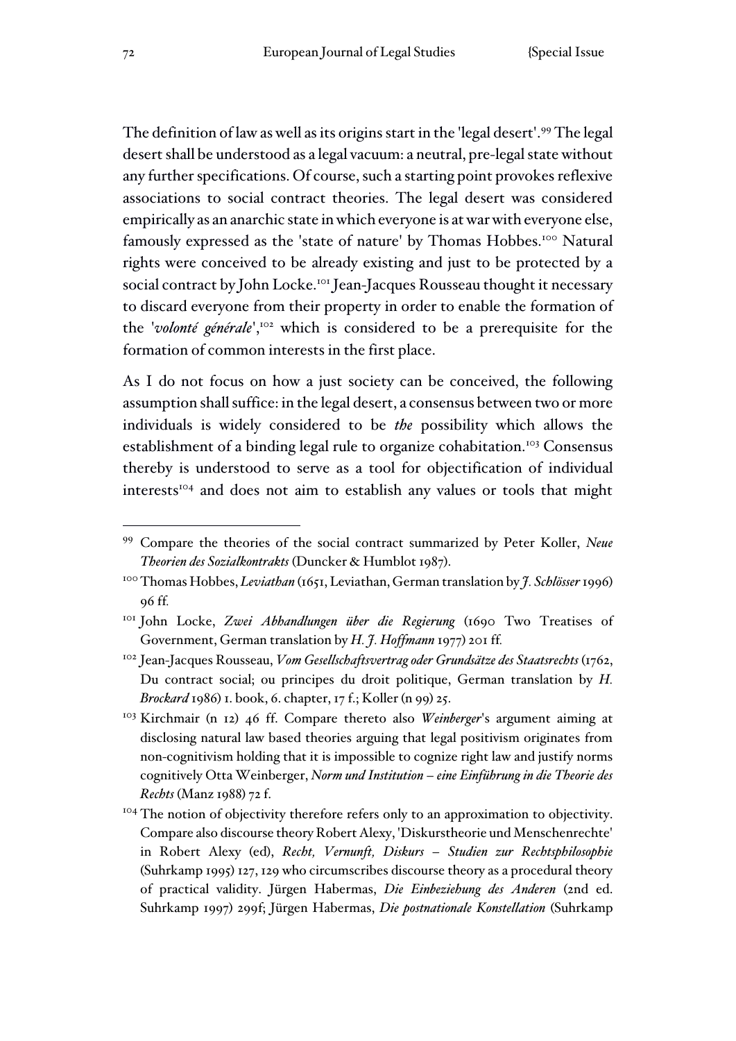The definition of law as well as its origins start in the 'legal desert'.[99] The legal desert shall be understood as a legal vacuum: a neutral, pre-legal state without any further specifications. Of course, such a starting point provokes reflexive associations to social contract theories. The legal desert was considered empirically as an anarchic state in which everyone is at war with everyone else, famously expressed as the 'state of nature' by Thomas Hobbes.[100] Natural rights were conceived to be already existing and just to be protected by a social contract by John Locke.[101] Jean-Jacques Rousseau thought it necessary to discard everyone from their property in order to enable the formation of the '*volonté générale*',[102] which is considered to be a prerequisite for the formation of common interests in the first place.

As I do not focus on how a just society can be conceived, the following assumption shall suffice: in the legal desert, a consensus between two or more individuals is widely considered to be *the* possibility which allows the establishment of a binding legal rule to organize cohabitation.[103] Consensus thereby is understood to serve as a tool for objectification of individual interests[104] and does not aim to establish any values or tools that might

---

[99] Compare the theories of the social contract summarized by Peter Koller, *Neue Theorien des Sozialkontrakts* (Duncker & Humblot 1987).

[100] Thomas Hobbes, *Leviathan* (1651, Leviathan, German translation by *J. Schlösser* 1996) 96 ff.

[101] John Locke, *Zwei Abhandlungen über die Regierung* (1690 Two Treatises of Government, German translation by *H. J. Hoffmann* 1977) 201 ff.

[102] Jean-Jacques Rousseau, *Vom Gesellschaftsvertrag oder Grundsätze des Staatsrechts* (1762, Du contract social; ou principes du droit politique, German translation by *H. Brockard* 1986) 1. book, 6. chapter, 17 f.; Koller (n 99) 25.

[103] Kirchmair (n 12) 46 ff. Compare thereto also *Weinberger*'s argument aiming at disclosing natural law based theories arguing that legal positivism originates from non-cognitivism holding that it is impossible to cognize right law and justify norms cognitively Otta Weinberger, *Norm und Institution – eine Einführung in die Theorie des Rechts* (Manz 1988) 72 f.

[104] The notion of objectivity therefore refers only to an approximation to objectivity. Compare also discourse theory Robert Alexy, 'Diskurstheorie und Menschenrechte' in Robert Alexy (ed), *Recht, Vernunft, Diskurs – Studien zur Rechtsphilosophie* (Suhrkamp 1995) 127, 129 who circumscribes discourse theory as a procedural theory of practical validity. Jürgen Habermas, *Die Einbeziehung des Anderen* (2nd ed. Suhrkamp 1997) 299f; Jürgen Habermas, *Die postnationale Konstellation* (Suhrkamp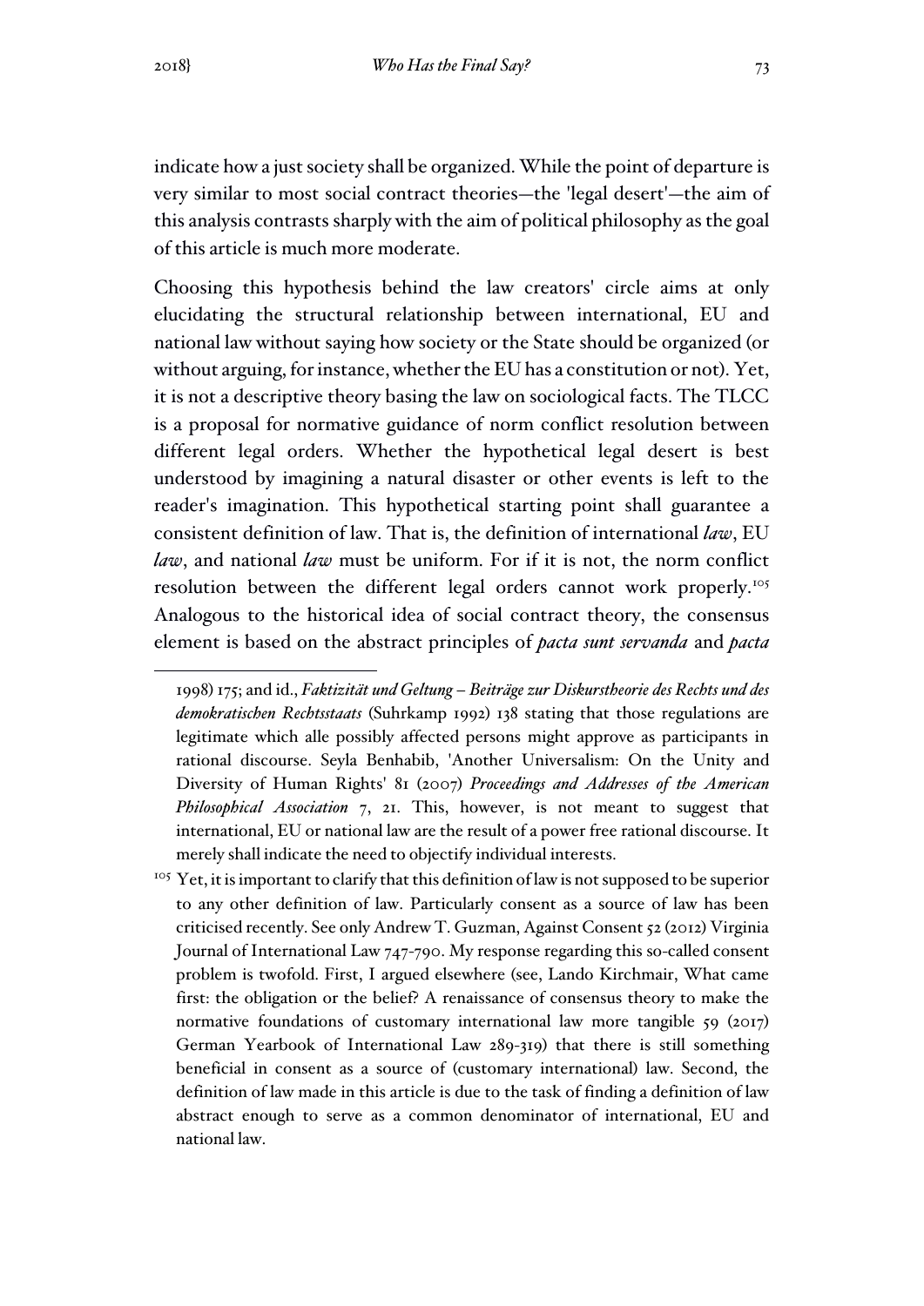indicate how a just society shall be organized. While the point of departure is very similar to most social contract theories—the 'legal desert'—the aim of this analysis contrasts sharply with the aim of political philosophy as the goal of this article is much more moderate.

Choosing this hypothesis behind the law creators' circle aims at only elucidating the structural relationship between international, EU and national law without saying how society or the State should be organized (or without arguing, for instance, whether the EU has a constitution or not). Yet, it is not a descriptive theory basing the law on sociological facts. The TLCC is a proposal for normative guidance of norm conflict resolution between different legal orders. Whether the hypothetical legal desert is best understood by imagining a natural disaster or other events is left to the reader's imagination. This hypothetical starting point shall guarantee a consistent definition of law. That is, the definition of international *law*, EU *law*, and national *law* must be uniform. For if it is not, the norm conflict resolution between the different legal orders cannot work properly.[105] Analogous to the historical idea of social contract theory, the consensus element is based on the abstract principles of ***pacta sunt servanda*** and ***pacta***

---

1998) 175; and id., *Faktizität und Geltung – Beiträge zur Diskurstheorie des Rechts und des demokratischen Rechtsstaats* (Suhrkamp 1992) 138 stating that those regulations are legitimate which alle possibly affected persons might approve as participants in rational discourse. Seyla Benhabib, 'Another Universalism: On the Unity and Diversity of Human Rights' 81 (2007) *Proceedings and Addresses of the American Philosophical Association* 7, 21. This, however, is not meant to suggest that international, EU or national law are the result of a power free rational discourse. It merely shall indicate the need to objectify individual interests.

[105] Yet, it is important to clarify that this definition of law is not supposed to be superior to any other definition of law. Particularly consent as a source of law has been criticised recently. See only Andrew T. Guzman, Against Consent 52 (2012) Virginia Journal of International Law 747-790. My response regarding this so-called consent problem is twofold. First, I argued elsewhere (see, Lando Kirchmair, What came first: the obligation or the belief? A renaissance of consensus theory to make the normative foundations of customary international law more tangible 59 (2017) German Yearbook of International Law 289-319) that there is still something beneficial in consent as a source of (customary international) law. Second, the definition of law made in this article is due to the task of finding a definition of law abstract enough to serve as a common denominator of international, EU and national law.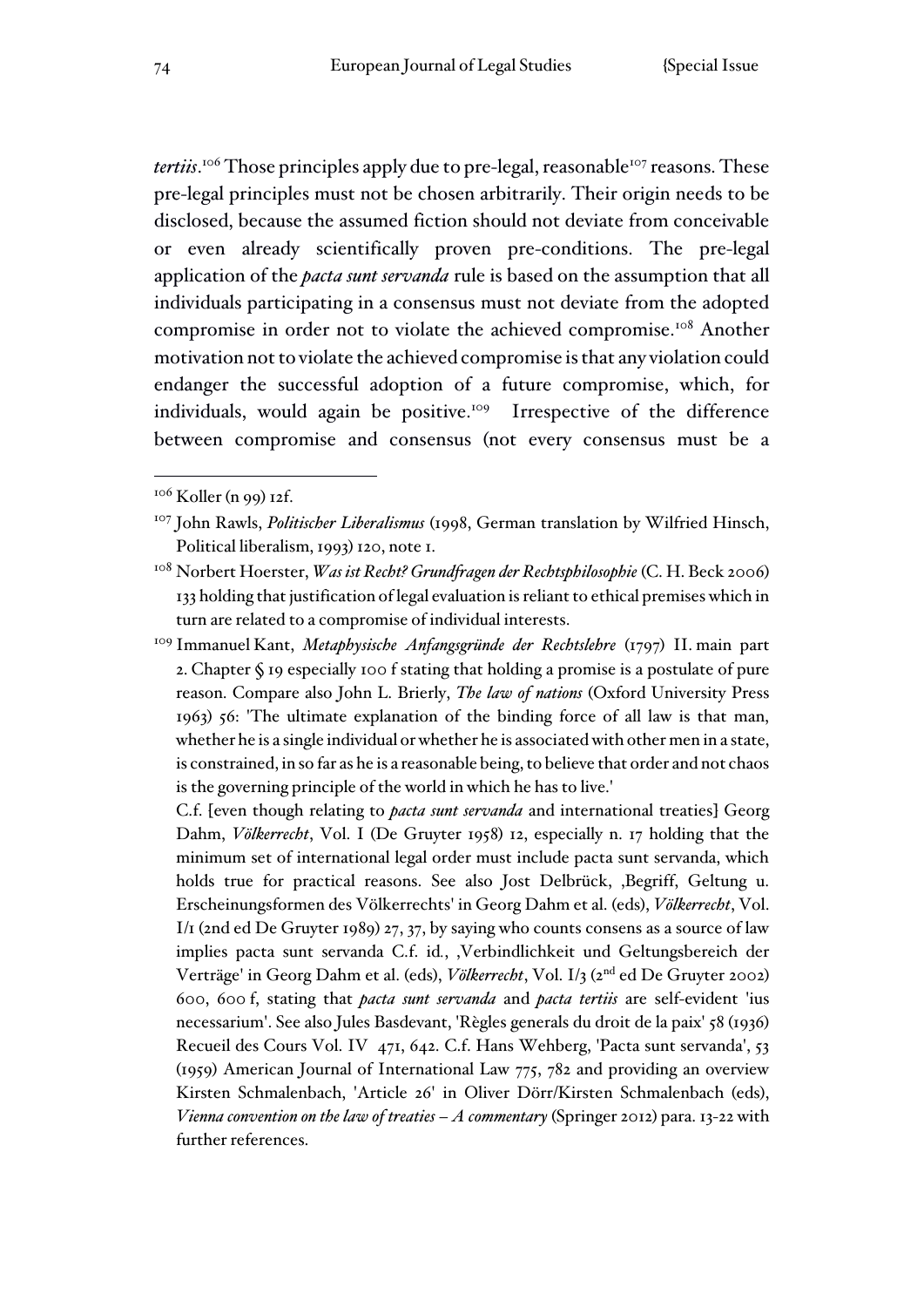*tertiis*.[106] Those principles apply due to pre-legal, reasonable[107] reasons. These pre-legal principles must not be chosen arbitrarily. Their origin needs to be disclosed, because the assumed fiction should not deviate from conceivable or even already scientifically proven pre-conditions. The pre-legal application of the *pacta sunt servanda* rule is based on the assumption that all individuals participating in a consensus must not deviate from the adopted compromise in order not to violate the achieved compromise.[108] Another motivation not to violate the achieved compromise is that any violation could endanger the successful adoption of a future compromise, which, for individuals, would again be positive.[109] Irrespective of the difference between compromise and consensus (not every consensus must be a

---

[106] Koller (n 99) 12f.

[107] John Rawls, *Politischer Liberalismus* (1998, German translation by Wilfried Hinsch, Political liberalism, 1993) 120, note 1.

[108] Norbert Hoerster, *Was ist Recht? Grundfragen der Rechtsphilosophie* (C. H. Beck 2006) 133 holding that justification of legal evaluation is reliant to ethical premises which in turn are related to a compromise of individual interests.

[109] Immanuel Kant, *Metaphysische Anfangsgründe der Rechtslehre* (1797) II. main part 2. Chapter § 19 especially 100 f stating that holding a promise is a postulate of pure reason. Compare also John L. Brierly, *The law of nations* (Oxford University Press 1963) 56: 'The ultimate explanation of the binding force of all law is that man, whether he is a single individual or whether he is associated with other men in a state, is constrained, in so far as he is a reasonable being, to believe that order and not chaos is the governing principle of the world in which he has to live.'

C.f. [even though relating to *pacta sunt servanda* and international treaties] Georg Dahm, *Völkerrecht*, Vol. I (De Gruyter 1958) 12, especially n. 17 holding that the minimum set of international legal order must include pacta sunt servanda, which holds true for practical reasons. See also Jost Delbrück, ‚Begriff, Geltung u. Erscheinungsformen des Völkerrechts' in Georg Dahm et al. (eds), *Völkerrecht*, Vol. I/1 (2nd ed De Gruyter 1989) 27, 37, by saying who counts consens as a source of law implies pacta sunt servanda C.f. id., ‚Verbindlichkeit und Geltungsbereich der Verträge' in Georg Dahm et al. (eds), *Völkerrecht*, Vol. I/3 (2nd ed De Gruyter 2002) 600, 600 f, stating that *pacta sunt servanda* and *pacta tertiis* are self-evident 'ius necessarium'. See also Jules Basdevant, 'Règles generals du droit de la paix' 58 (1936) Recueil des Cours Vol. IV 471, 642. C.f. Hans Wehberg, 'Pacta sunt servanda', 53 (1959) American Journal of International Law 775, 782 and providing an overview Kirsten Schmalenbach, 'Article 26' in Oliver Dörr/Kirsten Schmalenbach (eds), *Vienna convention on the law of treaties – A commentary* (Springer 2012) para. 13-22 with further references.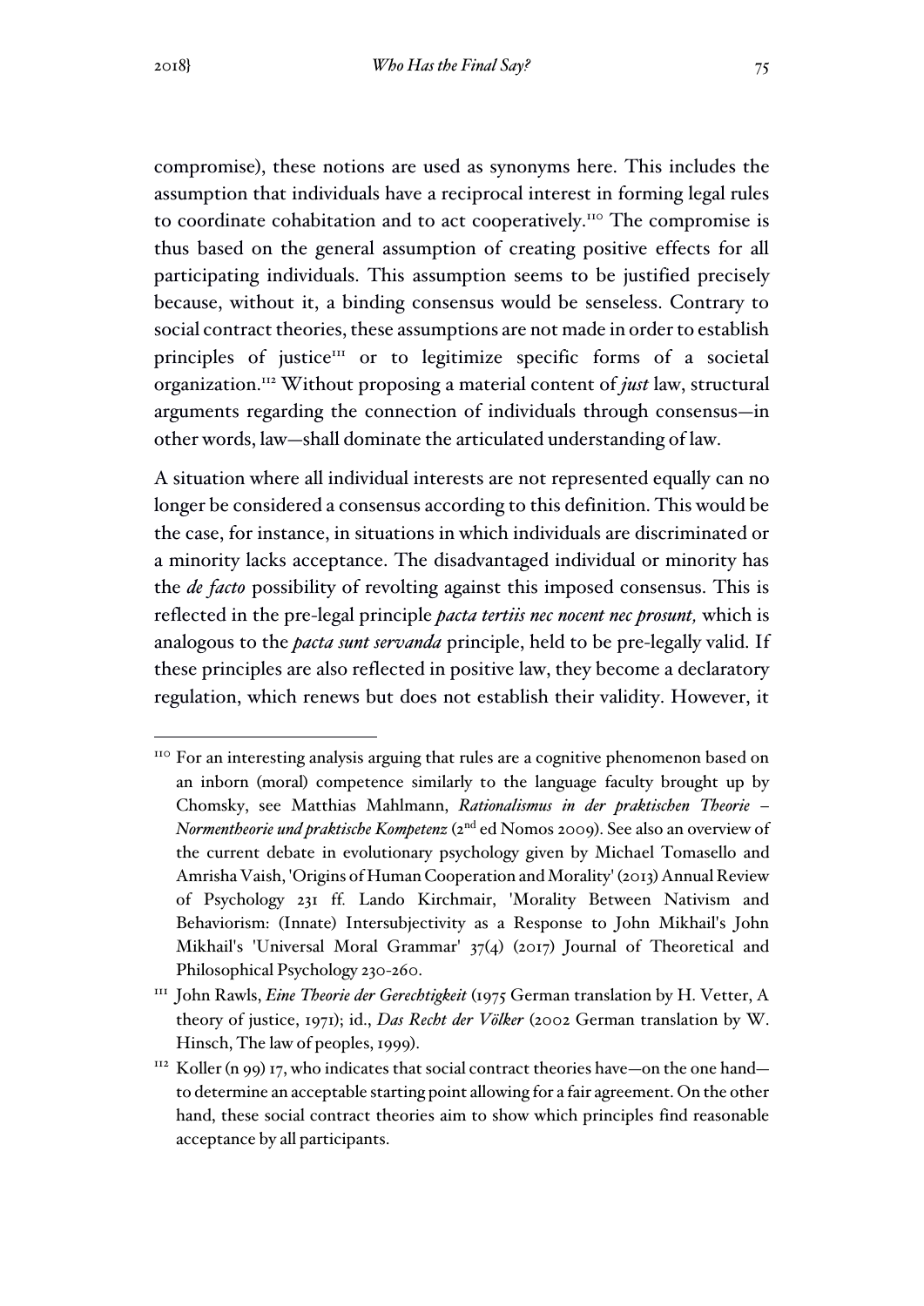compromise), these notions are used as synonyms here. This includes the assumption that individuals have a reciprocal interest in forming legal rules to coordinate cohabitation and to act cooperatively.[110] The compromise is thus based on the general assumption of creating positive effects for all participating individuals. This assumption seems to be justified precisely because, without it, a binding consensus would be senseless. Contrary to social contract theories, these assumptions are not made in order to establish principles of justice[111] or to legitimize specific forms of a societal organization.[112] Without proposing a material content of *just* law, structural arguments regarding the connection of individuals through consensus—in other words, law—shall dominate the articulated understanding of law.

A situation where all individual interests are not represented equally can no longer be considered a consensus according to this definition. This would be the case, for instance, in situations in which individuals are discriminated or a minority lacks acceptance. The disadvantaged individual or minority has the *de facto* possibility of revolting against this imposed consensus. This is reflected in the pre-legal principle *pacta tertiis nec nocent nec prosunt,* which is analogous to the *pacta sunt servanda* principle, held to be pre-legally valid. If these principles are also reflected in positive law, they become a declaratory regulation, which renews but does not establish their validity. However, it

---

[110] For an interesting analysis arguing that rules are a cognitive phenomenon based on an inborn (moral) competence similarly to the language faculty brought up by Chomsky, see Matthias Mahlmann, *Rationalismus in der praktischen Theorie – Normentheorie und praktische Kompetenz* (2nd ed Nomos 2009). See also an overview of the current debate in evolutionary psychology given by Michael Tomasello and Amrisha Vaish, 'Origins of Human Cooperation and Morality' (2013) Annual Review of Psychology 231 ff. Lando Kirchmair, 'Morality Between Nativism and Behaviorism: (Innate) Intersubjectivity as a Response to John Mikhail's John Mikhail's 'Universal Moral Grammar' 37(4) (2017) Journal of Theoretical and Philosophical Psychology 230-260.

[111] John Rawls, *Eine Theorie der Gerechtigkeit* (1975 German translation by H. Vetter, A theory of justice, 1971); id., *Das Recht der Völker* (2002 German translation by W. Hinsch, The law of peoples, 1999).

[112] Koller (n 99) 17, who indicates that social contract theories have—on the one hand—to determine an acceptable starting point allowing for a fair agreement. On the other hand, these social contract theories aim to show which principles find reasonable acceptance by all participants.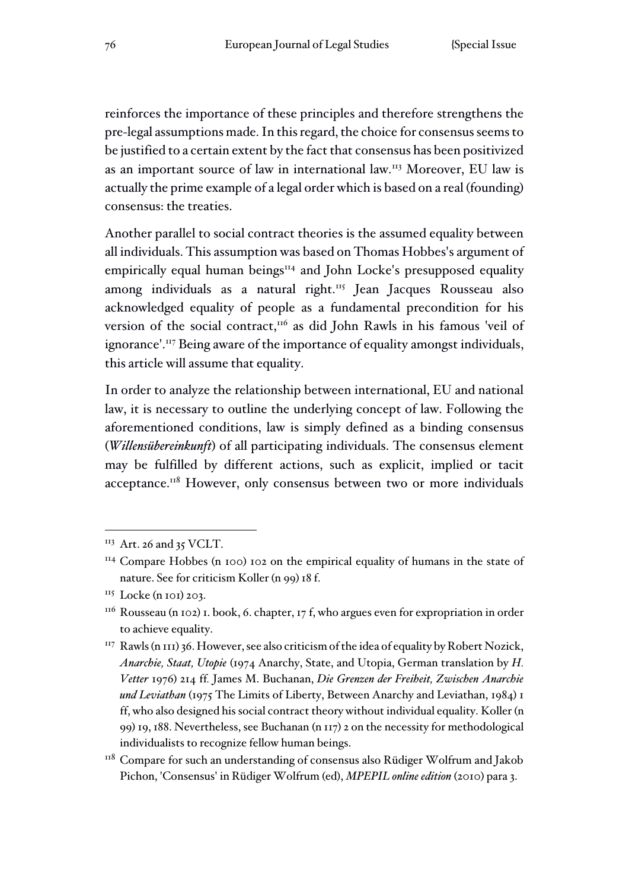reinforces the importance of these principles and therefore strengthens the pre-legal assumptions made. In this regard, the choice for consensus seems to be justified to a certain extent by the fact that consensus has been positivized as an important source of law in international law.[113] Moreover, EU law is actually the prime example of a legal order which is based on a real (founding) consensus: the treaties.

Another parallel to social contract theories is the assumed equality between all individuals. This assumption was based on Thomas Hobbes's argument of empirically equal human beings[114] and John Locke's presupposed equality among individuals as a natural right.[115] Jean Jacques Rousseau also acknowledged equality of people as a fundamental precondition for his version of the social contract,[116] as did John Rawls in his famous 'veil of ignorance'.[117] Being aware of the importance of equality amongst individuals, this article will assume that equality.

In order to analyze the relationship between international, EU and national law, it is necessary to outline the underlying concept of law. Following the aforementioned conditions, law is simply defined as a binding consensus (*Willensübereinkunft*) of all participating individuals. The consensus element may be fulfilled by different actions, such as explicit, implied or tacit acceptance.[118] However, only consensus between two or more individuals

---

[113] Art. 26 and 35 VCLT.

[114] Compare Hobbes (n 100) 102 on the empirical equality of humans in the state of nature. See for criticism Koller (n 99) 18 f.

[115] Locke (n 101) 203.

[116] Rousseau (n 102) 1. book, 6. chapter, 17 f, who argues even for expropriation in order to achieve equality.

[117] Rawls (n 111) 36. However, see also criticism of the idea of equality by Robert Nozick, *Anarchie, Staat, Utopie* (1974 Anarchy, State, and Utopia, German translation by *H. Vetter* 1976) 214 ff. James M. Buchanan, *Die Grenzen der Freiheit, Zwischen Anarchie und Leviathan* (1975 The Limits of Liberty, Between Anarchy and Leviathan, 1984) 1 ff, who also designed his social contract theory without individual equality. Koller (n 99) 19, 188. Nevertheless, see Buchanan (n 117) 2 on the necessity for methodological individualists to recognize fellow human beings.

[118] Compare for such an understanding of consensus also Rüdiger Wolfrum and Jakob Pichon, 'Consensus' in Rüdiger Wolfrum (ed), *MPEPIL online edition* (2010) para 3.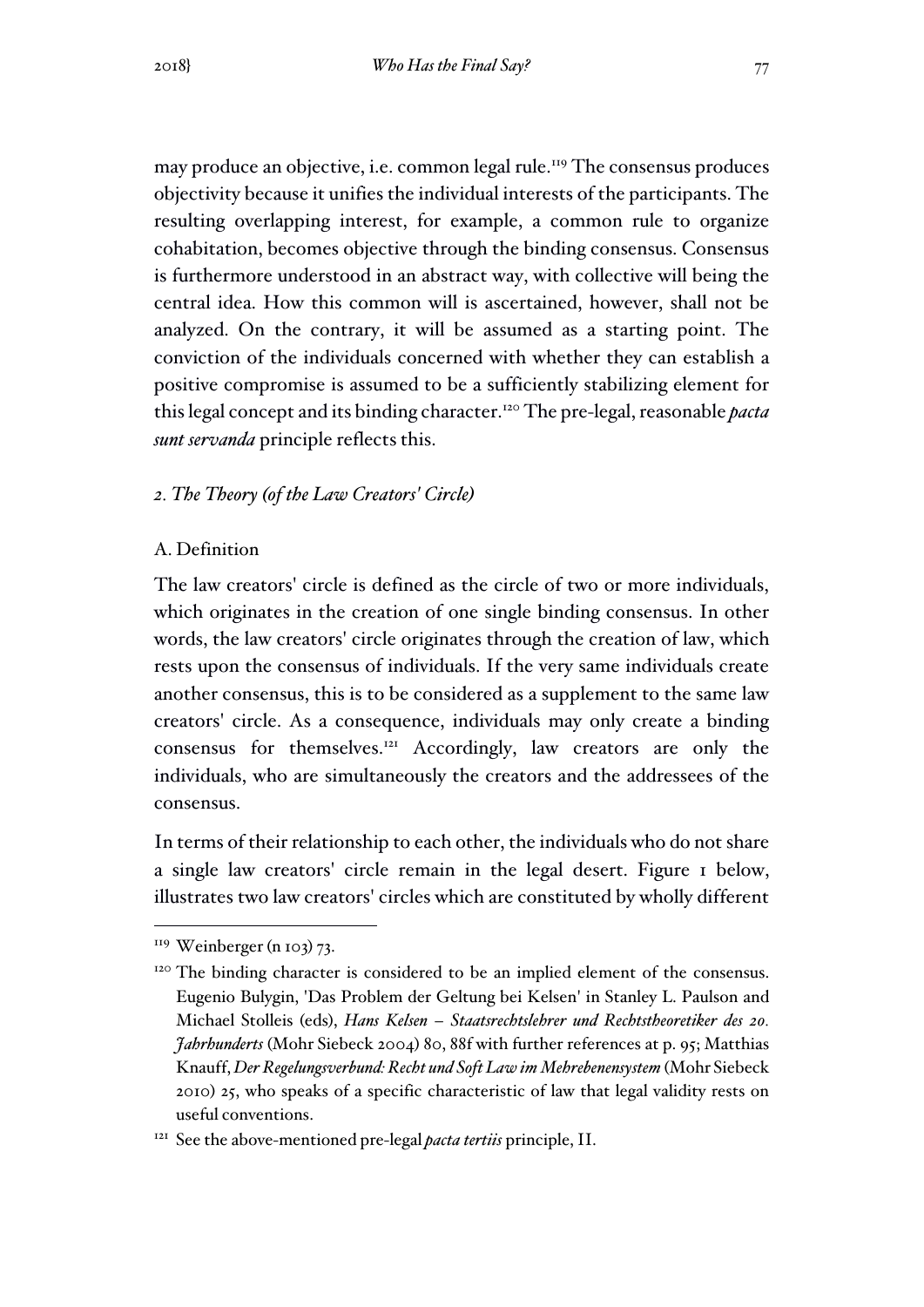may produce an objective, i.e. common legal rule.[119] The consensus produces objectivity because it unifies the individual interests of the participants. The resulting overlapping interest, for example, a common rule to organize cohabitation, becomes objective through the binding consensus. Consensus is furthermore understood in an abstract way, with collective will being the central idea. How this common will is ascertained, however, shall not be analyzed. On the contrary, it will be assumed as a starting point. The conviction of the individuals concerned with whether they can establish a positive compromise is assumed to be a sufficiently stabilizing element for this legal concept and its binding character.[120] The pre-legal, reasonable *pacta sunt servanda* principle reflects this.

### *2. The Theory (of the Law Creators' Circle)*

#### A. Definition

The law creators' circle is defined as the circle of two or more individuals, which originates in the creation of one single binding consensus. In other words, the law creators' circle originates through the creation of law, which rests upon the consensus of individuals. If the very same individuals create another consensus, this is to be considered as a supplement to the same law creators' circle. As a consequence, individuals may only create a binding consensus for themselves.[121] Accordingly, law creators are only the individuals, who are simultaneously the creators and the addressees of the consensus.

In terms of their relationship to each other, the individuals who do not share a single law creators' circle remain in the legal desert. Figure 1 below, illustrates two law creators' circles which are constituted by wholly different

---

[119] Weinberger (n 103) 73.

[120] The binding character is considered to be an implied element of the consensus. Eugenio Bulygin, 'Das Problem der Geltung bei Kelsen' in Stanley L. Paulson and Michael Stolleis (eds), *Hans Kelsen – Staatsrechtslehrer und Rechtstheoretiker des 20. Jahrhunderts* (Mohr Siebeck 2004) 80, 88f with further references at p. 95; Matthias Knauff, *Der Regelungsverbund: Recht und Soft Law im Mehrebenensystem* (Mohr Siebeck 2010) 25, who speaks of a specific characteristic of law that legal validity rests on useful conventions.

[121] See the above-mentioned pre-legal *pacta tertiis* principle, II.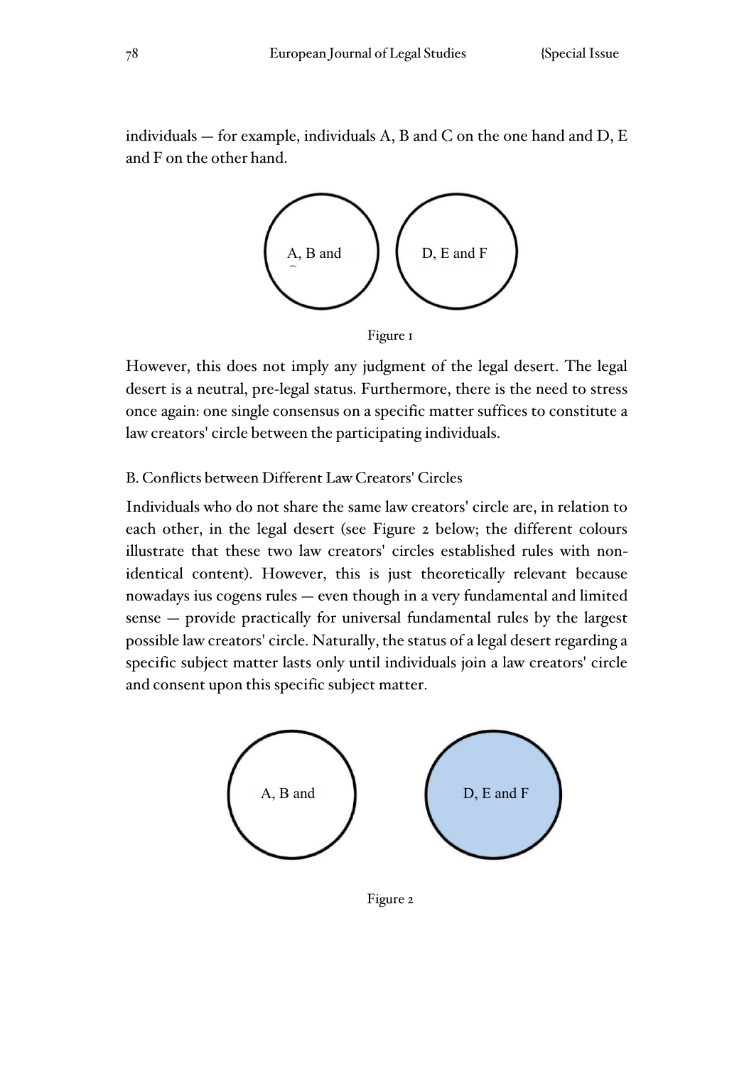individuals — for example, individuals A, B and C on the one hand and D, E and F on the other hand.

A, B and C

D, E and F

Figure 1

However, this does not imply any judgment of the legal desert. The legal desert is a neutral, pre-legal status. Furthermore, there is the need to stress once again: one single consensus on a specific matter suffices to constitute a law creators' circle between the participating individuals.

### B. Conflicts between Different Law Creators' Circles

Individuals who do not share the same law creators' circle are, in relation to each other, in the legal desert (see Figure 2 below; the different colours illustrate that these two law creators' circles established rules with non-identical content). However, this is just theoretically relevant because nowadays ius cogens rules — even though in a very fundamental and limited sense — provide practically for universal fundamental rules by the largest possible law creators' circle. Naturally, the status of a legal desert regarding a specific subject matter lasts only until individuals join a law creators' circle and consent upon this specific subject matter.

A, B and

D, E and F

Figure 2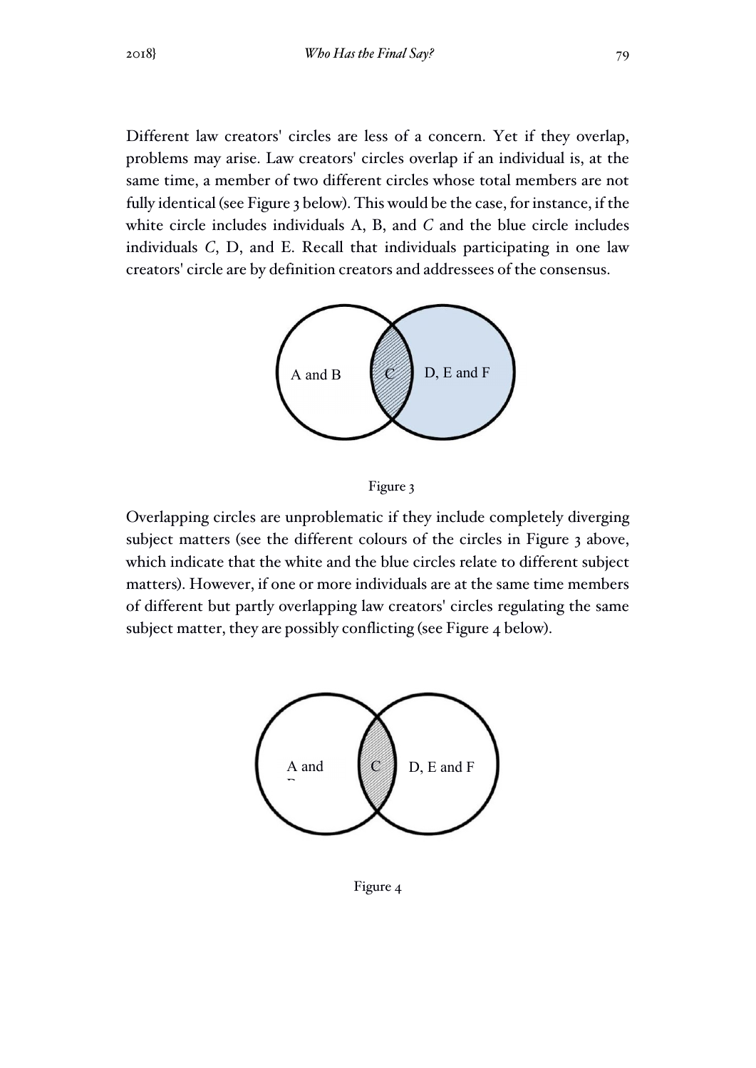Different law creators' circles are less of a concern. Yet if they overlap, problems may arise. Law creators' circles overlap if an individual is, at the same time, a member of two different circles whose total members are not fully identical (see Figure 3 below). This would be the case, for instance, if the white circle includes individuals A, B, and *C* and the blue circle includes individuals *C*, D, and E. Recall that individuals participating in one law creators' circle are by definition creators and addressees of the consensus.

A and B | C | D, E and F

Figure 3

Overlapping circles are unproblematic if they include completely diverging subject matters (see the different colours of the circles in Figure 3 above, which indicate that the white and the blue circles relate to different subject matters). However, if one or more individuals are at the same time members of different but partly overlapping law creators' circles regulating the same subject matter, they are possibly conflicting (see Figure 4 below).

A and B | C | D, E and F

Figure 4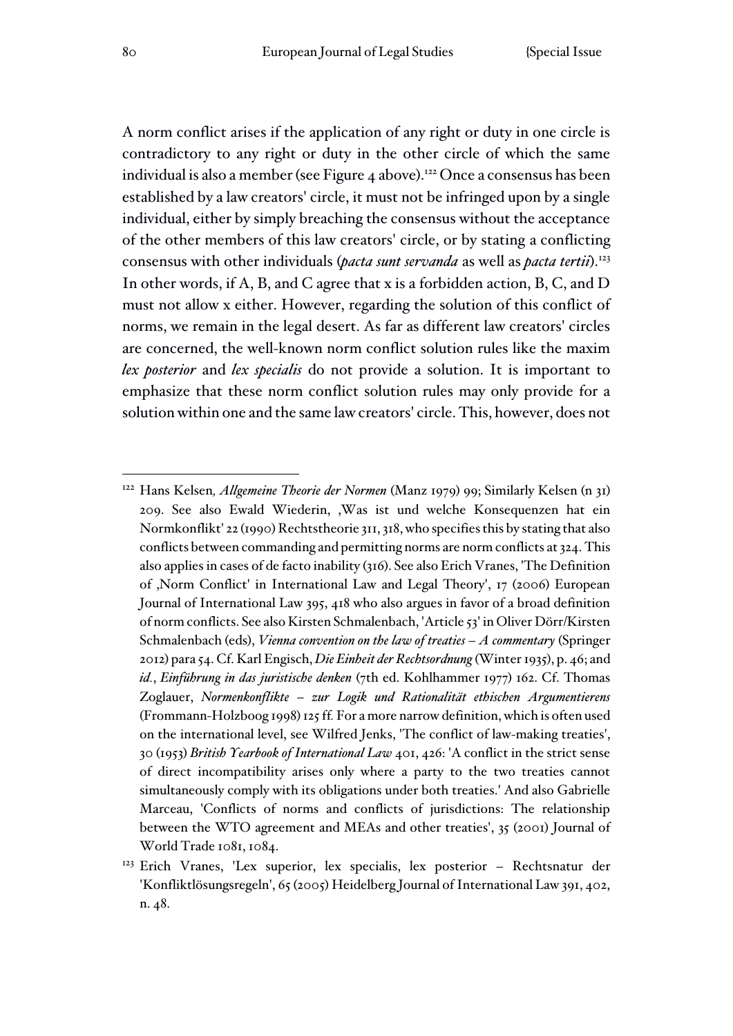A norm conflict arises if the application of any right or duty in one circle is contradictory to any right or duty in the other circle of which the same individual is also a member (see Figure 4 above).[122] Once a consensus has been established by a law creators' circle, it must not be infringed upon by a single individual, either by simply breaching the consensus without the acceptance of the other members of this law creators' circle, or by stating a conflicting consensus with other individuals (*pacta sunt servanda* as well as *pacta tertii*).[123] In other words, if A, B, and C agree that x is a forbidden action, B, C, and D must not allow x either. However, regarding the solution of this conflict of norms, we remain in the legal desert. As far as different law creators' circles are concerned, the well-known norm conflict solution rules like the maxim *lex posterior* and *lex specialis* do not provide a solution. It is important to emphasize that these norm conflict solution rules may only provide for a solution within one and the same law creators' circle. This, however, does not

---

[122] Hans Kelsen*, Allgemeine Theorie der Normen* (Manz 1979) 99; Similarly Kelsen (n 31) 209. See also Ewald Wiederin, ‚Was ist und welche Konsequenzen hat ein Normkonflikt' 22 (1990) Rechtstheorie 311, 318, who specifies this by stating that also conflicts between commanding and permitting norms are norm conflicts at 324. This also applies in cases of de facto inability (316). See also Erich Vranes, 'The Definition of ‚Norm Conflict' in International Law and Legal Theory', 17 (2006) European Journal of International Law 395, 418 who also argues in favor of a broad definition of norm conflicts. See also Kirsten Schmalenbach, 'Article 53' in Oliver Dörr/Kirsten Schmalenbach (eds), *Vienna convention on the law of treaties – A commentary* (Springer 2012) para 54. Cf. Karl Engisch, *Die Einheit der Rechtsordnung* (Winter 1935), p. 46; and *id.*, *Einführung in das juristische denken* (7th ed. Kohlhammer 1977) 162. Cf. Thomas Zoglauer, *Normenkonflikte – zur Logik und Rationalität ethischen Argumentierens* (Frommann-Holzboog 1998) 125 ff. For a more narrow definition, which is often used on the international level, see Wilfred Jenks, 'The conflict of law-making treaties', 30 (1953) *British Yearbook of International Law* 401, 426: 'A conflict in the strict sense of direct incompatibility arises only where a party to the two treaties cannot simultaneously comply with its obligations under both treaties.' And also Gabrielle Marceau, 'Conflicts of norms and conflicts of jurisdictions: The relationship between the WTO agreement and MEAs and other treaties', 35 (2001) Journal of World Trade 1081, 1084.

[123] Erich Vranes, 'Lex superior, lex specialis, lex posterior – Rechtsnatur der 'Konfliktlösungsregeln', 65 (2005) Heidelberg Journal of International Law 391, 402, n. 48.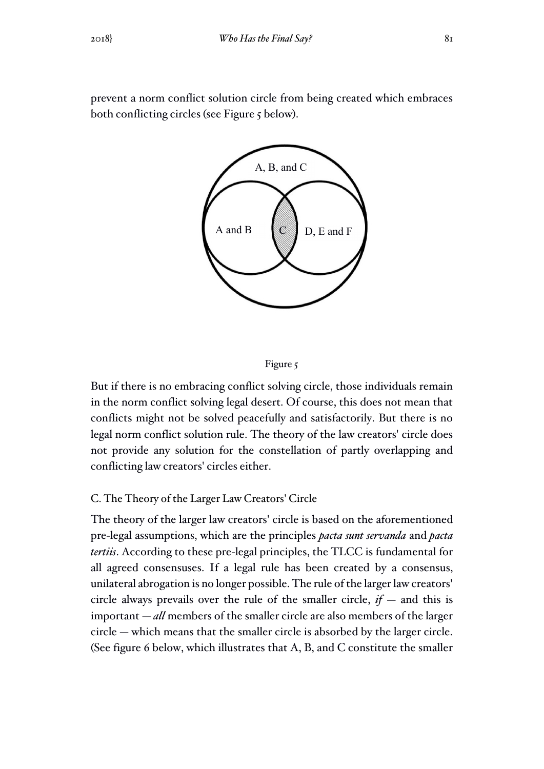prevent a norm conflict solution circle from being created which embraces both conflicting circles (see Figure 5 below).

A, B, and C

A and B C D, E and F

Figure 5

But if there is no embracing conflict solving circle, those individuals remain in the norm conflict solving legal desert. Of course, this does not mean that conflicts might not be solved peacefully and satisfactorily. But there is no legal norm conflict solution rule. The theory of the law creators' circle does not provide any solution for the constellation of partly overlapping and conflicting law creators' circles either.

### C. The Theory of the Larger Law Creators' Circle

The theory of the larger law creators' circle is based on the aforementioned pre-legal assumptions, which are the principles ***pacta sunt servanda*** and ***pacta tertiis***. According to these pre-legal principles, the TLCC is fundamental for all agreed consensuses. If a legal rule has been created by a consensus, unilateral abrogation is no longer possible. The rule of the larger law creators' circle always prevails over the rule of the smaller circle, ***if*** — and this is important — ***all*** members of the smaller circle are also members of the larger circle — which means that the smaller circle is absorbed by the larger circle. (See figure 6 below, which illustrates that A, B, and C constitute the smaller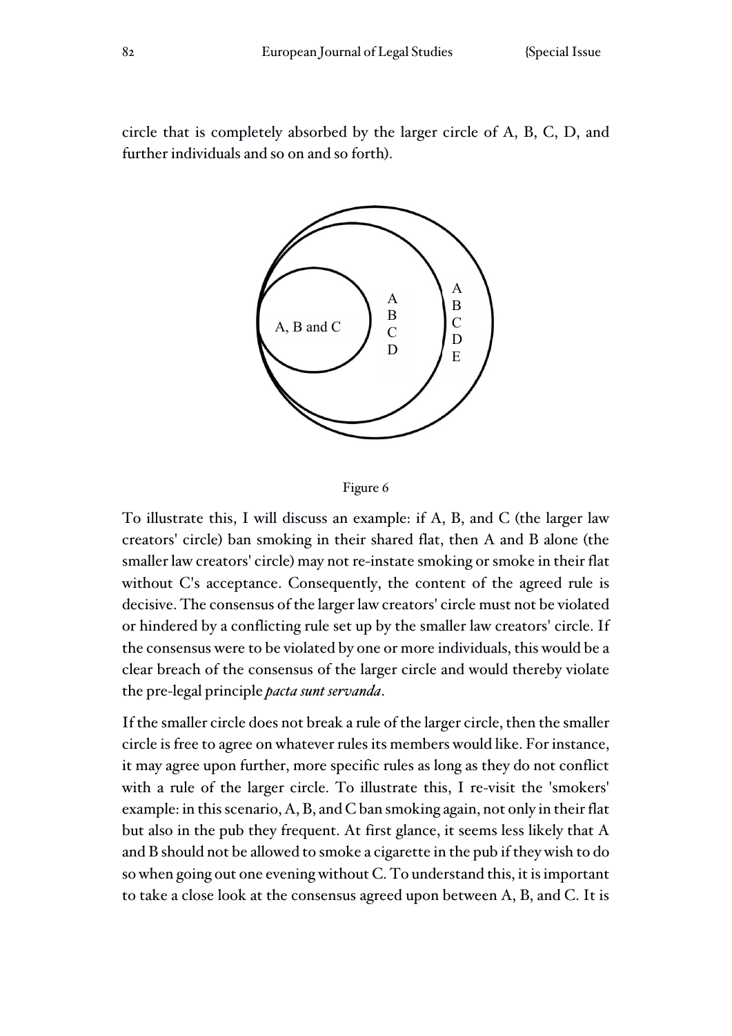circle that is completely absorbed by the larger circle of A, B, C, D, and further individuals and so on and so forth).

Figure 6

To illustrate this, I will discuss an example: if A, B, and C (the larger law creators' circle) ban smoking in their shared flat, then A and B alone (the smaller law creators' circle) may not re-instate smoking or smoke in their flat without C's acceptance. Consequently, the content of the agreed rule is decisive. The consensus of the larger law creators' circle must not be violated or hindered by a conflicting rule set up by the smaller law creators' circle. If the consensus were to be violated by one or more individuals, this would be a clear breach of the consensus of the larger circle and would thereby violate the pre-legal principle *pacta sunt servanda*.

If the smaller circle does not break a rule of the larger circle, then the smaller circle is free to agree on whatever rules its members would like. For instance, it may agree upon further, more specific rules as long as they do not conflict with a rule of the larger circle. To illustrate this, I re-visit the 'smokers' example: in this scenario, A, B, and C ban smoking again, not only in their flat but also in the pub they frequent. At first glance, it seems less likely that A and B should not be allowed to smoke a cigarette in the pub if they wish to do so when going out one evening without C. To understand this, it is important to take a close look at the consensus agreed upon between A, B, and C. It is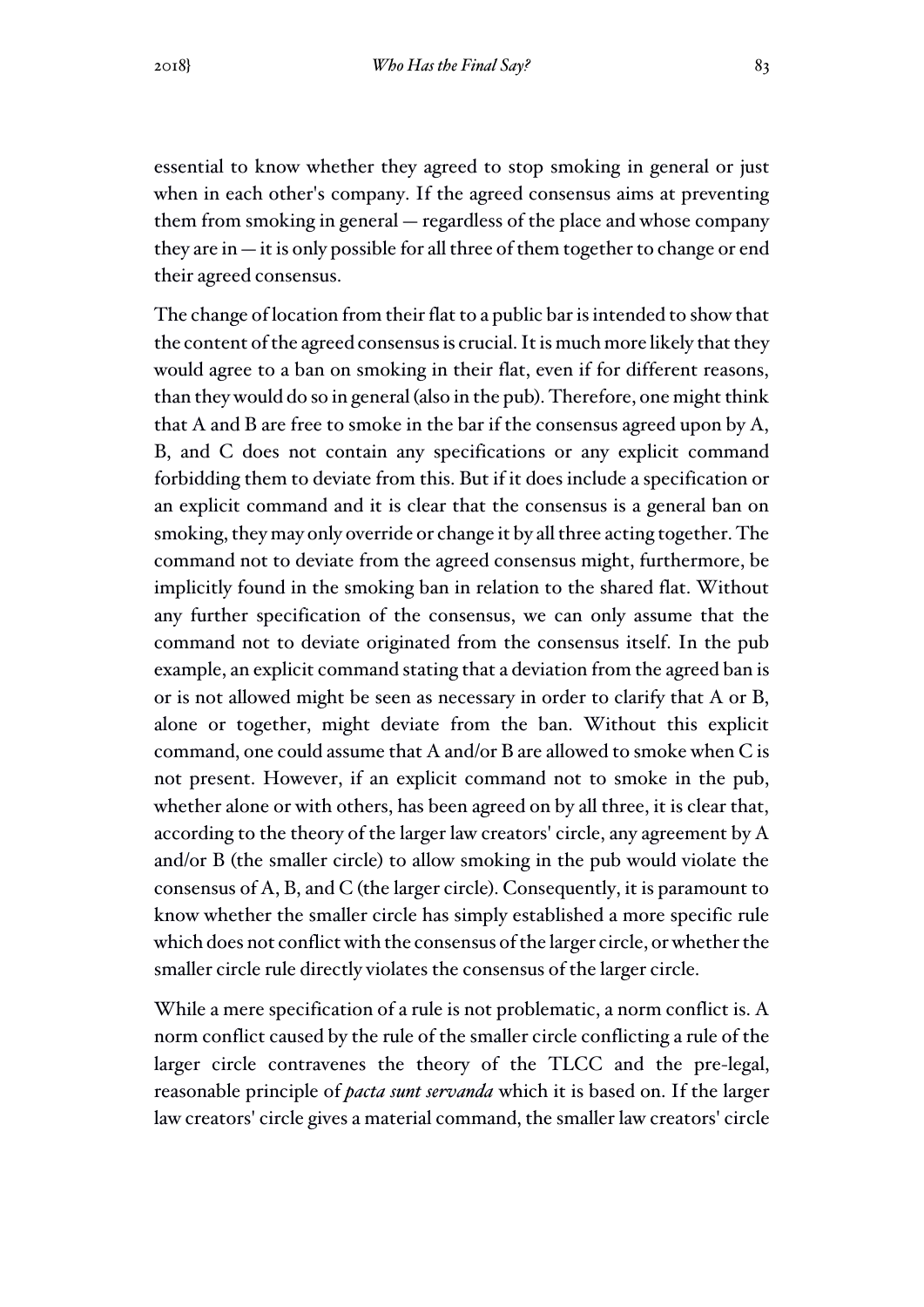essential to know whether they agreed to stop smoking in general or just when in each other's company. If the agreed consensus aims at preventing them from smoking in general — regardless of the place and whose company they are in — it is only possible for all three of them together to change or end their agreed consensus.

The change of location from their flat to a public bar is intended to show that the content of the agreed consensus is crucial. It is much more likely that they would agree to a ban on smoking in their flat, even if for different reasons, than they would do so in general (also in the pub). Therefore, one might think that A and B are free to smoke in the bar if the consensus agreed upon by A, B, and C does not contain any specifications or any explicit command forbidding them to deviate from this. But if it does include a specification or an explicit command and it is clear that the consensus is a general ban on smoking, they may only override or change it by all three acting together. The command not to deviate from the agreed consensus might, furthermore, be implicitly found in the smoking ban in relation to the shared flat. Without any further specification of the consensus, we can only assume that the command not to deviate originated from the consensus itself. In the pub example, an explicit command stating that a deviation from the agreed ban is or is not allowed might be seen as necessary in order to clarify that A or B, alone or together, might deviate from the ban. Without this explicit command, one could assume that A and/or B are allowed to smoke when C is not present. However, if an explicit command not to smoke in the pub, whether alone or with others, has been agreed on by all three, it is clear that, according to the theory of the larger law creators' circle, any agreement by A and/or B (the smaller circle) to allow smoking in the pub would violate the consensus of A, B, and C (the larger circle). Consequently, it is paramount to know whether the smaller circle has simply established a more specific rule which does not conflict with the consensus of the larger circle, or whether the smaller circle rule directly violates the consensus of the larger circle.

While a mere specification of a rule is not problematic, a norm conflict is. A norm conflict caused by the rule of the smaller circle conflicting a rule of the larger circle contravenes the theory of the TLCC and the pre-legal, reasonable principle of ***pacta sunt servanda*** which it is based on. If the larger law creators' circle gives a material command, the smaller law creators' circle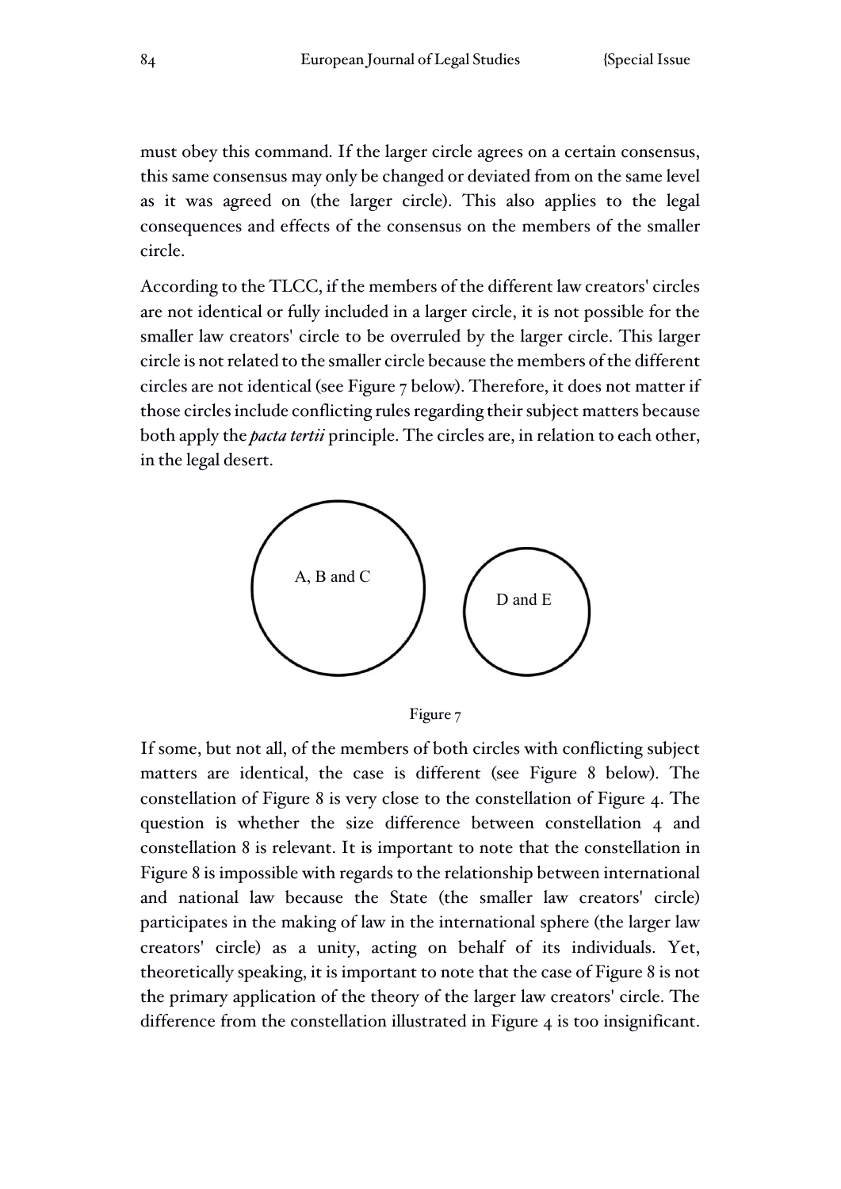must obey this command. If the larger circle agrees on a certain consensus, this same consensus may only be changed or deviated from on the same level as it was agreed on (the larger circle). This also applies to the legal consequences and effects of the consensus on the members of the smaller circle.

According to the TLCC, if the members of the different law creators' circles are not identical or fully included in a larger circle, it is not possible for the smaller law creators' circle to be overruled by the larger circle. This larger circle is not related to the smaller circle because the members of the different circles are not identical (see Figure 7 below). Therefore, it does not matter if those circles include conflicting rules regarding their subject matters because both apply the *pacta tertii* principle. The circles are, in relation to each other, in the legal desert.

A, B and C

D and E

Figure 7

If some, but not all, of the members of both circles with conflicting subject matters are identical, the case is different (see Figure 8 below). The constellation of Figure 8 is very close to the constellation of Figure 4. The question is whether the size difference between constellation 4 and constellation 8 is relevant. It is important to note that the constellation in Figure 8 is impossible with regards to the relationship between international and national law because the State (the smaller law creators' circle) participates in the making of law in the international sphere (the larger law creators' circle) as a unity, acting on behalf of its individuals. Yet, theoretically speaking, it is important to note that the case of Figure 8 is not the primary application of the theory of the larger law creators' circle. The difference from the constellation illustrated in Figure 4 is too insignificant.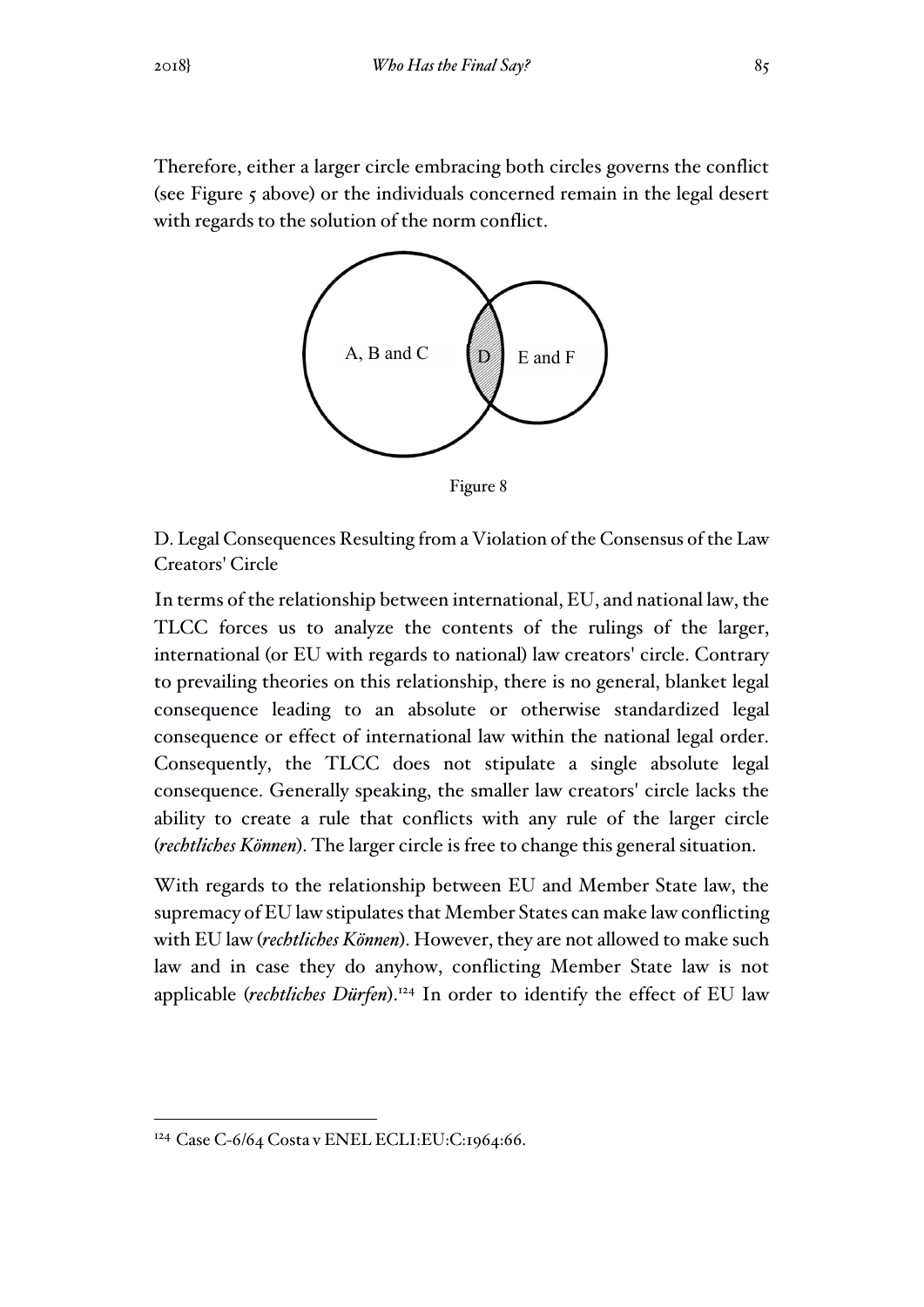Therefore, either a larger circle embracing both circles governs the conflict (see Figure 5 above) or the individuals concerned remain in the legal desert with regards to the solution of the norm conflict.

A, B and C

D

E and F

Figure 8

D. Legal Consequences Resulting from a Violation of the Consensus of the Law Creators' Circle

In terms of the relationship between international, EU, and national law, the TLCC forces us to analyze the contents of the rulings of the larger, international (or EU with regards to national) law creators' circle. Contrary to prevailing theories on this relationship, there is no general, blanket legal consequence leading to an absolute or otherwise standardized legal consequence or effect of international law within the national legal order. Consequently, the TLCC does not stipulate a single absolute legal consequence. Generally speaking, the smaller law creators' circle lacks the ability to create a rule that conflicts with any rule of the larger circle (*rechtliches Können*). The larger circle is free to change this general situation.

With regards to the relationship between EU and Member State law, the supremacy of EU law stipulates that Member States can make law conflicting with EU law (*rechtliches Können*). However, they are not allowed to make such law and in case they do anyhow, conflicting Member State law is not applicable (*rechtliches Dürfen*).[124] In order to identify the effect of EU law

[124] Case C-6/64 Costa v ENEL ECLI:EU:C:1964:66.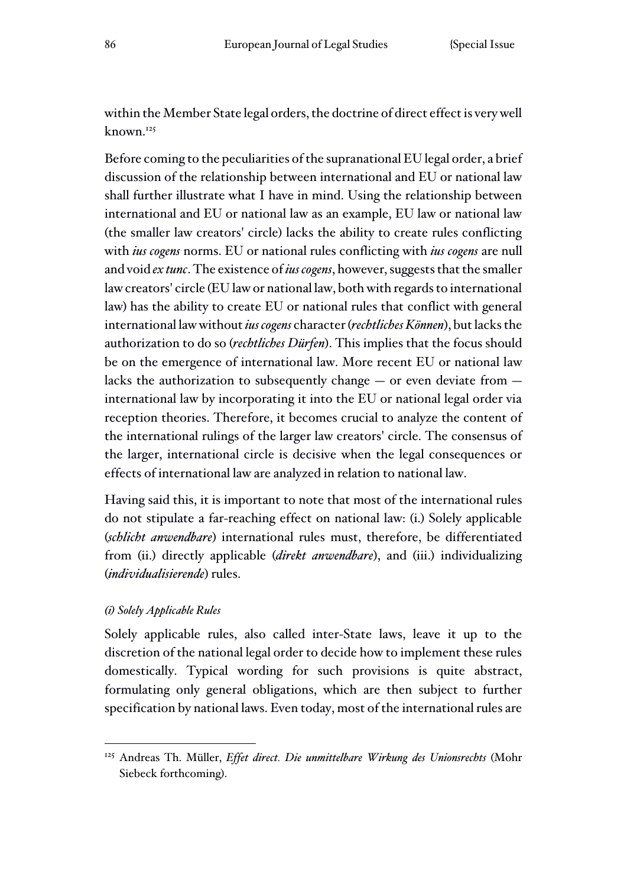within the Member State legal orders, the doctrine of direct effect is very well known.[125]

Before coming to the peculiarities of the supranational EU legal order, a brief discussion of the relationship between international and EU or national law shall further illustrate what I have in mind. Using the relationship between international and EU or national law as an example, EU law or national law (the smaller law creators' circle) lacks the ability to create rules conflicting with *ius cogens* norms. EU or national rules conflicting with *ius cogens* are null and void *ex tunc*. The existence of *ius cogens*, however, suggests that the smaller law creators' circle (EU law or national law, both with regards to international law) has the ability to create EU or national rules that conflict with general international law without *ius cogens* character (*rechtliches Können*), but lacks the authorization to do so (*rechtliches Dürfen*). This implies that the focus should be on the emergence of international law. More recent EU or national law lacks the authorization to subsequently change — or even deviate from — international law by incorporating it into the EU or national legal order via reception theories. Therefore, it becomes crucial to analyze the content of the international rulings of the larger law creators' circle. The consensus of the larger, international circle is decisive when the legal consequences or effects of international law are analyzed in relation to national law.

Having said this, it is important to note that most of the international rules do not stipulate a far-reaching effect on national law: (i.) Solely applicable (*schlicht anwendbare*) international rules must, therefore, be differentiated from (ii.) directly applicable (*direkt anwendbare*), and (iii.) individualizing (*individualisierende*) rules.

*(i) Solely Applicable Rules*

Solely applicable rules, also called inter-State laws, leave it up to the discretion of the national legal order to decide how to implement these rules domestically. Typical wording for such provisions is quite abstract, formulating only general obligations, which are then subject to further specification by national laws. Even today, most of the international rules are

[125] Andreas Th. Müller, *Effet direct. Die unmittelbare Wirkung des Unionsrechts* (Mohr Siebeck forthcoming).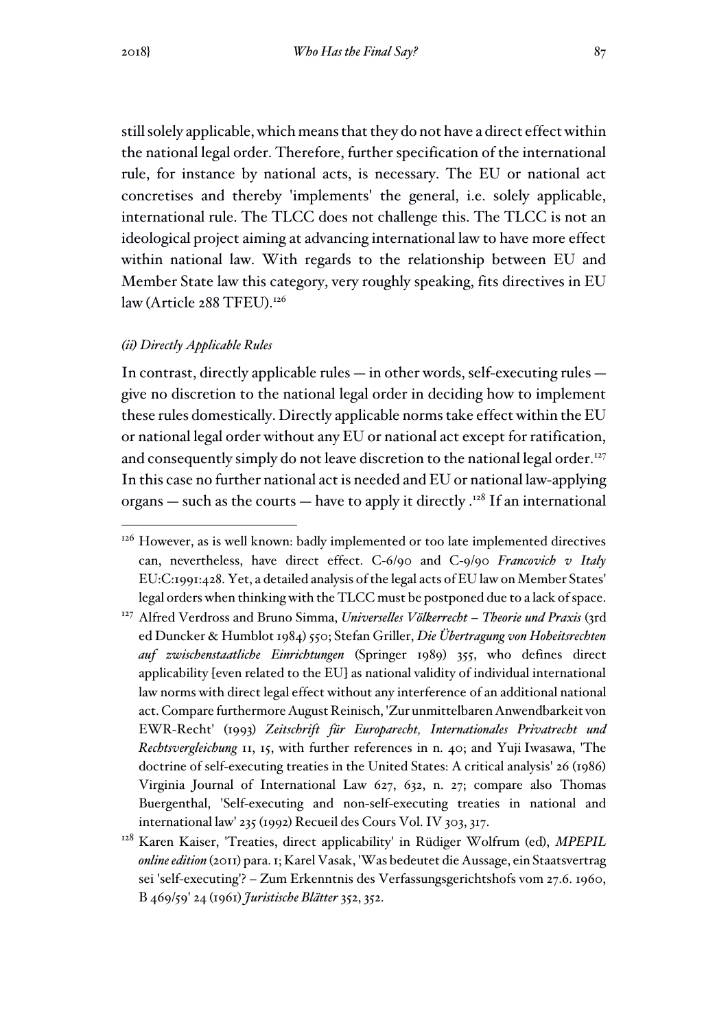still solely applicable, which means that they do not have a direct effect within the national legal order. Therefore, further specification of the international rule, for instance by national acts, is necessary. The EU or national act concretises and thereby 'implements' the general, i.e. solely applicable, international rule. The TLCC does not challenge this. The TLCC is not an ideological project aiming at advancing international law to have more effect within national law. With regards to the relationship between EU and Member State law this category, very roughly speaking, fits directives in EU law (Article 288 TFEU).[126]

*(ii) Directly Applicable Rules*

In contrast, directly applicable rules — in other words, self-executing rules — give no discretion to the national legal order in deciding how to implement these rules domestically. Directly applicable norms take effect within the EU or national legal order without any EU or national act except for ratification, and consequently simply do not leave discretion to the national legal order.[127] In this case no further national act is needed and EU or national law-applying organs — such as the courts — have to apply it directly .[128] If an international

---

[126] However, as is well known: badly implemented or too late implemented directives can, nevertheless, have direct effect. C-6/90 and C-9/90 *Francovich v Italy* EU:C:1991:428. Yet, a detailed analysis of the legal acts of EU law on Member States' legal orders when thinking with the TLCC must be postponed due to a lack of space.

[127] Alfred Verdross and Bruno Simma, *Universelles Völkerrecht – Theorie und Praxis* (3rd ed Duncker & Humblot 1984) 550; Stefan Griller, *Die Übertragung von Hoheitsrechten auf zwischenstaatliche Einrichtungen* (Springer 1989) 355, who defines direct applicability [even related to the EU] as national validity of individual international law norms with direct legal effect without any interference of an additional national act. Compare furthermore August Reinisch, 'Zur unmittelbaren Anwendbarkeit von EWR-Recht' (1993) *Zeitschrift für Europarecht, Internationales Privatrecht und Rechtsvergleichung* 11, 15, with further references in n. 40; and Yuji Iwasawa, 'The doctrine of self-executing treaties in the United States: A critical analysis' 26 (1986) Virginia Journal of International Law 627, 632, n. 27; compare also Thomas Buergenthal, 'Self-executing and non-self-executing treaties in national and international law' 235 (1992) Recueil des Cours Vol. IV 303, 317.

[128] Karen Kaiser, 'Treaties, direct applicability' in Rüdiger Wolfrum (ed), *MPEPIL online edition* (2011) para. 1; Karel Vasak, 'Was bedeutet die Aussage, ein Staatsvertrag sei 'self-executing'? – Zum Erkenntnis des Verfassungsgerichtshofs vom 27.6. 1960, B 469/59' 24 (1961) *Juristische Blätter* 352, 352.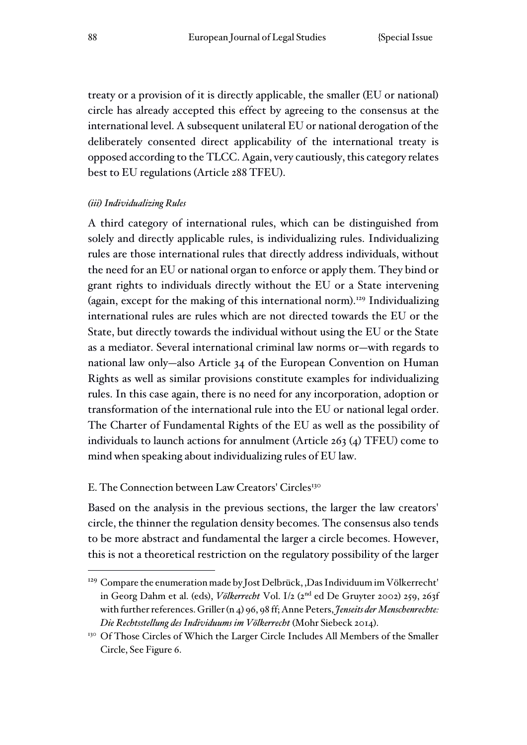treaty or a provision of it is directly applicable, the smaller (EU or national) circle has already accepted this effect by agreeing to the consensus at the international level. A subsequent unilateral EU or national derogation of the deliberately consented direct applicability of the international treaty is opposed according to the TLCC. Again, very cautiously, this category relates best to EU regulations (Article 288 TFEU).

#### *(iii) Individualizing Rules*

A third category of international rules, which can be distinguished from solely and directly applicable rules, is individualizing rules. Individualizing rules are those international rules that directly address individuals, without the need for an EU or national organ to enforce or apply them. They bind or grant rights to individuals directly without the EU or a State intervening (again, except for the making of this international norm).[129] Individualizing international rules are rules which are not directed towards the EU or the State, but directly towards the individual without using the EU or the State as a mediator. Several international criminal law norms or—with regards to national law only—also Article 34 of the European Convention on Human Rights as well as similar provisions constitute examples for individualizing rules. In this case again, there is no need for any incorporation, adoption or transformation of the international rule into the EU or national legal order. The Charter of Fundamental Rights of the EU as well as the possibility of individuals to launch actions for annulment (Article 263 (4) TFEU) come to mind when speaking about individualizing rules of EU law.

### E. The Connection between Law Creators' Circles[130]

Based on the analysis in the previous sections, the larger the law creators' circle, the thinner the regulation density becomes. The consensus also tends to be more abstract and fundamental the larger a circle becomes. However, this is not a theoretical restriction on the regulatory possibility of the larger

---

[129] Compare the enumeration made by Jost Delbrück, ‚Das Individuum im Völkerrecht' in Georg Dahm et al. (eds), *Völkerrecht* Vol. I/2 (2nd ed De Gruyter 2002) 259, 263f with further references. Griller (n 4) 96, 98 ff; Anne Peters, *Jenseits der Menschenrechte: Die Rechtsstellung des Individuums im Völkerrecht* (Mohr Siebeck 2014).

[130] Of Those Circles of Which the Larger Circle Includes All Members of the Smaller Circle, See Figure 6.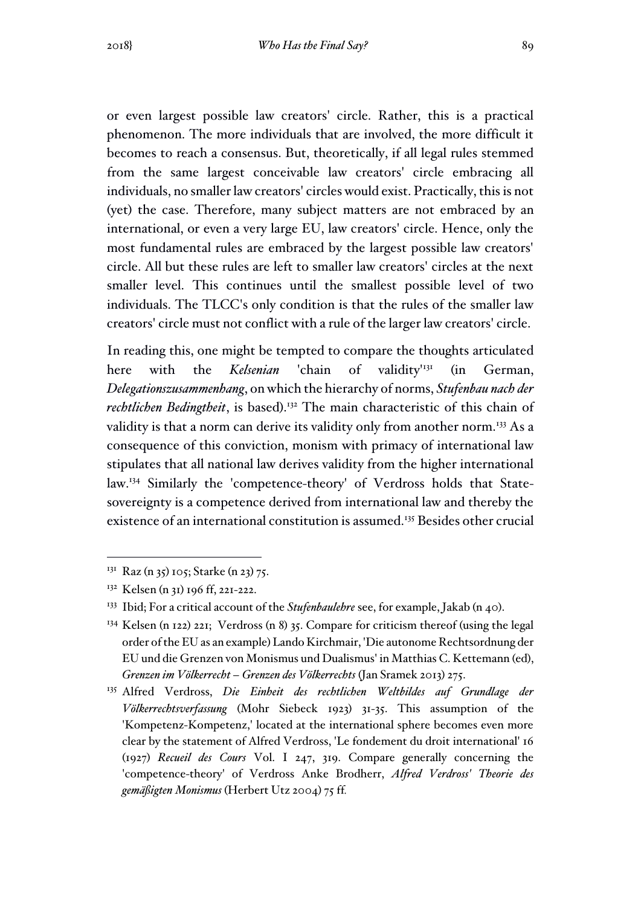or even largest possible law creators' circle. Rather, this is a practical phenomenon. The more individuals that are involved, the more difficult it becomes to reach a consensus. But, theoretically, if all legal rules stemmed from the same largest conceivable law creators' circle embracing all individuals, no smaller law creators' circles would exist. Practically, this is not (yet) the case. Therefore, many subject matters are not embraced by an international, or even a very large EU, law creators' circle. Hence, only the most fundamental rules are embraced by the largest possible law creators' circle. All but these rules are left to smaller law creators' circles at the next smaller level. This continues until the smallest possible level of two individuals. The TLCC's only condition is that the rules of the smaller law creators' circle must not conflict with a rule of the larger law creators' circle.

In reading this, one might be tempted to compare the thoughts articulated here with the *Kelsenian* 'chain of validity'[131] (in German, *Delegationszusammenhang*, on which the hierarchy of norms, *Stufenbau nach der rechtlichen Bedingtheit*, is based).[132] The main characteristic of this chain of validity is that a norm can derive its validity only from another norm.[133] As a consequence of this conviction, monism with primacy of international law stipulates that all national law derives validity from the higher international law.[134] Similarly the 'competence-theory' of Verdross holds that State-sovereignty is a competence derived from international law and thereby the existence of an international constitution is assumed.[135] Besides other crucial

---

[131] Raz (n 35) 105; Starke (n 23) 75.

[132] Kelsen (n 31) 196 ff, 221-222.

[133] Ibid; For a critical account of the *Stufenbaulehre* see, for example, Jakab (n 40).

[134] Kelsen (n 122) 221; Verdross (n 8) 35. Compare for criticism thereof (using the legal order of the EU as an example) Lando Kirchmair, 'Die autonome Rechtsordnung der EU und die Grenzen von Monismus und Dualismus' in Matthias C. Kettemann (ed), *Grenzen im Völkerrecht – Grenzen des Völkerrechts* (Jan Sramek 2013) 275.

[135] Alfred Verdross, *Die Einheit des rechtlichen Weltbildes auf Grundlage der Völkerrechtsverfassung* (Mohr Siebeck 1923) 31-35. This assumption of the 'Kompetenz-Kompetenz,' located at the international sphere becomes even more clear by the statement of Alfred Verdross, 'Le fondement du droit international' 16 (1927) *Recueil des Cours* Vol. I 247, 319. Compare generally concerning the 'competence-theory' of Verdross Anke Brodherr, *Alfred Verdross' Theorie des gemäßigten Monismus* (Herbert Utz 2004) 75 ff.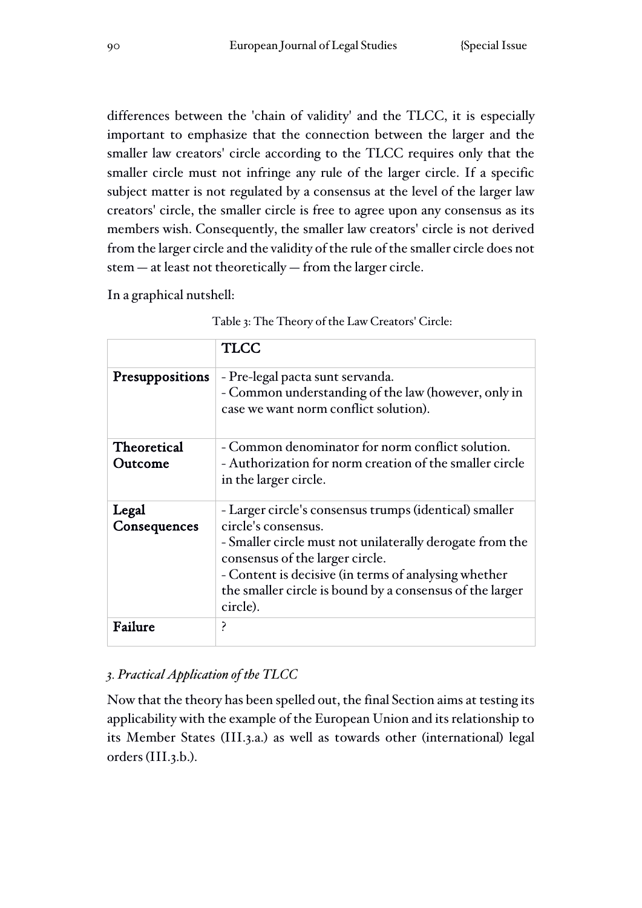differences between the 'chain of validity' and the TLCC, it is especially important to emphasize that the connection between the larger and the smaller law creators' circle according to the TLCC requires only that the smaller circle must not infringe any rule of the larger circle. If a specific subject matter is not regulated by a consensus at the level of the larger law creators' circle, the smaller circle is free to agree upon any consensus as its members wish. Consequently, the smaller law creators' circle is not derived from the larger circle and the validity of the rule of the smaller circle does not stem — at least not theoretically — from the larger circle.

In a graphical nutshell:

Table 3: The Theory of the Law Creators' Circle:

| | **TLCC** |
|---|---|
| **Presuppositions** | - Pre-legal pacta sunt servanda.<br>- Common understanding of the law (however, only in case we want norm conflict solution). |
| **Theoretical Outcome** | - Common denominator for norm conflict solution.<br>- Authorization for norm creation of the smaller circle in the larger circle. |
| **Legal Consequences** | - Larger circle's consensus trumps (identical) smaller circle's consensus.<br>- Smaller circle must not unilaterally derogate from the consensus of the larger circle.<br>- Content is decisive (in terms of analysing whether the smaller circle is bound by a consensus of the larger circle). |
| **Failure** | ? |

### *3. Practical Application of the TLCC*

Now that the theory has been spelled out, the final Section aims at testing its applicability with the example of the European Union and its relationship to its Member States (III.3.a.) as well as towards other (international) legal orders (III.3.b.).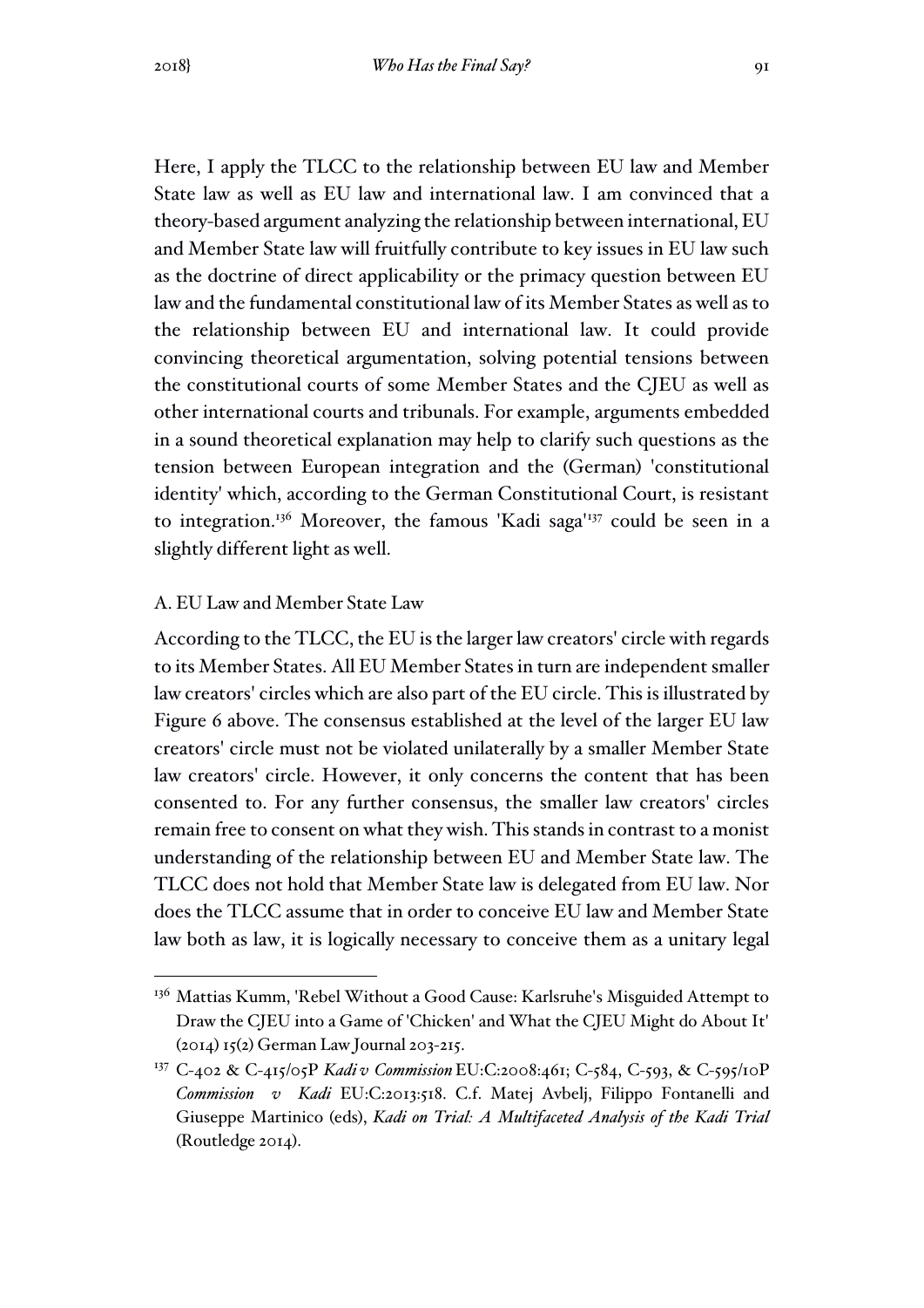Here, I apply the TLCC to the relationship between EU law and Member State law as well as EU law and international law. I am convinced that a theory-based argument analyzing the relationship between international, EU and Member State law will fruitfully contribute to key issues in EU law such as the doctrine of direct applicability or the primacy question between EU law and the fundamental constitutional law of its Member States as well as to the relationship between EU and international law. It could provide convincing theoretical argumentation, solving potential tensions between the constitutional courts of some Member States and the CJEU as well as other international courts and tribunals. For example, arguments embedded in a sound theoretical explanation may help to clarify such questions as the tension between European integration and the (German) 'constitutional identity' which, according to the German Constitutional Court, is resistant to integration.[136] Moreover, the famous 'Kadi saga'[137] could be seen in a slightly different light as well.

## A. EU Law and Member State Law

According to the TLCC, the EU is the larger law creators' circle with regards to its Member States. All EU Member States in turn are independent smaller law creators' circles which are also part of the EU circle. This is illustrated by Figure 6 above. The consensus established at the level of the larger EU law creators' circle must not be violated unilaterally by a smaller Member State law creators' circle. However, it only concerns the content that has been consented to. For any further consensus, the smaller law creators' circles remain free to consent on what they wish. This stands in contrast to a monist understanding of the relationship between EU and Member State law. The TLCC does not hold that Member State law is delegated from EU law. Nor does the TLCC assume that in order to conceive EU law and Member State law both as law, it is logically necessary to conceive them as a unitary legal

---

[136] Mattias Kumm, 'Rebel Without a Good Cause: Karlsruhe's Misguided Attempt to Draw the CJEU into a Game of 'Chicken' and What the CJEU Might do About It' (2014) 15(2) German Law Journal 203-215.

[137] C-402 & C-415/05P *Kadi v Commission* EU:C:2008:461; C-584, C-593, & C-595/10P *Commission v Kadi* EU:C:2013:518. C.f. Matej Avbelj, Filippo Fontanelli and Giuseppe Martinico (eds), *Kadi on Trial: A Multifaceted Analysis of the Kadi Trial* (Routledge 2014).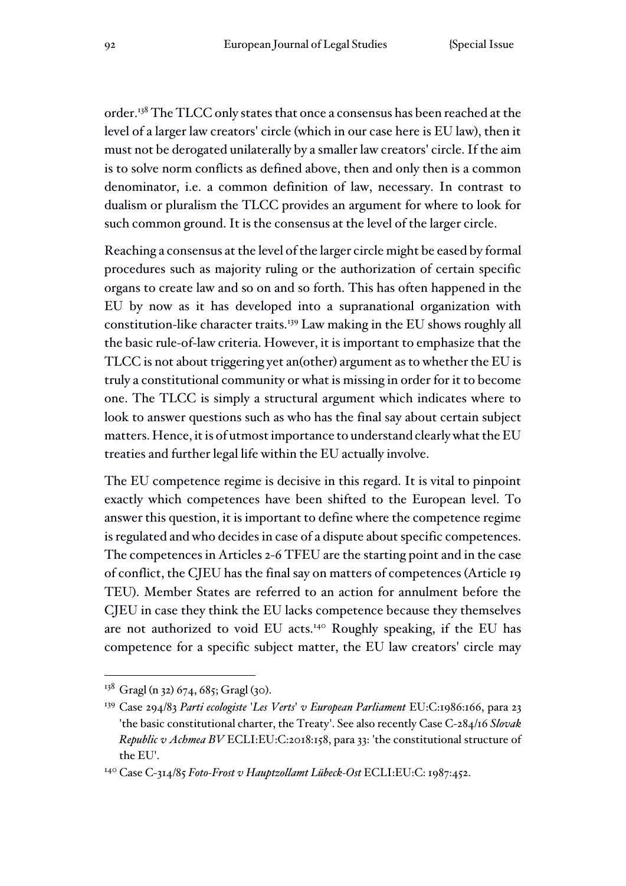order.[138] The TLCC only states that once a consensus has been reached at the level of a larger law creators' circle (which in our case here is EU law), then it must not be derogated unilaterally by a smaller law creators' circle. If the aim is to solve norm conflicts as defined above, then and only then is a common denominator, i.e. a common definition of law, necessary. In contrast to dualism or pluralism the TLCC provides an argument for where to look for such common ground. It is the consensus at the level of the larger circle.

Reaching a consensus at the level of the larger circle might be eased by formal procedures such as majority ruling or the authorization of certain specific organs to create law and so on and so forth. This has often happened in the EU by now as it has developed into a supranational organization with constitution-like character traits.[139] Law making in the EU shows roughly all the basic rule-of-law criteria. However, it is important to emphasize that the TLCC is not about triggering yet an(other) argument as to whether the EU is truly a constitutional community or what is missing in order for it to become one. The TLCC is simply a structural argument which indicates where to look to answer questions such as who has the final say about certain subject matters. Hence, it is of utmost importance to understand clearly what the EU treaties and further legal life within the EU actually involve.

The EU competence regime is decisive in this regard. It is vital to pinpoint exactly which competences have been shifted to the European level. To answer this question, it is important to define where the competence regime is regulated and who decides in case of a dispute about specific competences. The competences in Articles 2-6 TFEU are the starting point and in the case of conflict, the CJEU has the final say on matters of competences (Article 19 TEU). Member States are referred to an action for annulment before the CJEU in case they think the EU lacks competence because they themselves are not authorized to void EU acts.[140] Roughly speaking, if the EU has competence for a specific subject matter, the EU law creators' circle may

---

[138] Gragl (n 32) 674, 685; Gragl (30).

[139] Case 294/83 *Parti ecologiste 'Les Verts' v European Parliament* EU:C:1986:166, para 23 'the basic constitutional charter, the Treaty'. See also recently Case C-284/16 *Slovak Republic v Achmea BV* ECLI:EU:C:2018:158, para 33: 'the constitutional structure of the EU'.

[140] Case C-314/85 *Foto-Frost v Hauptzollamt Lübeck-Ost* ECLI:EU:C: 1987:452.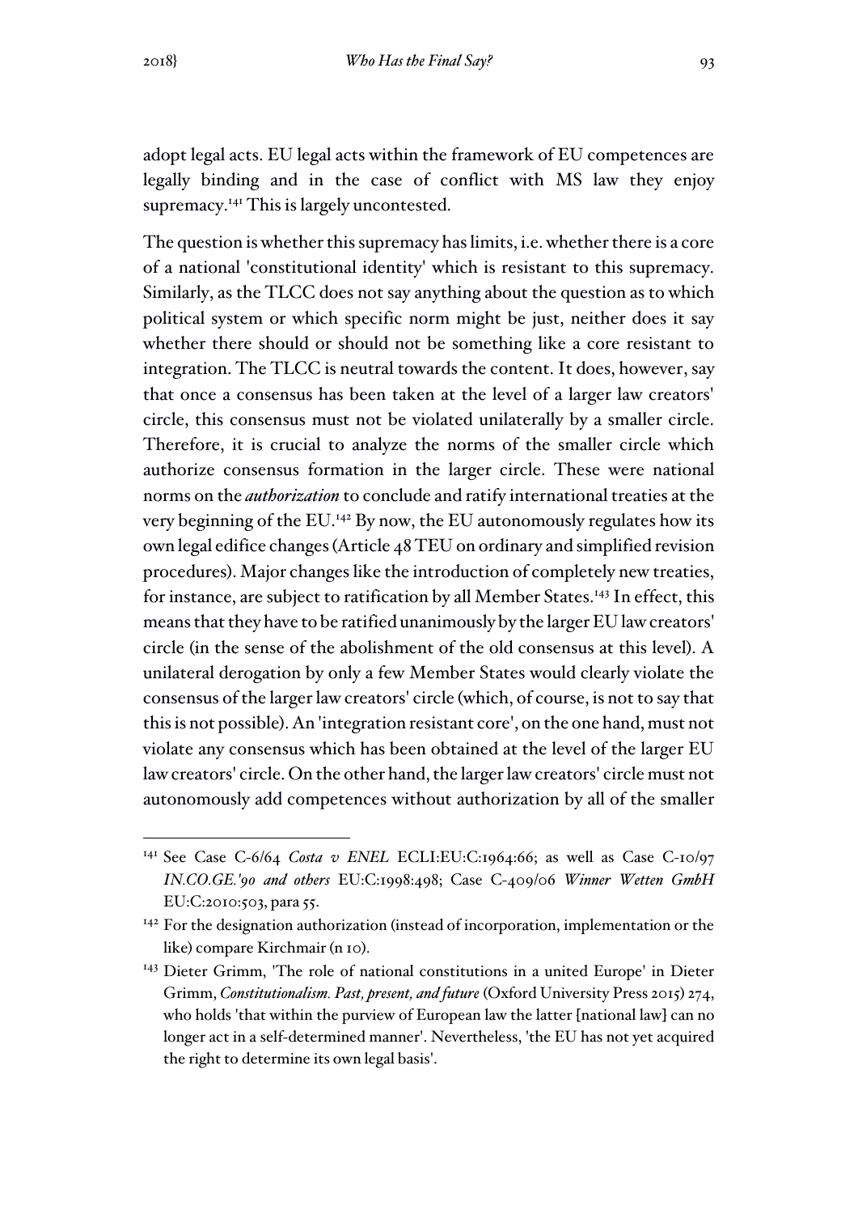adopt legal acts. EU legal acts within the framework of EU competences are legally binding and in the case of conflict with MS law they enjoy supremacy.[141] This is largely uncontested.

The question is whether this supremacy has limits, i.e. whether there is a core of a national 'constitutional identity' which is resistant to this supremacy. Similarly, as the TLCC does not say anything about the question as to which political system or which specific norm might be just, neither does it say whether there should or should not be something like a core resistant to integration. The TLCC is neutral towards the content. It does, however, say that once a consensus has been taken at the level of a larger law creators' circle, this consensus must not be violated unilaterally by a smaller circle. Therefore, it is crucial to analyze the norms of the smaller circle which authorize consensus formation in the larger circle. These were national norms on the ***authorization*** to conclude and ratify international treaties at the very beginning of the EU.[142] By now, the EU autonomously regulates how its own legal edifice changes (Article 48 TEU on ordinary and simplified revision procedures). Major changes like the introduction of completely new treaties, for instance, are subject to ratification by all Member States.[143] In effect, this means that they have to be ratified unanimously by the larger EU law creators' circle (in the sense of the abolishment of the old consensus at this level). A unilateral derogation by only a few Member States would clearly violate the consensus of the larger law creators' circle (which, of course, is not to say that this is not possible). An 'integration resistant core', on the one hand, must not violate any consensus which has been obtained at the level of the larger EU law creators' circle. On the other hand, the larger law creators' circle must not autonomously add competences without authorization by all of the smaller

---

[141] See Case C-6/64 *Costa v ENEL* ECLI:EU:C:1964:66; as well as Case C-10/97 *IN.CO.GE.'90 and others* EU:C:1998:498; Case C-409/06 *Winner Wetten GmbH* EU:C:2010:503, para 55.

[142] For the designation authorization (instead of incorporation, implementation or the like) compare Kirchmair (n 10).

[143] Dieter Grimm, 'The role of national constitutions in a united Europe' in Dieter Grimm, *Constitutionalism. Past, present, and future* (Oxford University Press 2015) 274, who holds 'that within the purview of European law the latter [national law] can no longer act in a self-determined manner'. Nevertheless, 'the EU has not yet acquired the right to determine its own legal basis'.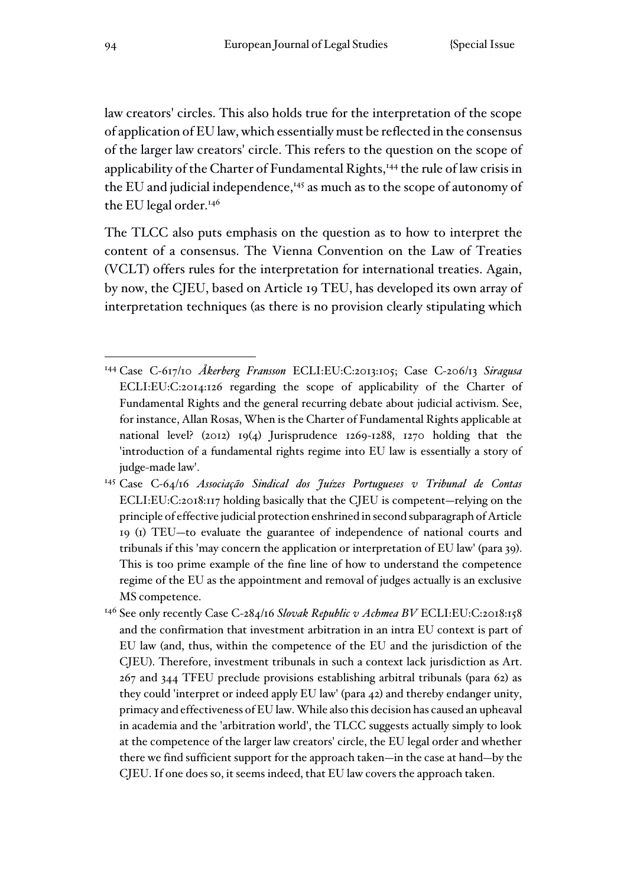law creators' circles. This also holds true for the interpretation of the scope of application of EU law, which essentially must be reflected in the consensus of the larger law creators' circle. This refers to the question on the scope of applicability of the Charter of Fundamental Rights,[144] the rule of law crisis in the EU and judicial independence,[145] as much as to the scope of autonomy of the EU legal order.[146]

The TLCC also puts emphasis on the question as to how to interpret the content of a consensus. The Vienna Convention on the Law of Treaties (VCLT) offers rules for the interpretation for international treaties. Again, by now, the CJEU, based on Article 19 TEU, has developed its own array of interpretation techniques (as there is no provision clearly stipulating which

---

[144] Case C-617/10 *Åkerberg Fransson* ECLI:EU:C:2013:105; Case C-206/13 *Siragusa* ECLI:EU:C:2014:126 regarding the scope of applicability of the Charter of Fundamental Rights and the general recurring debate about judicial activism. See, for instance, Allan Rosas, When is the Charter of Fundamental Rights applicable at national level? (2012) 19(4) Jurisprudence 1269-1288, 1270 holding that the 'introduction of a fundamental rights regime into EU law is essentially a story of judge-made law'.

[145] Case C-64/16 *Associação Sindical dos Juízes Portugueses v Tribunal de Contas* ECLI:EU:C:2018:117 holding basically that the CJEU is competent—relying on the principle of effective judicial protection enshrined in second subparagraph of Article 19 (1) TEU—to evaluate the guarantee of independence of national courts and tribunals if this 'may concern the application or interpretation of EU law' (para 39). This is too prime example of the fine line of how to understand the competence regime of the EU as the appointment and removal of judges actually is an exclusive MS competence.

[146] See only recently Case C-284/16 *Slovak Republic v Achmea BV* ECLI:EU:C:2018:158 and the confirmation that investment arbitration in an intra EU context is part of EU law (and, thus, within the competence of the EU and the jurisdiction of the CJEU). Therefore, investment tribunals in such a context lack jurisdiction as Art. 267 and 344 TFEU preclude provisions establishing arbitral tribunals (para 62) as they could 'interpret or indeed apply EU law' (para 42) and thereby endanger unity, primacy and effectiveness of EU law. While also this decision has caused an upheaval in academia and the 'arbitration world', the TLCC suggests actually simply to look at the competence of the larger law creators' circle, the EU legal order and whether there we find sufficient support for the approach taken—in the case at hand—by the CJEU. If one does so, it seems indeed, that EU law covers the approach taken.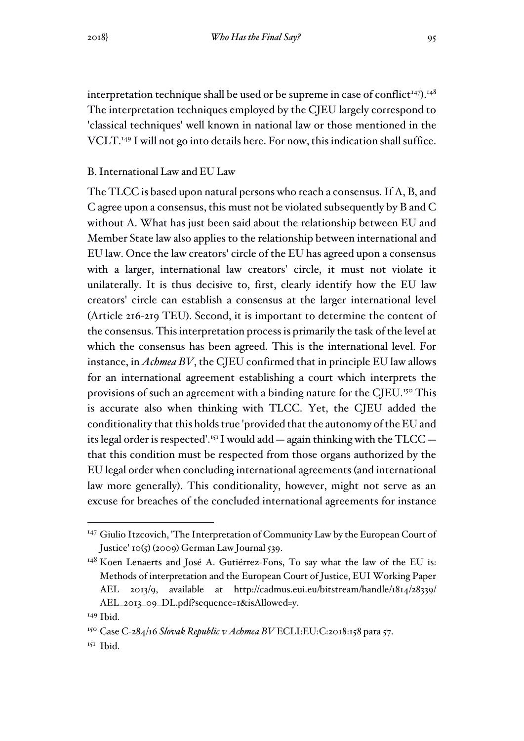interpretation technique shall be used or be supreme in case of conflict[147]).[148] The interpretation techniques employed by the CJEU largely correspond to 'classical techniques' well known in national law or those mentioned in the VCLT.[149] I will not go into details here. For now, this indication shall suffice.

### B. International Law and EU Law

The TLCC is based upon natural persons who reach a consensus. If A, B, and C agree upon a consensus, this must not be violated subsequently by B and C without A. What has just been said about the relationship between EU and Member State law also applies to the relationship between international and EU law. Once the law creators' circle of the EU has agreed upon a consensus with a larger, international law creators' circle, it must not violate it unilaterally. It is thus decisive to, first, clearly identify how the EU law creators' circle can establish a consensus at the larger international level (Article 216-219 TEU). Second, it is important to determine the content of the consensus. This interpretation process is primarily the task of the level at which the consensus has been agreed. This is the international level. For instance, in *Achmea BV*, the CJEU confirmed that in principle EU law allows for an international agreement establishing a court which interprets the provisions of such an agreement with a binding nature for the CJEU.[150] This is accurate also when thinking with TLCC. Yet, the CJEU added the conditionality that this holds true 'provided that the autonomy of the EU and its legal order is respected'.[151] I would add — again thinking with the TLCC — that this condition must be respected from those organs authorized by the EU legal order when concluding international agreements (and international law more generally). This conditionality, however, might not serve as an excuse for breaches of the concluded international agreements for instance

---

[147] Giulio Itzcovich, 'The Interpretation of Community Law by the European Court of Justice' 10(5) (2009) German Law Journal 539.

[148] Koen Lenaerts and José A. Gutiérrez-Fons, To say what the law of the EU is: Methods of interpretation and the European Court of Justice, EUI Working Paper AEL 2013/9, available at http://cadmus.eui.eu/bitstream/handle/1814/28339/AEL_2013_09_DL.pdf?sequence=1&isAllowed=y.

[149] Ibid.

[150] Case C-284/16 *Slovak Republic v Achmea BV* ECLI:EU:C:2018:158 para 57.

[151] Ibid.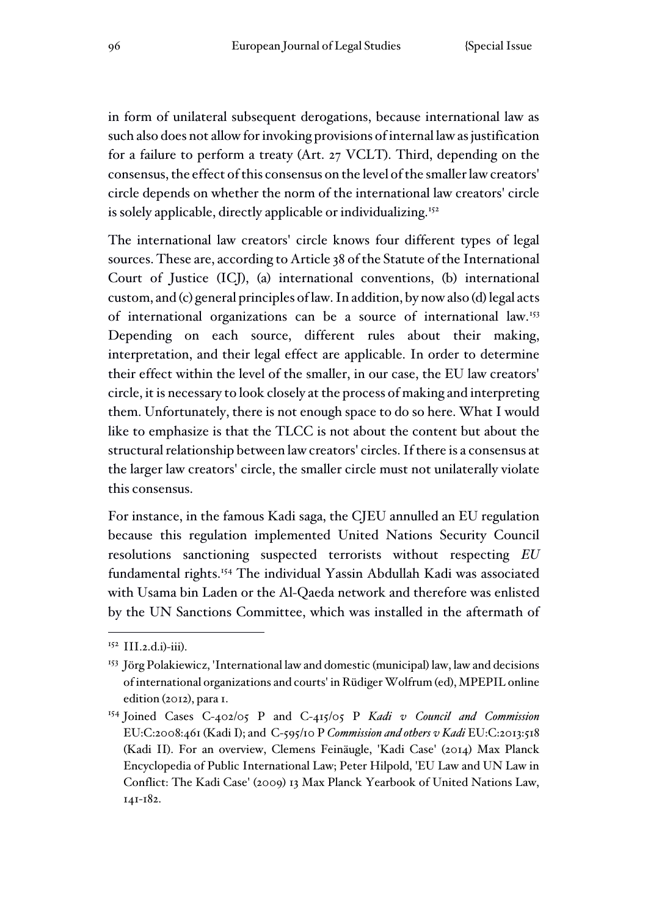in form of unilateral subsequent derogations, because international law as such also does not allow for invoking provisions of internal law as justification for a failure to perform a treaty (Art. 27 VCLT). Third, depending on the consensus, the effect of this consensus on the level of the smaller law creators' circle depends on whether the norm of the international law creators' circle is solely applicable, directly applicable or individualizing.[152]

The international law creators' circle knows four different types of legal sources. These are, according to Article 38 of the Statute of the International Court of Justice (ICJ), (a) international conventions, (b) international custom, and (c) general principles of law. In addition, by now also (d) legal acts of international organizations can be a source of international law.[153] Depending on each source, different rules about their making, interpretation, and their legal effect are applicable. In order to determine their effect within the level of the smaller, in our case, the EU law creators' circle, it is necessary to look closely at the process of making and interpreting them. Unfortunately, there is not enough space to do so here. What I would like to emphasize is that the TLCC is not about the content but about the structural relationship between law creators' circles. If there is a consensus at the larger law creators' circle, the smaller circle must not unilaterally violate this consensus.

For instance, in the famous Kadi saga, the CJEU annulled an EU regulation because this regulation implemented United Nations Security Council resolutions sanctioning suspected terrorists without respecting *EU* fundamental rights.[154] The individual Yassin Abdullah Kadi was associated with Usama bin Laden or the Al-Qaeda network and therefore was enlisted by the UN Sanctions Committee, which was installed in the aftermath of

---

[152] III.2.d.i)-iii).

[153] Jörg Polakiewicz, 'International law and domestic (municipal) law, law and decisions of international organizations and courts' in Rüdiger Wolfrum (ed), MPEPIL online edition (2012), para 1.

[154] Joined Cases C-402/05 P and C-415/05 P *Kadi v Council and Commission* EU:C:2008:461 (Kadi I); and C-595/10 P *Commission and others v Kadi* EU:C:2013:518 (Kadi II). For an overview, Clemens Feinäugle, 'Kadi Case' (2014) Max Planck Encyclopedia of Public International Law; Peter Hilpold, 'EU Law and UN Law in Conflict: The Kadi Case' (2009) 13 Max Planck Yearbook of United Nations Law, 141-182.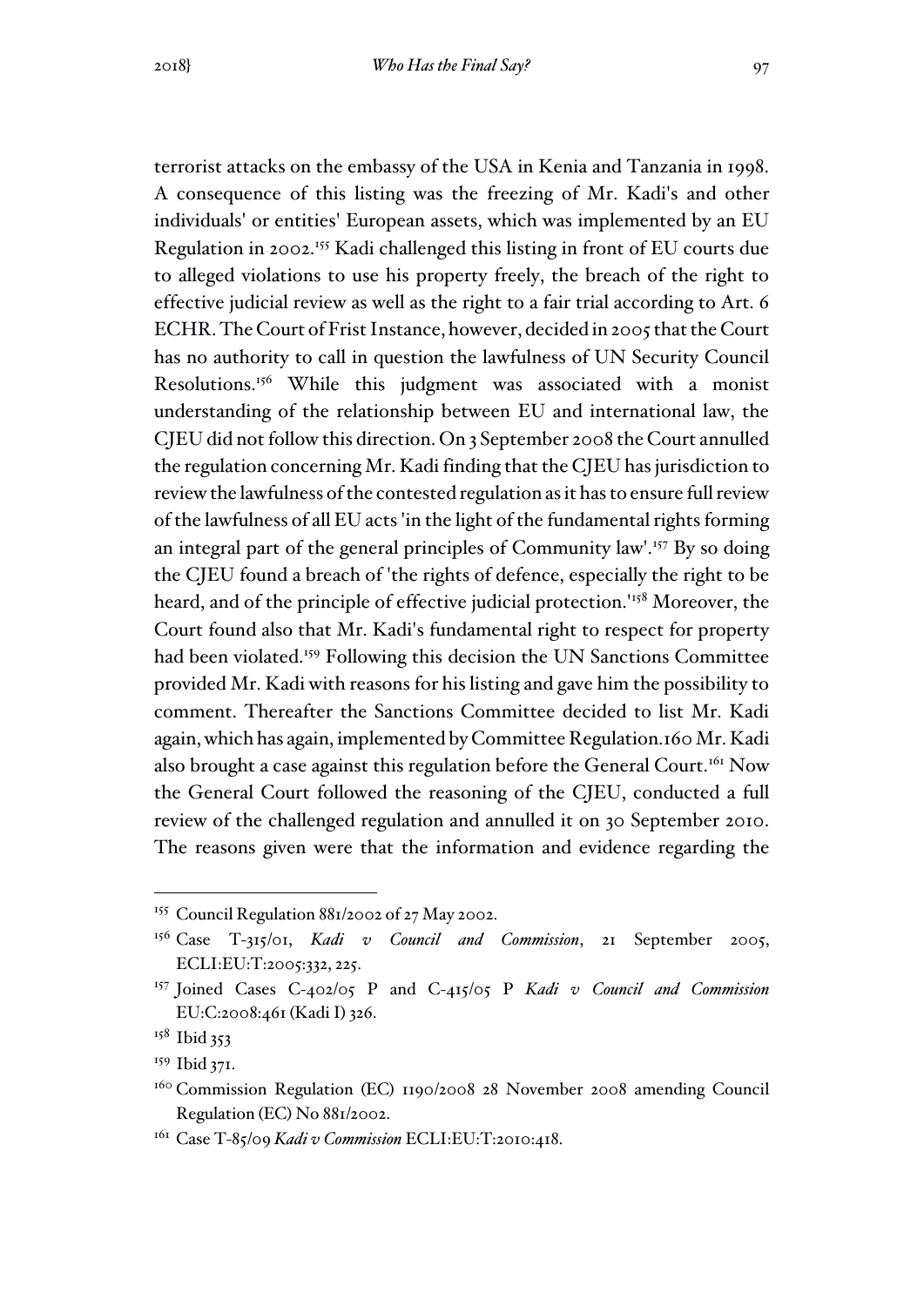terrorist attacks on the embassy of the USA in Kenia and Tanzania in 1998. A consequence of this listing was the freezing of Mr. Kadi's and other individuals' or entities' European assets, which was implemented by an EU Regulation in 2002.[155] Kadi challenged this listing in front of EU courts due to alleged violations to use his property freely, the breach of the right to effective judicial review as well as the right to a fair trial according to Art. 6 ECHR. The Court of Frist Instance, however, decided in 2005 that the Court has no authority to call in question the lawfulness of UN Security Council Resolutions.[156] While this judgment was associated with a monist understanding of the relationship between EU and international law, the CJEU did not follow this direction. On 3 September 2008 the Court annulled the regulation concerning Mr. Kadi finding that the CJEU has jurisdiction to review the lawfulness of the contested regulation as it has to ensure full review of the lawfulness of all EU acts 'in the light of the fundamental rights forming an integral part of the general principles of Community law'.[157] By so doing the CJEU found a breach of 'the rights of defence, especially the right to be heard, and of the principle of effective judicial protection.'[158] Moreover, the Court found also that Mr. Kadi's fundamental right to respect for property had been violated.[159] Following this decision the UN Sanctions Committee provided Mr. Kadi with reasons for his listing and gave him the possibility to comment. Thereafter the Sanctions Committee decided to list Mr. Kadi again, which has again, implemented by Committee Regulation.160 Mr. Kadi also brought a case against this regulation before the General Court.[161] Now the General Court followed the reasoning of the CJEU, conducted a full review of the challenged regulation and annulled it on 30 September 2010. The reasons given were that the information and evidence regarding the

---

[155] Council Regulation 881/2002 of 27 May 2002.

[156] Case T-315/01, *Kadi v Council and Commission*, 21 September 2005, ECLI:EU:T:2005:332, 225.

[157] Joined Cases C-402/05 P and C-415/05 P *Kadi v Council and Commission* EU:C:2008:461 (Kadi I) 326.

[158] Ibid 353

[159] Ibid 371.

[160] Commission Regulation (EC) 1190/2008 28 November 2008 amending Council Regulation (EC) No 881/2002.

[161] Case T-85/09 *Kadi v Commission* ECLI:EU:T:2010:418.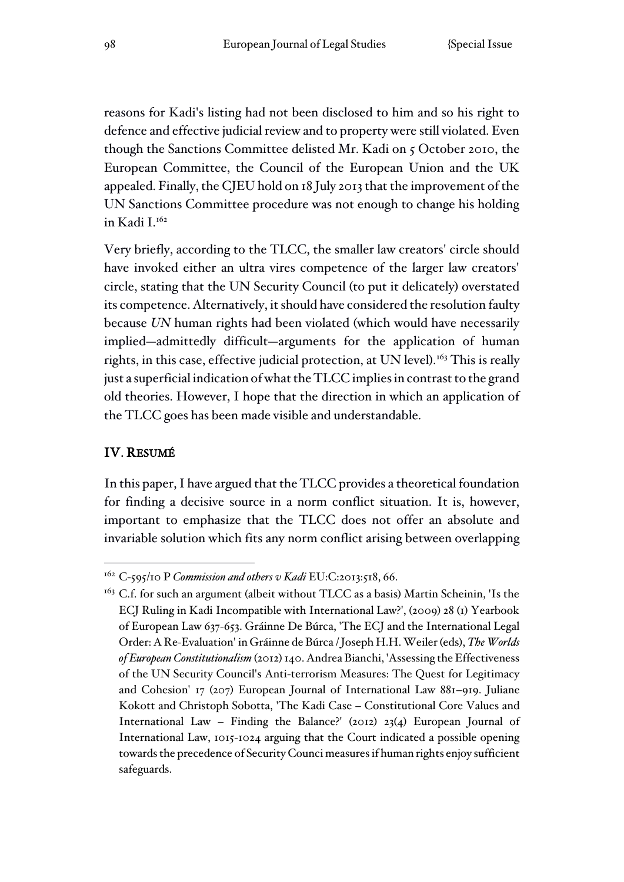reasons for Kadi's listing had not been disclosed to him and so his right to defence and effective judicial review and to property were still violated. Even though the Sanctions Committee delisted Mr. Kadi on 5 October 2010, the European Committee, the Council of the European Union and the UK appealed. Finally, the CJEU hold on 18 July 2013 that the improvement of the UN Sanctions Committee procedure was not enough to change his holding in Kadi I.[162]

Very briefly, according to the TLCC, the smaller law creators' circle should have invoked either an ultra vires competence of the larger law creators' circle, stating that the UN Security Council (to put it delicately) overstated its competence. Alternatively, it should have considered the resolution faulty because *UN* human rights had been violated (which would have necessarily implied—admittedly difficult—arguments for the application of human rights, in this case, effective judicial protection, at UN level).[163] This is really just a superficial indication of what the TLCC implies in contrast to the grand old theories. However, I hope that the direction in which an application of the TLCC goes has been made visible and understandable.

## IV. Resumé

In this paper, I have argued that the TLCC provides a theoretical foundation for finding a decisive source in a norm conflict situation. It is, however, important to emphasize that the TLCC does not offer an absolute and invariable solution which fits any norm conflict arising between overlapping

---

[162] C-595/10 P *Commission and others v Kadi* EU:C:2013:518, 66.

[163] C.f. for such an argument (albeit without TLCC as a basis) Martin Scheinin, 'Is the ECJ Ruling in Kadi Incompatible with International Law?', (2009) 28 (1) Yearbook of European Law 637-653. Gráinne De Búrca, 'The ECJ and the International Legal Order: A Re-Evaluation' in Gráinne de Búrca / Joseph H.H. Weiler (eds), *The Worlds of European Constitutionalism* (2012) 140. Andrea Bianchi, 'Assessing the Effectiveness of the UN Security Council's Anti-terrorism Measures: The Quest for Legitimacy and Cohesion' 17 (207) European Journal of International Law 881–919. Juliane Kokott and Christoph Sobotta, 'The Kadi Case – Constitutional Core Values and International Law – Finding the Balance?' (2012) 23(4) European Journal of International Law, 1015-1024 arguing that the Court indicated a possible opening towards the precedence of Security Counci measures if human rights enjoy sufficient safeguards.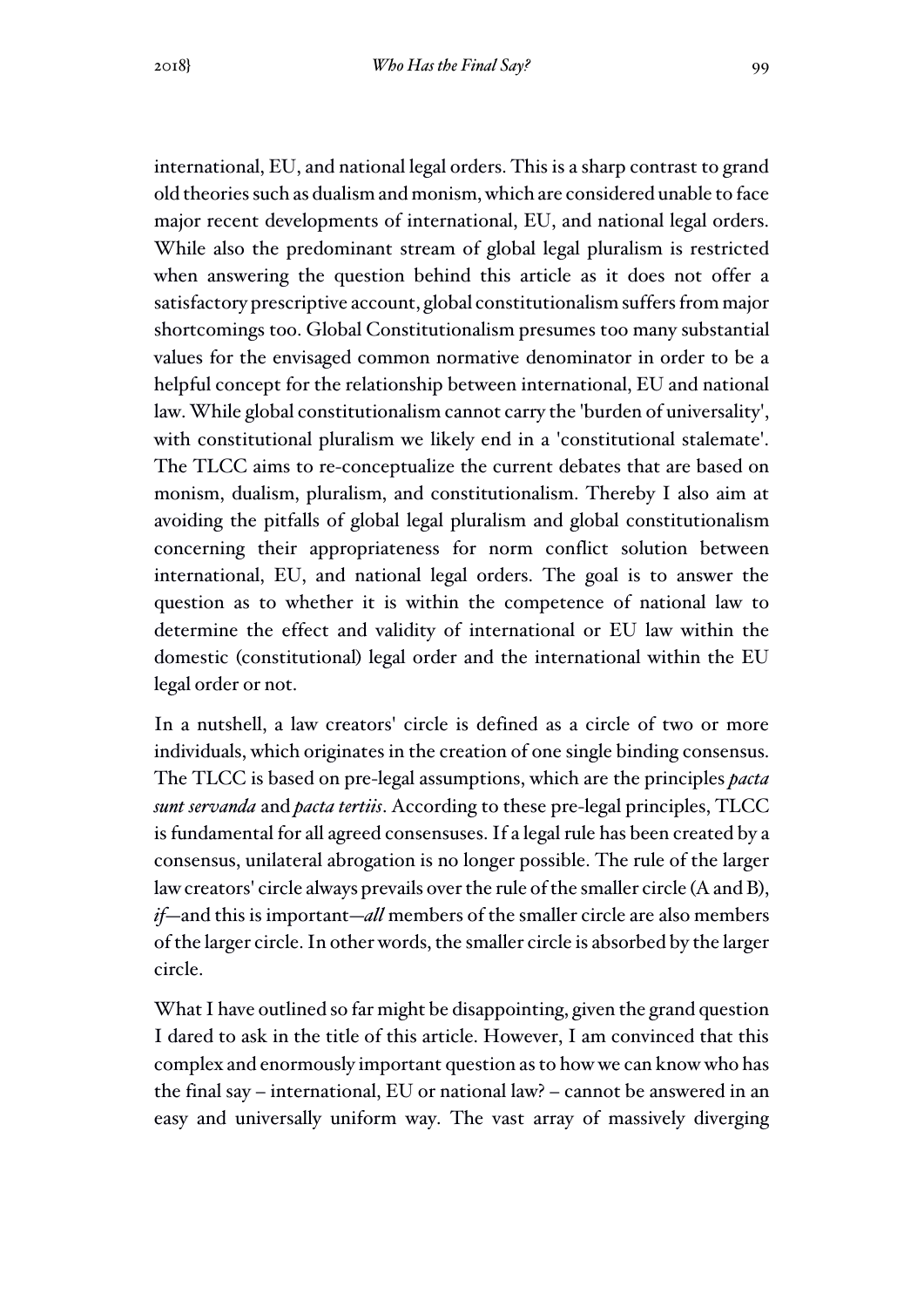international, EU, and national legal orders. This is a sharp contrast to grand old theories such as dualism and monism, which are considered unable to face major recent developments of international, EU, and national legal orders. While also the predominant stream of global legal pluralism is restricted when answering the question behind this article as it does not offer a satisfactory prescriptive account, global constitutionalism suffers from major shortcomings too. Global Constitutionalism presumes too many substantial values for the envisaged common normative denominator in order to be a helpful concept for the relationship between international, EU and national law. While global constitutionalism cannot carry the 'burden of universality', with constitutional pluralism we likely end in a 'constitutional stalemate'. The TLCC aims to re-conceptualize the current debates that are based on monism, dualism, pluralism, and constitutionalism. Thereby I also aim at avoiding the pitfalls of global legal pluralism and global constitutionalism concerning their appropriateness for norm conflict solution between international, EU, and national legal orders. The goal is to answer the question as to whether it is within the competence of national law to determine the effect and validity of international or EU law within the domestic (constitutional) legal order and the international within the EU legal order or not.

In a nutshell, a law creators' circle is defined as a circle of two or more individuals, which originates in the creation of one single binding consensus. The TLCC is based on pre-legal assumptions, which are the principles *pacta sunt servanda* and *pacta tertiis*. According to these pre-legal principles, TLCC is fundamental for all agreed consensuses. If a legal rule has been created by a consensus, unilateral abrogation is no longer possible. The rule of the larger law creators' circle always prevails over the rule of the smaller circle (A and B), *if*—and this is important—*all* members of the smaller circle are also members of the larger circle. In other words, the smaller circle is absorbed by the larger circle.

What I have outlined so far might be disappointing, given the grand question I dared to ask in the title of this article. However, I am convinced that this complex and enormously important question as to how we can know who has the final say – international, EU or national law? – cannot be answered in an easy and universally uniform way. The vast array of massively diverging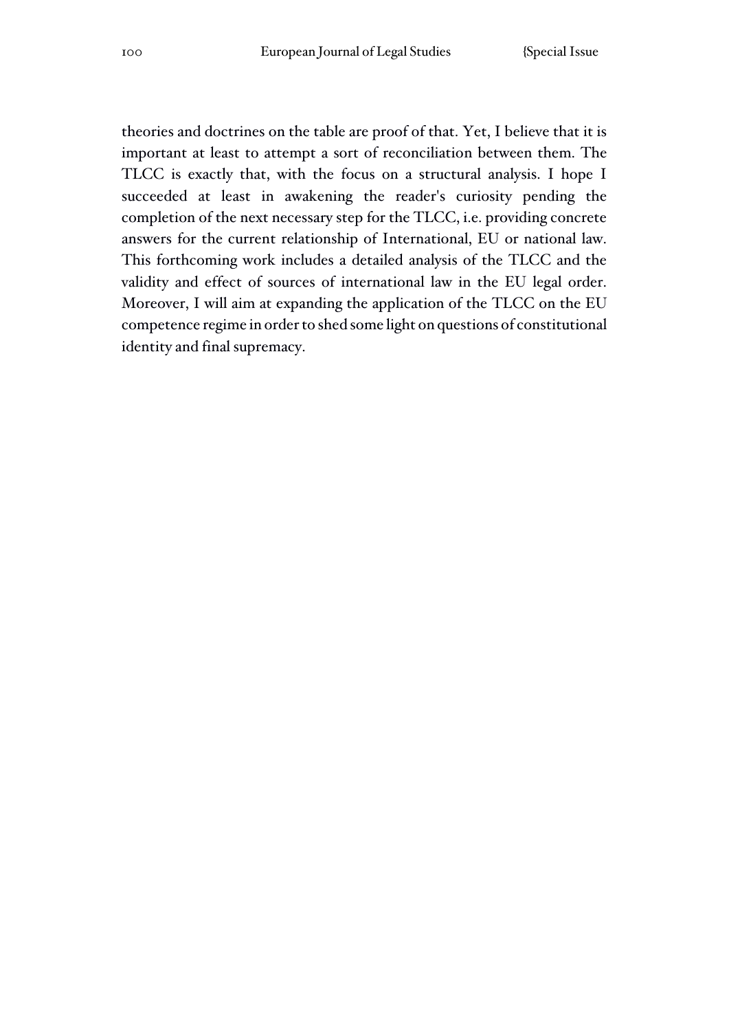theories and doctrines on the table are proof of that. Yet, I believe that it is important at least to attempt a sort of reconciliation between them. The TLCC is exactly that, with the focus on a structural analysis. I hope I succeeded at least in awakening the reader's curiosity pending the completion of the next necessary step for the TLCC, i.e. providing concrete answers for the current relationship of International, EU or national law. This forthcoming work includes a detailed analysis of the TLCC and the validity and effect of sources of international law in the EU legal order. Moreover, I will aim at expanding the application of the TLCC on the EU competence regime in order to shed some light on questions of constitutional identity and final supremacy.